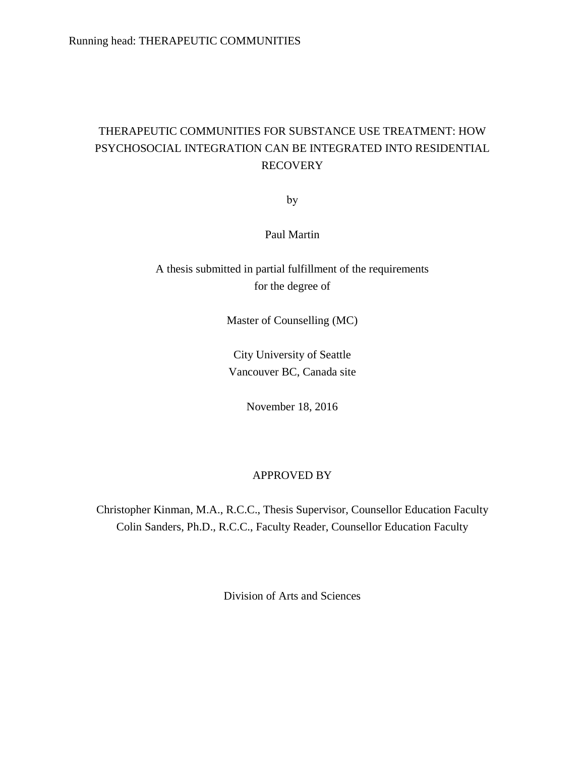# THERAPEUTIC COMMUNITIES FOR SUBSTANCE USE TREATMENT: HOW PSYCHOSOCIAL INTEGRATION CAN BE INTEGRATED INTO RESIDENTIAL RECOVERY

by

Paul Martin

A thesis submitted in partial fulfillment of the requirements
for the degree of

Master of Counselling (MC)

City University of Seattle
Vancouver BC, Canada site

November 18, 2016

APPROVED BY

Christopher Kinman, M.A., R.C.C., Thesis Supervisor, Counsellor Education Faculty
Colin Sanders, Ph.D., R.C.C., Faculty Reader, Counsellor Education Faculty

Division of Arts and Sciences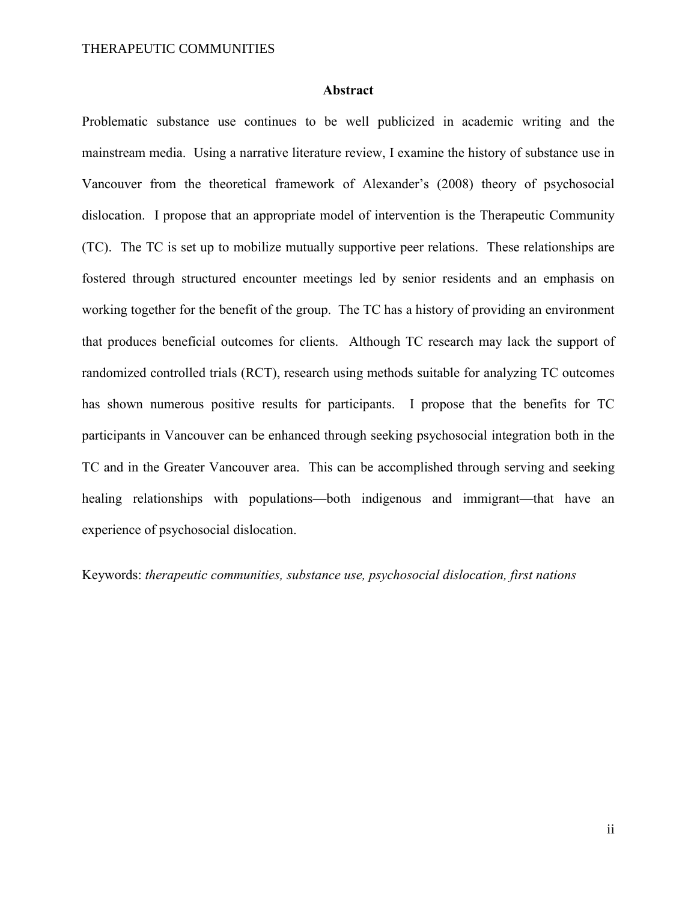## Abstract

Problematic substance use continues to be well publicized in academic writing and the mainstream media. Using a narrative literature review, I examine the history of substance use in Vancouver from the theoretical framework of Alexander's (2008) theory of psychosocial dislocation. I propose that an appropriate model of intervention is the Therapeutic Community (TC). The TC is set up to mobilize mutually supportive peer relations. These relationships are fostered through structured encounter meetings led by senior residents and an emphasis on working together for the benefit of the group. The TC has a history of providing an environment that produces beneficial outcomes for clients. Although TC research may lack the support of randomized controlled trials (RCT), research using methods suitable for analyzing TC outcomes has shown numerous positive results for participants. I propose that the benefits for TC participants in Vancouver can be enhanced through seeking psychosocial integration both in the TC and in the Greater Vancouver area. This can be accomplished through serving and seeking healing relationships with populations—both indigenous and immigrant—that have an experience of psychosocial dislocation.

Keywords: *therapeutic communities, substance use, psychosocial dislocation, first nations*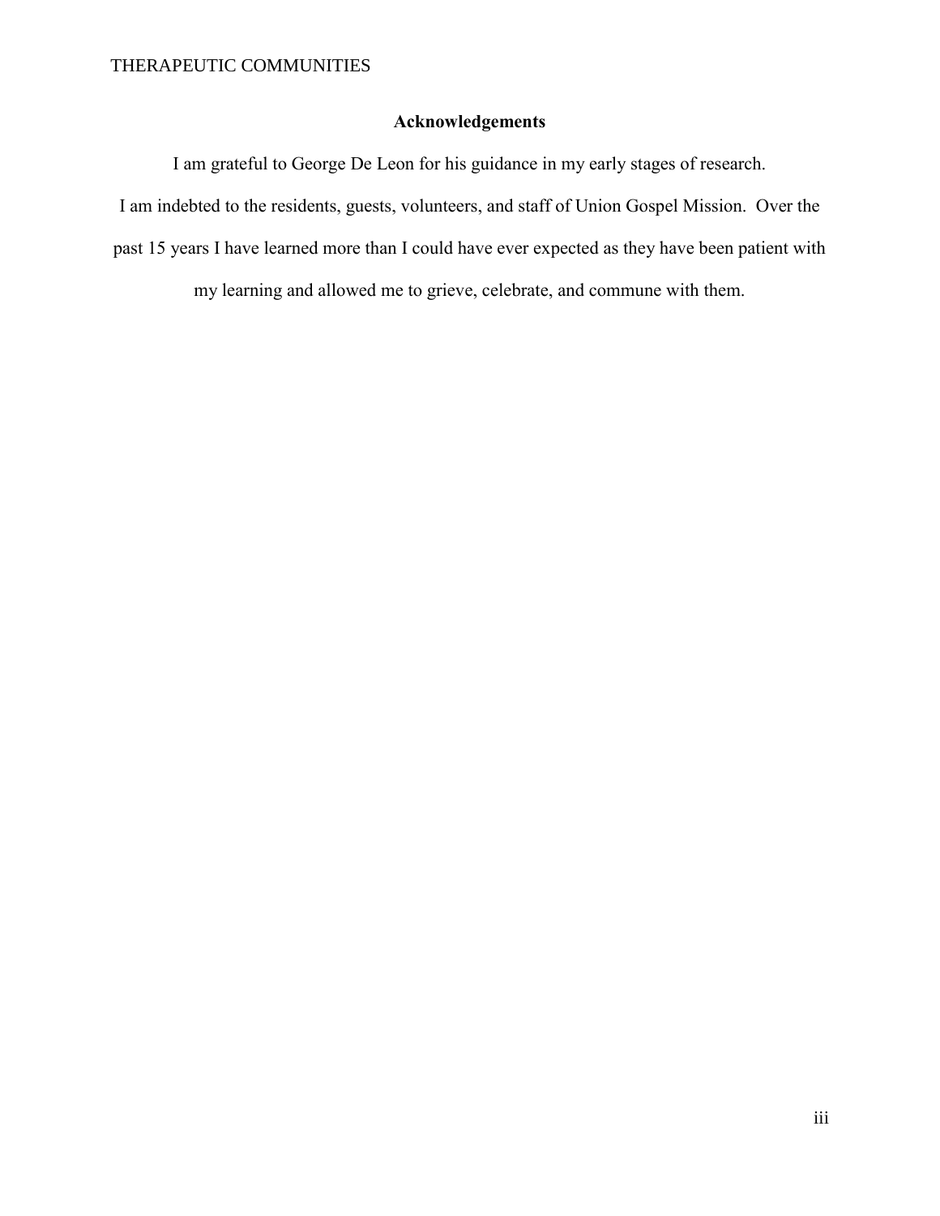# Acknowledgements

I am grateful to George De Leon for his guidance in my early stages of research.

I am indebted to the residents, guests, volunteers, and staff of Union Gospel Mission. Over the past 15 years I have learned more than I could have ever expected as they have been patient with my learning and allowed me to grieve, celebrate, and commune with them.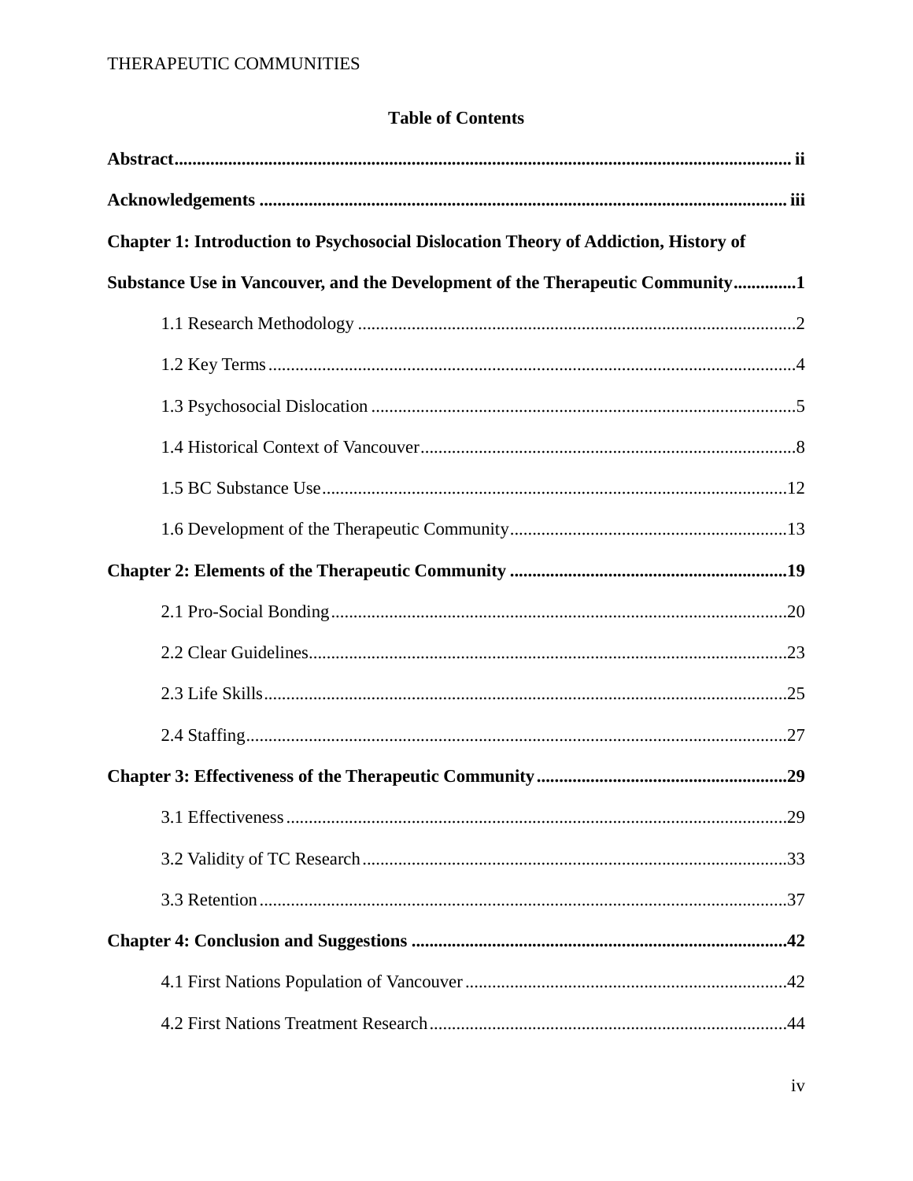## Table of Contents

**Abstract** ... ii

**Acknowledgements** ... iii

**Chapter 1: Introduction to Psychosocial Dislocation Theory of Addiction, History of Substance Use in Vancouver, and the Development of the Therapeutic Community** ... 1

- 1.1 Research Methodology ... 2
- 1.2 Key Terms ... 4
- 1.3 Psychosocial Dislocation ... 5
- 1.4 Historical Context of Vancouver ... 8
- 1.5 BC Substance Use ... 12
- 1.6 Development of the Therapeutic Community ... 13

**Chapter 2: Elements of the Therapeutic Community** ... 19

- 2.1 Pro-Social Bonding ... 20
- 2.2 Clear Guidelines ... 23
- 2.3 Life Skills ... 25
- 2.4 Staffing ... 27

**Chapter 3: Effectiveness of the Therapeutic Community** ... 29

- 3.1 Effectiveness ... 29
- 3.2 Validity of TC Research ... 33
- 3.3 Retention ... 37

**Chapter 4: Conclusion and Suggestions** ... 42

- 4.1 First Nations Population of Vancouver ... 42
- 4.2 First Nations Treatment Research ... 44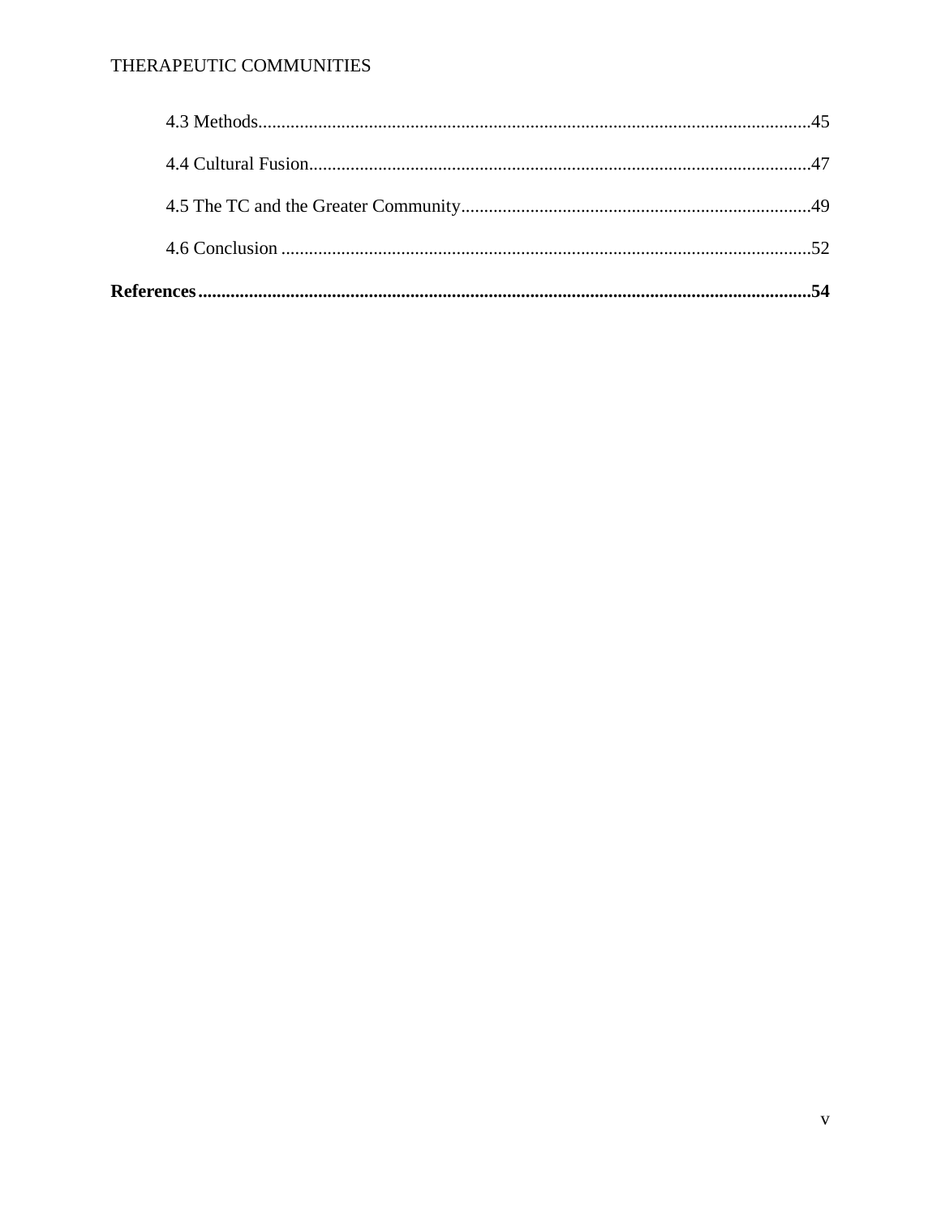4.3 Methods....................................................................................................................45

4.4 Cultural Fusion...........................................................................................................47

4.5 The TC and the Greater Community..........................................................................49

4.6 Conclusion .................................................................................................................52

**References.....................................................................................................................54**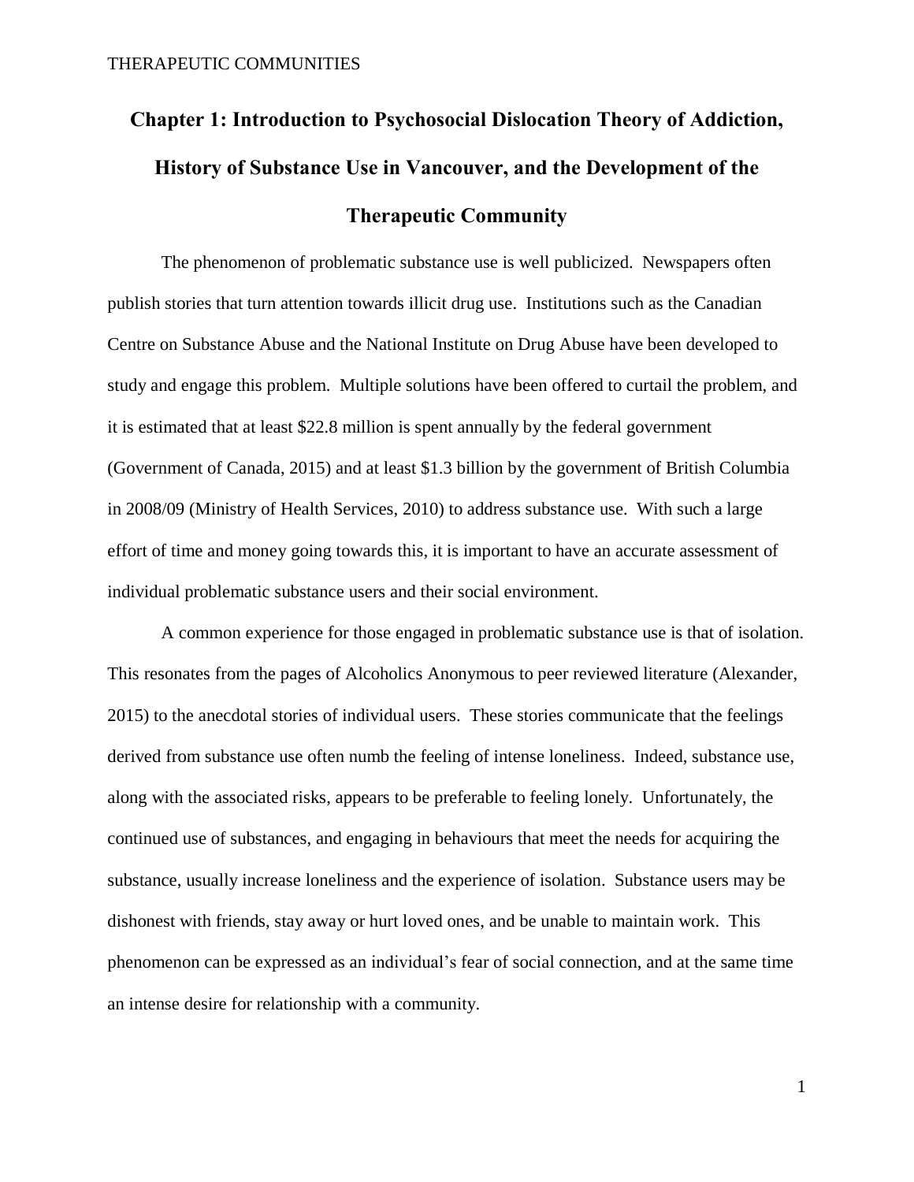# Chapter 1: Introduction to Psychosocial Dislocation Theory of Addiction, History of Substance Use in Vancouver, and the Development of the Therapeutic Community

The phenomenon of problematic substance use is well publicized. Newspapers often publish stories that turn attention towards illicit drug use. Institutions such as the Canadian Centre on Substance Abuse and the National Institute on Drug Abuse have been developed to study and engage this problem. Multiple solutions have been offered to curtail the problem, and it is estimated that at least $22.8 million is spent annually by the federal government (Government of Canada, 2015) and at least $1.3 billion by the government of British Columbia in 2008/09 (Ministry of Health Services, 2010) to address substance use. With such a large effort of time and money going towards this, it is important to have an accurate assessment of individual problematic substance users and their social environment.

A common experience for those engaged in problematic substance use is that of isolation. This resonates from the pages of Alcoholics Anonymous to peer reviewed literature (Alexander, 2015) to the anecdotal stories of individual users. These stories communicate that the feelings derived from substance use often numb the feeling of intense loneliness. Indeed, substance use, along with the associated risks, appears to be preferable to feeling lonely. Unfortunately, the continued use of substances, and engaging in behaviours that meet the needs for acquiring the substance, usually increase loneliness and the experience of isolation. Substance users may be dishonest with friends, stay away or hurt loved ones, and be unable to maintain work. This phenomenon can be expressed as an individual's fear of social connection, and at the same time an intense desire for relationship with a community.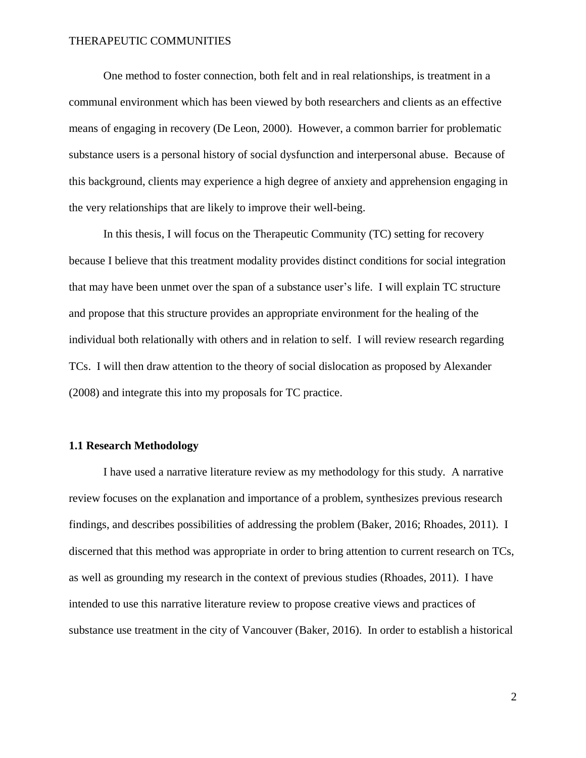One method to foster connection, both felt and in real relationships, is treatment in a communal environment which has been viewed by both researchers and clients as an effective means of engaging in recovery (De Leon, 2000). However, a common barrier for problematic substance users is a personal history of social dysfunction and interpersonal abuse. Because of this background, clients may experience a high degree of anxiety and apprehension engaging in the very relationships that are likely to improve their well-being.

In this thesis, I will focus on the Therapeutic Community (TC) setting for recovery because I believe that this treatment modality provides distinct conditions for social integration that may have been unmet over the span of a substance user's life. I will explain TC structure and propose that this structure provides an appropriate environment for the healing of the individual both relationally with others and in relation to self. I will review research regarding TCs. I will then draw attention to the theory of social dislocation as proposed by Alexander (2008) and integrate this into my proposals for TC practice.

### 1.1 Research Methodology

I have used a narrative literature review as my methodology for this study. A narrative review focuses on the explanation and importance of a problem, synthesizes previous research findings, and describes possibilities of addressing the problem (Baker, 2016; Rhoades, 2011). I discerned that this method was appropriate in order to bring attention to current research on TCs, as well as grounding my research in the context of previous studies (Rhoades, 2011). I have intended to use this narrative literature review to propose creative views and practices of substance use treatment in the city of Vancouver (Baker, 2016). In order to establish a historical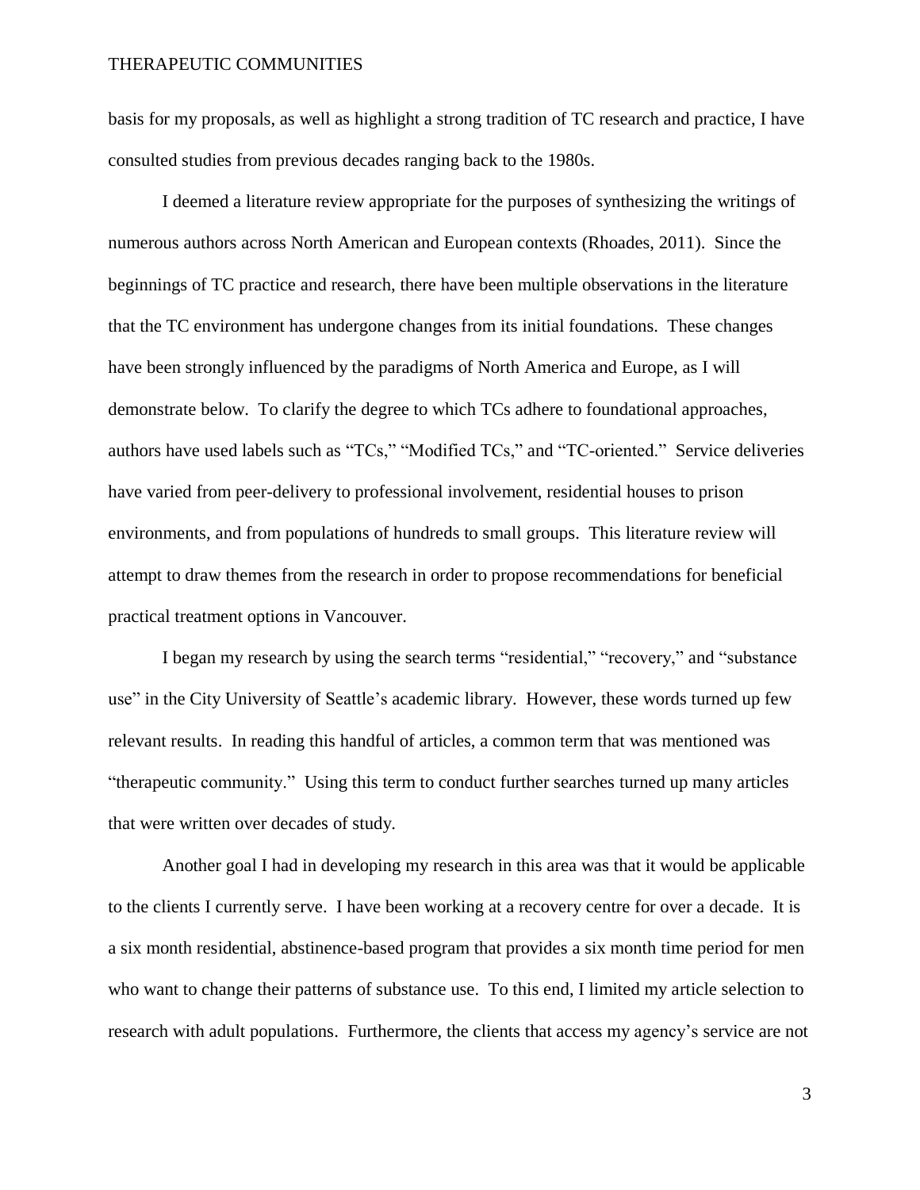basis for my proposals, as well as highlight a strong tradition of TC research and practice, I have consulted studies from previous decades ranging back to the 1980s.

I deemed a literature review appropriate for the purposes of synthesizing the writings of numerous authors across North American and European contexts (Rhoades, 2011). Since the beginnings of TC practice and research, there have been multiple observations in the literature that the TC environment has undergone changes from its initial foundations. These changes have been strongly influenced by the paradigms of North America and Europe, as I will demonstrate below. To clarify the degree to which TCs adhere to foundational approaches, authors have used labels such as "TCs," "Modified TCs," and "TC-oriented." Service deliveries have varied from peer-delivery to professional involvement, residential houses to prison environments, and from populations of hundreds to small groups. This literature review will attempt to draw themes from the research in order to propose recommendations for beneficial practical treatment options in Vancouver.

I began my research by using the search terms "residential," "recovery," and "substance use" in the City University of Seattle's academic library. However, these words turned up few relevant results. In reading this handful of articles, a common term that was mentioned was "therapeutic community." Using this term to conduct further searches turned up many articles that were written over decades of study.

Another goal I had in developing my research in this area was that it would be applicable to the clients I currently serve. I have been working at a recovery centre for over a decade. It is a six month residential, abstinence-based program that provides a six month time period for men who want to change their patterns of substance use. To this end, I limited my article selection to research with adult populations. Furthermore, the clients that access my agency's service are not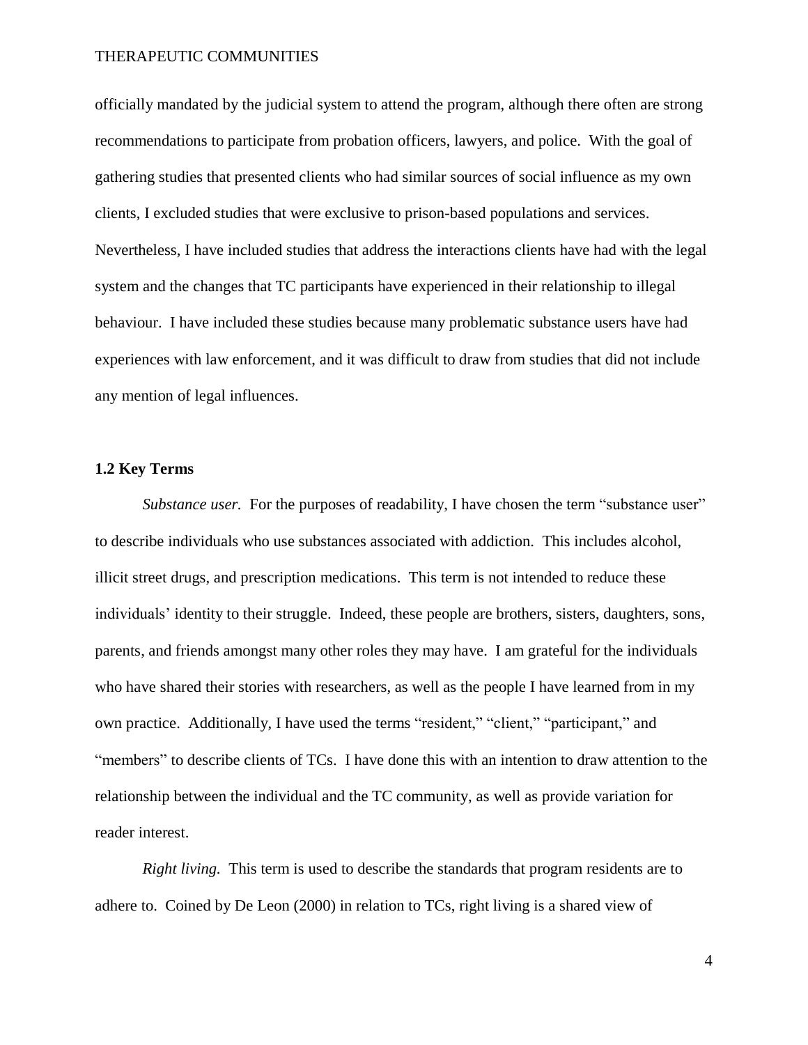officially mandated by the judicial system to attend the program, although there often are strong recommendations to participate from probation officers, lawyers, and police. With the goal of gathering studies that presented clients who had similar sources of social influence as my own clients, I excluded studies that were exclusive to prison-based populations and services. Nevertheless, I have included studies that address the interactions clients have had with the legal system and the changes that TC participants have experienced in their relationship to illegal behaviour. I have included these studies because many problematic substance users have had experiences with law enforcement, and it was difficult to draw from studies that did not include any mention of legal influences.

### 1.2 Key Terms

*Substance user.* For the purposes of readability, I have chosen the term "substance user" to describe individuals who use substances associated with addiction. This includes alcohol, illicit street drugs, and prescription medications. This term is not intended to reduce these individuals' identity to their struggle. Indeed, these people are brothers, sisters, daughters, sons, parents, and friends amongst many other roles they may have. I am grateful for the individuals who have shared their stories with researchers, as well as the people I have learned from in my own practice. Additionally, I have used the terms "resident," "client," "participant," and "members" to describe clients of TCs. I have done this with an intention to draw attention to the relationship between the individual and the TC community, as well as provide variation for reader interest.

*Right living.* This term is used to describe the standards that program residents are to adhere to. Coined by De Leon (2000) in relation to TCs, right living is a shared view of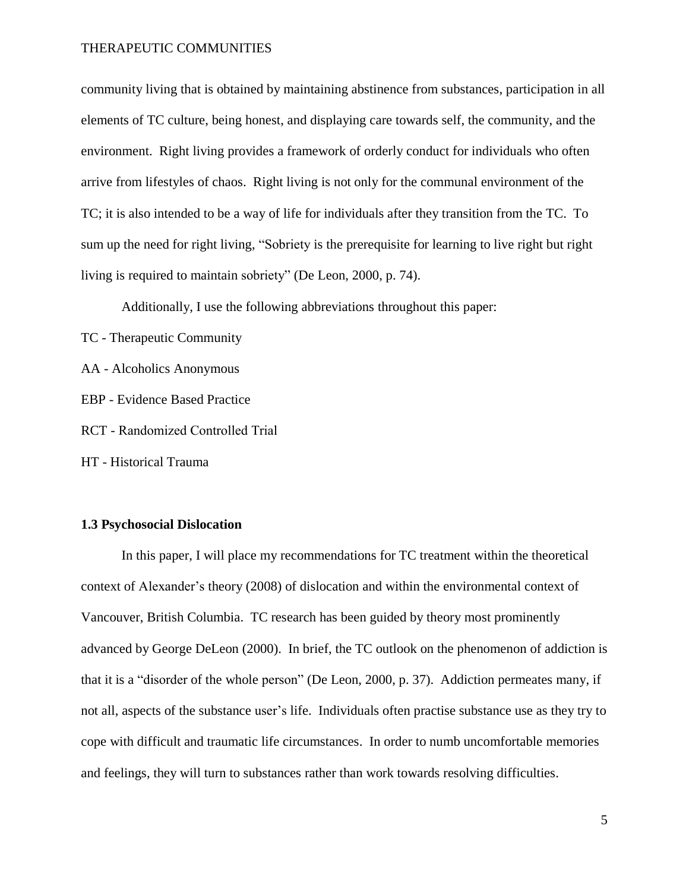community living that is obtained by maintaining abstinence from substances, participation in all elements of TC culture, being honest, and displaying care towards self, the community, and the environment. Right living provides a framework of orderly conduct for individuals who often arrive from lifestyles of chaos. Right living is not only for the communal environment of the TC; it is also intended to be a way of life for individuals after they transition from the TC. To sum up the need for right living, "Sobriety is the prerequisite for learning to live right but right living is required to maintain sobriety" (De Leon, 2000, p. 74).

Additionally, I use the following abbreviations throughout this paper:

TC - Therapeutic Community

AA - Alcoholics Anonymous

EBP - Evidence Based Practice

RCT - Randomized Controlled Trial

HT - Historical Trauma

### 1.3 Psychosocial Dislocation

In this paper, I will place my recommendations for TC treatment within the theoretical context of Alexander's theory (2008) of dislocation and within the environmental context of Vancouver, British Columbia. TC research has been guided by theory most prominently advanced by George DeLeon (2000). In brief, the TC outlook on the phenomenon of addiction is that it is a "disorder of the whole person" (De Leon, 2000, p. 37). Addiction permeates many, if not all, aspects of the substance user's life. Individuals often practise substance use as they try to cope with difficult and traumatic life circumstances. In order to numb uncomfortable memories and feelings, they will turn to substances rather than work towards resolving difficulties.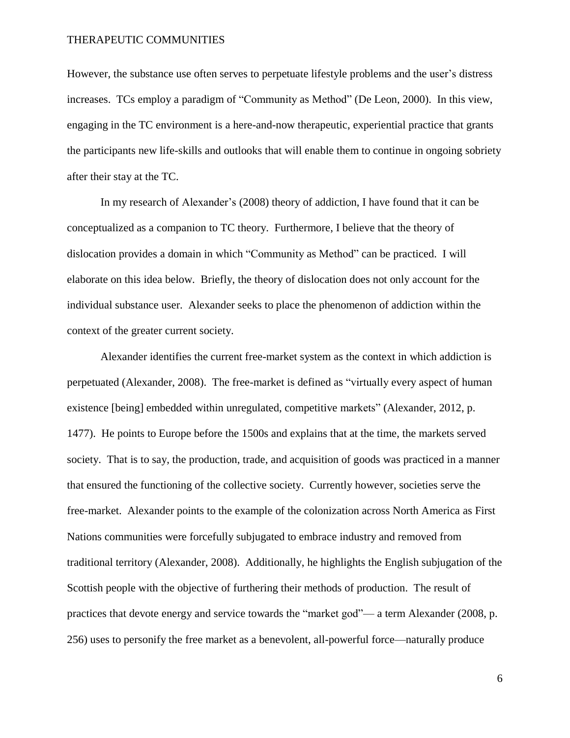However, the substance use often serves to perpetuate lifestyle problems and the user's distress increases. TCs employ a paradigm of "Community as Method" (De Leon, 2000). In this view, engaging in the TC environment is a here-and-now therapeutic, experiential practice that grants the participants new life-skills and outlooks that will enable them to continue in ongoing sobriety after their stay at the TC.

In my research of Alexander's (2008) theory of addiction, I have found that it can be conceptualized as a companion to TC theory. Furthermore, I believe that the theory of dislocation provides a domain in which "Community as Method" can be practiced. I will elaborate on this idea below. Briefly, the theory of dislocation does not only account for the individual substance user. Alexander seeks to place the phenomenon of addiction within the context of the greater current society.

Alexander identifies the current free-market system as the context in which addiction is perpetuated (Alexander, 2008). The free-market is defined as "virtually every aspect of human existence [being] embedded within unregulated, competitive markets" (Alexander, 2012, p. 1477). He points to Europe before the 1500s and explains that at the time, the markets served society. That is to say, the production, trade, and acquisition of goods was practiced in a manner that ensured the functioning of the collective society. Currently however, societies serve the free-market. Alexander points to the example of the colonization across North America as First Nations communities were forcefully subjugated to embrace industry and removed from traditional territory (Alexander, 2008). Additionally, he highlights the English subjugation of the Scottish people with the objective of furthering their methods of production. The result of practices that devote energy and service towards the "market god"— a term Alexander (2008, p. 256) uses to personify the free market as a benevolent, all-powerful force—naturally produce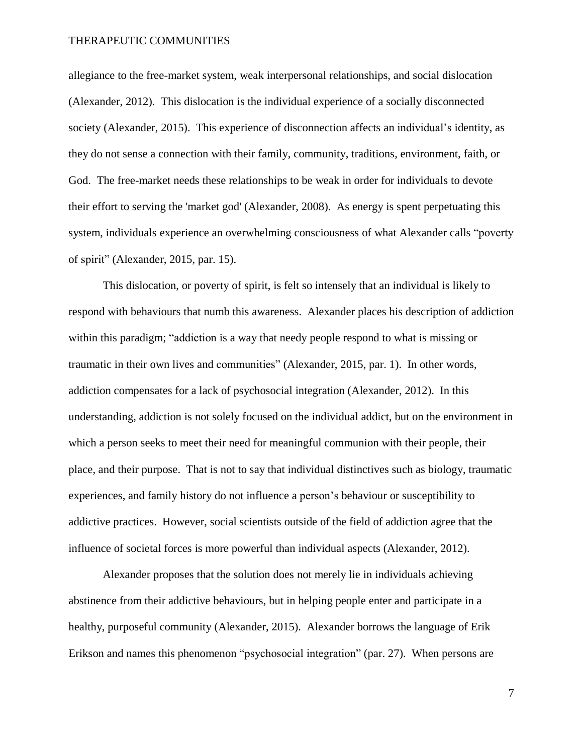allegiance to the free-market system, weak interpersonal relationships, and social dislocation (Alexander, 2012). This dislocation is the individual experience of a socially disconnected society (Alexander, 2015). This experience of disconnection affects an individual's identity, as they do not sense a connection with their family, community, traditions, environment, faith, or God. The free-market needs these relationships to be weak in order for individuals to devote their effort to serving the 'market god' (Alexander, 2008). As energy is spent perpetuating this system, individuals experience an overwhelming consciousness of what Alexander calls "poverty of spirit" (Alexander, 2015, par. 15).

This dislocation, or poverty of spirit, is felt so intensely that an individual is likely to respond with behaviours that numb this awareness. Alexander places his description of addiction within this paradigm; "addiction is a way that needy people respond to what is missing or traumatic in their own lives and communities" (Alexander, 2015, par. 1). In other words, addiction compensates for a lack of psychosocial integration (Alexander, 2012). In this understanding, addiction is not solely focused on the individual addict, but on the environment in which a person seeks to meet their need for meaningful communion with their people, their place, and their purpose. That is not to say that individual distinctives such as biology, traumatic experiences, and family history do not influence a person's behaviour or susceptibility to addictive practices. However, social scientists outside of the field of addiction agree that the influence of societal forces is more powerful than individual aspects (Alexander, 2012).

Alexander proposes that the solution does not merely lie in individuals achieving abstinence from their addictive behaviours, but in helping people enter and participate in a healthy, purposeful community (Alexander, 2015). Alexander borrows the language of Erik Erikson and names this phenomenon "psychosocial integration" (par. 27). When persons are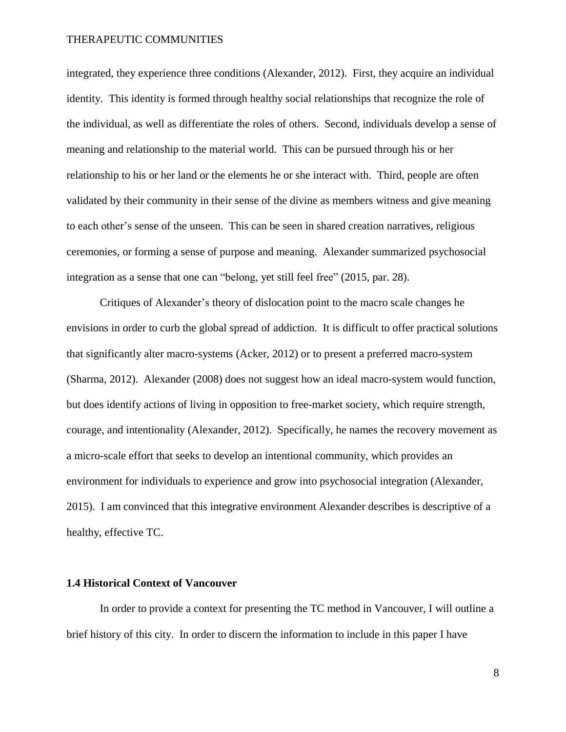integrated, they experience three conditions (Alexander, 2012). First, they acquire an individual identity. This identity is formed through healthy social relationships that recognize the role of the individual, as well as differentiate the roles of others. Second, individuals develop a sense of meaning and relationship to the material world. This can be pursued through his or her relationship to his or her land or the elements he or she interact with. Third, people are often validated by their community in their sense of the divine as members witness and give meaning to each other's sense of the unseen. This can be seen in shared creation narratives, religious ceremonies, or forming a sense of purpose and meaning. Alexander summarized psychosocial integration as a sense that one can "belong, yet still feel free" (2015, par. 28).

Critiques of Alexander's theory of dislocation point to the macro scale changes he envisions in order to curb the global spread of addiction. It is difficult to offer practical solutions that significantly alter macro-systems (Acker, 2012) or to present a preferred macro-system (Sharma, 2012). Alexander (2008) does not suggest how an ideal macro-system would function, but does identify actions of living in opposition to free-market society, which require strength, courage, and intentionality (Alexander, 2012). Specifically, he names the recovery movement as a micro-scale effort that seeks to develop an intentional community, which provides an environment for individuals to experience and grow into psychosocial integration (Alexander, 2015). I am convinced that this integrative environment Alexander describes is descriptive of a healthy, effective TC.

### 1.4 Historical Context of Vancouver

In order to provide a context for presenting the TC method in Vancouver, I will outline a brief history of this city. In order to discern the information to include in this paper I have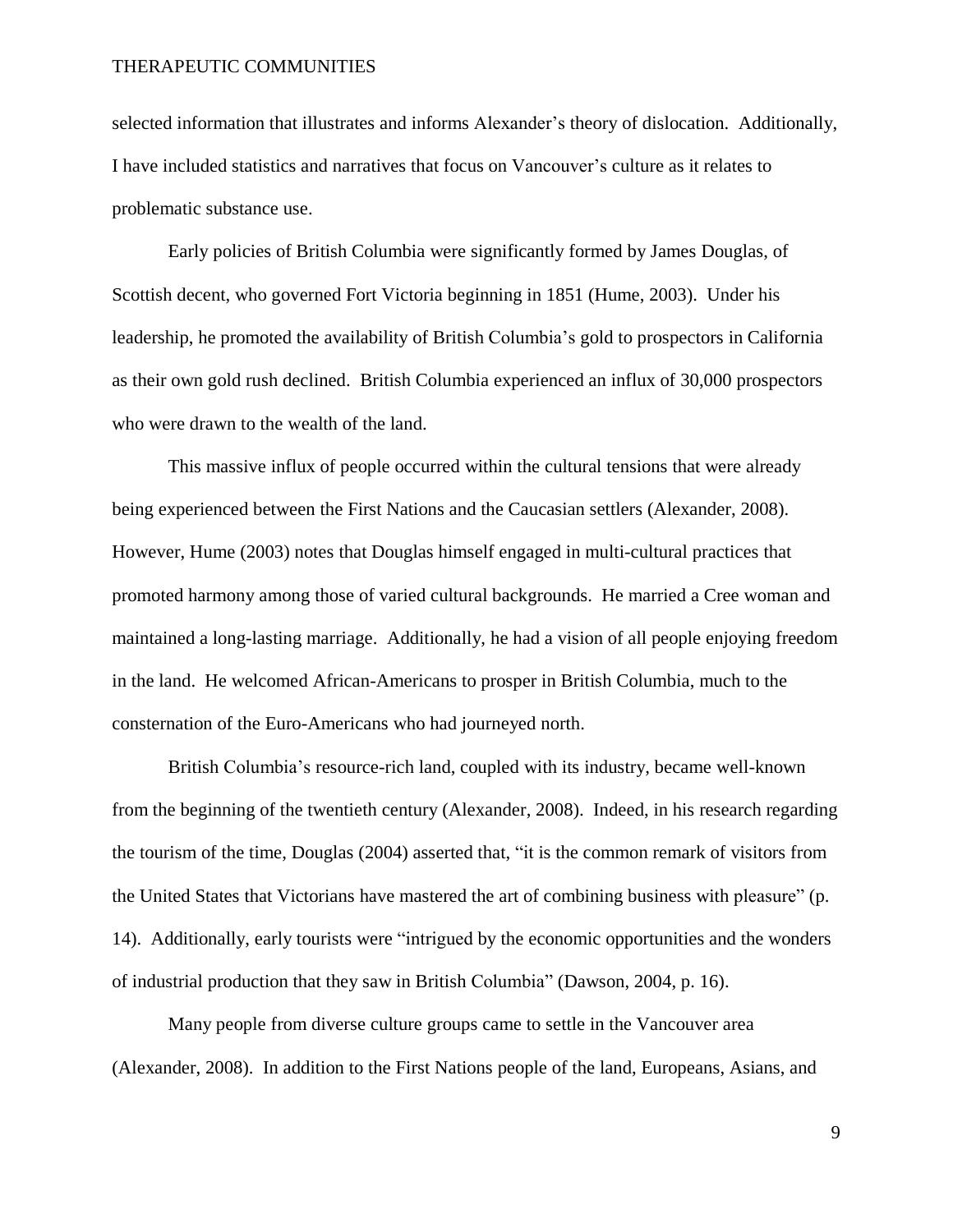selected information that illustrates and informs Alexander's theory of dislocation. Additionally, I have included statistics and narratives that focus on Vancouver's culture as it relates to problematic substance use.

Early policies of British Columbia were significantly formed by James Douglas, of Scottish decent, who governed Fort Victoria beginning in 1851 (Hume, 2003). Under his leadership, he promoted the availability of British Columbia's gold to prospectors in California as their own gold rush declined. British Columbia experienced an influx of 30,000 prospectors who were drawn to the wealth of the land.

This massive influx of people occurred within the cultural tensions that were already being experienced between the First Nations and the Caucasian settlers (Alexander, 2008). However, Hume (2003) notes that Douglas himself engaged in multi-cultural practices that promoted harmony among those of varied cultural backgrounds. He married a Cree woman and maintained a long-lasting marriage. Additionally, he had a vision of all people enjoying freedom in the land. He welcomed African-Americans to prosper in British Columbia, much to the consternation of the Euro-Americans who had journeyed north.

British Columbia's resource-rich land, coupled with its industry, became well-known from the beginning of the twentieth century (Alexander, 2008). Indeed, in his research regarding the tourism of the time, Douglas (2004) asserted that, "it is the common remark of visitors from the United States that Victorians have mastered the art of combining business with pleasure" (p. 14). Additionally, early tourists were "intrigued by the economic opportunities and the wonders of industrial production that they saw in British Columbia" (Dawson, 2004, p. 16).

Many people from diverse culture groups came to settle in the Vancouver area (Alexander, 2008). In addition to the First Nations people of the land, Europeans, Asians, and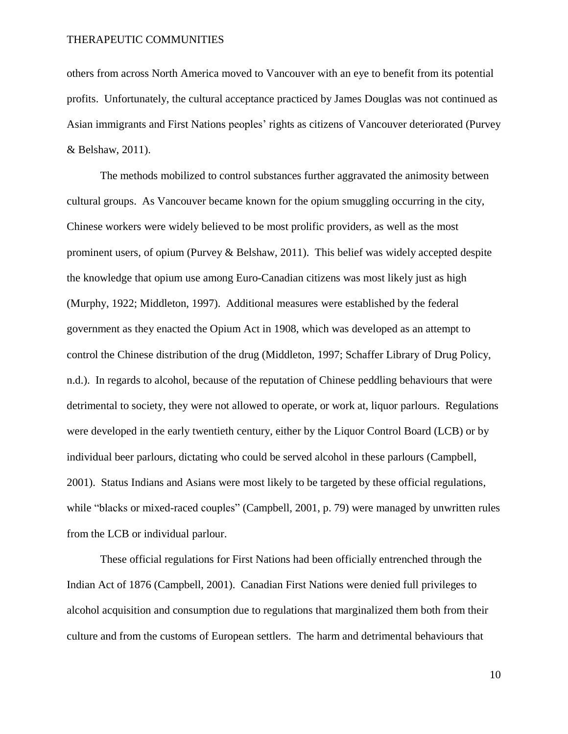others from across North America moved to Vancouver with an eye to benefit from its potential profits. Unfortunately, the cultural acceptance practiced by James Douglas was not continued as Asian immigrants and First Nations peoples' rights as citizens of Vancouver deteriorated (Purvey & Belshaw, 2011).

The methods mobilized to control substances further aggravated the animosity between cultural groups. As Vancouver became known for the opium smuggling occurring in the city, Chinese workers were widely believed to be most prolific providers, as well as the most prominent users, of opium (Purvey & Belshaw, 2011). This belief was widely accepted despite the knowledge that opium use among Euro-Canadian citizens was most likely just as high (Murphy, 1922; Middleton, 1997). Additional measures were established by the federal government as they enacted the Opium Act in 1908, which was developed as an attempt to control the Chinese distribution of the drug (Middleton, 1997; Schaffer Library of Drug Policy, n.d.). In regards to alcohol, because of the reputation of Chinese peddling behaviours that were detrimental to society, they were not allowed to operate, or work at, liquor parlours. Regulations were developed in the early twentieth century, either by the Liquor Control Board (LCB) or by individual beer parlours, dictating who could be served alcohol in these parlours (Campbell, 2001). Status Indians and Asians were most likely to be targeted by these official regulations, while "blacks or mixed-raced couples" (Campbell, 2001, p. 79) were managed by unwritten rules from the LCB or individual parlour.

These official regulations for First Nations had been officially entrenched through the Indian Act of 1876 (Campbell, 2001). Canadian First Nations were denied full privileges to alcohol acquisition and consumption due to regulations that marginalized them both from their culture and from the customs of European settlers. The harm and detrimental behaviours that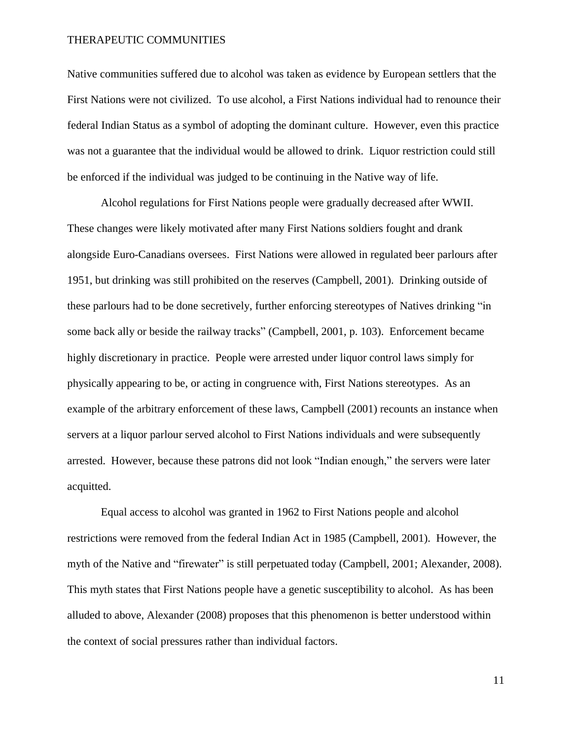Native communities suffered due to alcohol was taken as evidence by European settlers that the First Nations were not civilized. To use alcohol, a First Nations individual had to renounce their federal Indian Status as a symbol of adopting the dominant culture. However, even this practice was not a guarantee that the individual would be allowed to drink. Liquor restriction could still be enforced if the individual was judged to be continuing in the Native way of life.

Alcohol regulations for First Nations people were gradually decreased after WWII. These changes were likely motivated after many First Nations soldiers fought and drank alongside Euro-Canadians oversees. First Nations were allowed in regulated beer parlours after 1951, but drinking was still prohibited on the reserves (Campbell, 2001). Drinking outside of these parlours had to be done secretively, further enforcing stereotypes of Natives drinking "in some back ally or beside the railway tracks" (Campbell, 2001, p. 103). Enforcement became highly discretionary in practice. People were arrested under liquor control laws simply for physically appearing to be, or acting in congruence with, First Nations stereotypes. As an example of the arbitrary enforcement of these laws, Campbell (2001) recounts an instance when servers at a liquor parlour served alcohol to First Nations individuals and were subsequently arrested. However, because these patrons did not look "Indian enough," the servers were later acquitted.

Equal access to alcohol was granted in 1962 to First Nations people and alcohol restrictions were removed from the federal Indian Act in 1985 (Campbell, 2001). However, the myth of the Native and "firewater" is still perpetuated today (Campbell, 2001; Alexander, 2008). This myth states that First Nations people have a genetic susceptibility to alcohol. As has been alluded to above, Alexander (2008) proposes that this phenomenon is better understood within the context of social pressures rather than individual factors.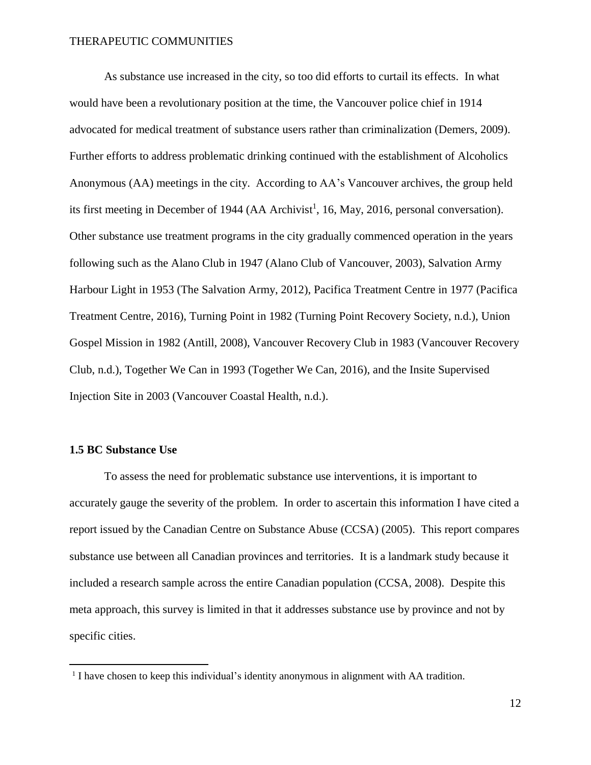As substance use increased in the city, so too did efforts to curtail its effects. In what would have been a revolutionary position at the time, the Vancouver police chief in 1914 advocated for medical treatment of substance users rather than criminalization (Demers, 2009). Further efforts to address problematic drinking continued with the establishment of Alcoholics Anonymous (AA) meetings in the city. According to AA's Vancouver archives, the group held its first meeting in December of 1944 (AA Archivist[1], 16, May, 2016, personal conversation). Other substance use treatment programs in the city gradually commenced operation in the years following such as the Alano Club in 1947 (Alano Club of Vancouver, 2003), Salvation Army Harbour Light in 1953 (The Salvation Army, 2012), Pacifica Treatment Centre in 1977 (Pacifica Treatment Centre, 2016), Turning Point in 1982 (Turning Point Recovery Society, n.d.), Union Gospel Mission in 1982 (Antill, 2008), Vancouver Recovery Club in 1983 (Vancouver Recovery Club, n.d.), Together We Can in 1993 (Together We Can, 2016), and the Insite Supervised Injection Site in 2003 (Vancouver Coastal Health, n.d.).

### 1.5 BC Substance Use

To assess the need for problematic substance use interventions, it is important to accurately gauge the severity of the problem. In order to ascertain this information I have cited a report issued by the Canadian Centre on Substance Abuse (CCSA) (2005). This report compares substance use between all Canadian provinces and territories. It is a landmark study because it included a research sample across the entire Canadian population (CCSA, 2008). Despite this meta approach, this survey is limited in that it addresses substance use by province and not by specific cities.

[1] I have chosen to keep this individual's identity anonymous in alignment with AA tradition.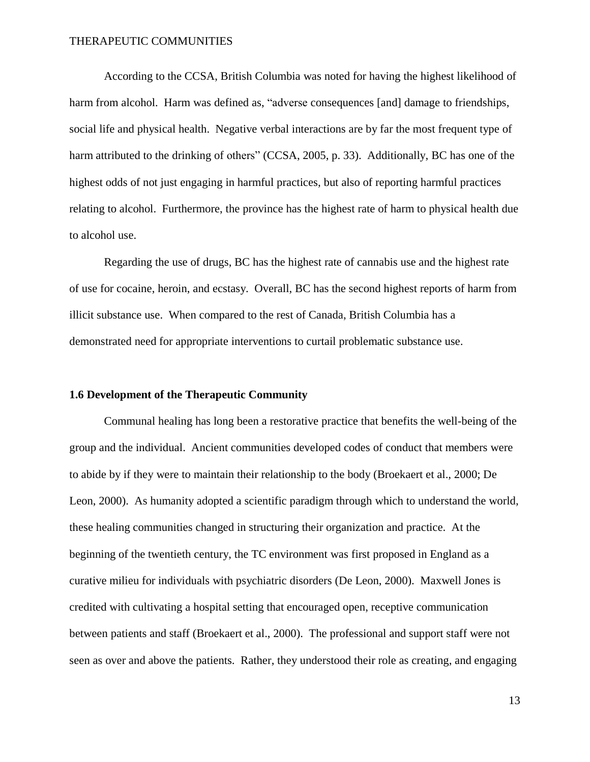According to the CCSA, British Columbia was noted for having the highest likelihood of harm from alcohol. Harm was defined as, "adverse consequences [and] damage to friendships, social life and physical health. Negative verbal interactions are by far the most frequent type of harm attributed to the drinking of others" (CCSA, 2005, p. 33). Additionally, BC has one of the highest odds of not just engaging in harmful practices, but also of reporting harmful practices relating to alcohol. Furthermore, the province has the highest rate of harm to physical health due to alcohol use.

Regarding the use of drugs, BC has the highest rate of cannabis use and the highest rate of use for cocaine, heroin, and ecstasy. Overall, BC has the second highest reports of harm from illicit substance use. When compared to the rest of Canada, British Columbia has a demonstrated need for appropriate interventions to curtail problematic substance use.

### 1.6 Development of the Therapeutic Community

Communal healing has long been a restorative practice that benefits the well-being of the group and the individual. Ancient communities developed codes of conduct that members were to abide by if they were to maintain their relationship to the body (Broekaert et al., 2000; De Leon, 2000). As humanity adopted a scientific paradigm through which to understand the world, these healing communities changed in structuring their organization and practice. At the beginning of the twentieth century, the TC environment was first proposed in England as a curative milieu for individuals with psychiatric disorders (De Leon, 2000). Maxwell Jones is credited with cultivating a hospital setting that encouraged open, receptive communication between patients and staff (Broekaert et al., 2000). The professional and support staff were not seen as over and above the patients. Rather, they understood their role as creating, and engaging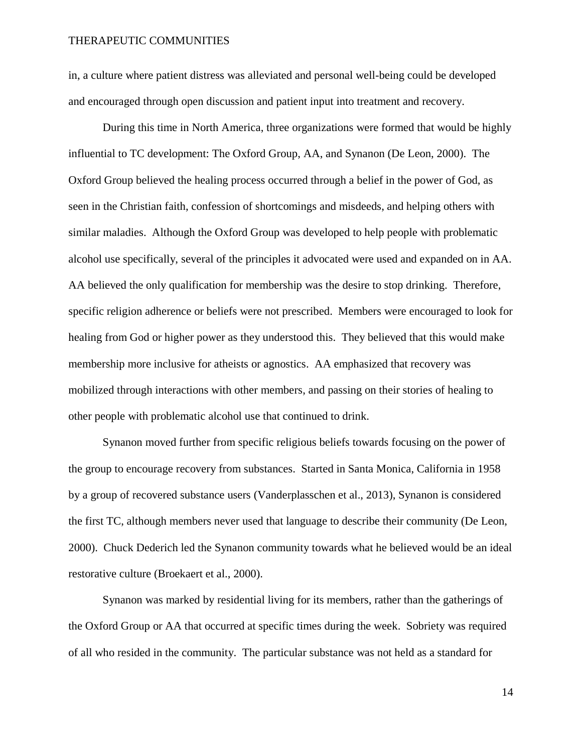in, a culture where patient distress was alleviated and personal well-being could be developed and encouraged through open discussion and patient input into treatment and recovery.

During this time in North America, three organizations were formed that would be highly influential to TC development: The Oxford Group, AA, and Synanon (De Leon, 2000). The Oxford Group believed the healing process occurred through a belief in the power of God, as seen in the Christian faith, confession of shortcomings and misdeeds, and helping others with similar maladies. Although the Oxford Group was developed to help people with problematic alcohol use specifically, several of the principles it advocated were used and expanded on in AA. AA believed the only qualification for membership was the desire to stop drinking. Therefore, specific religion adherence or beliefs were not prescribed. Members were encouraged to look for healing from God or higher power as they understood this. They believed that this would make membership more inclusive for atheists or agnostics. AA emphasized that recovery was mobilized through interactions with other members, and passing on their stories of healing to other people with problematic alcohol use that continued to drink.

Synanon moved further from specific religious beliefs towards focusing on the power of the group to encourage recovery from substances. Started in Santa Monica, California in 1958 by a group of recovered substance users (Vanderplasschen et al., 2013), Synanon is considered the first TC, although members never used that language to describe their community (De Leon, 2000). Chuck Dederich led the Synanon community towards what he believed would be an ideal restorative culture (Broekaert et al., 2000).

Synanon was marked by residential living for its members, rather than the gatherings of the Oxford Group or AA that occurred at specific times during the week. Sobriety was required of all who resided in the community. The particular substance was not held as a standard for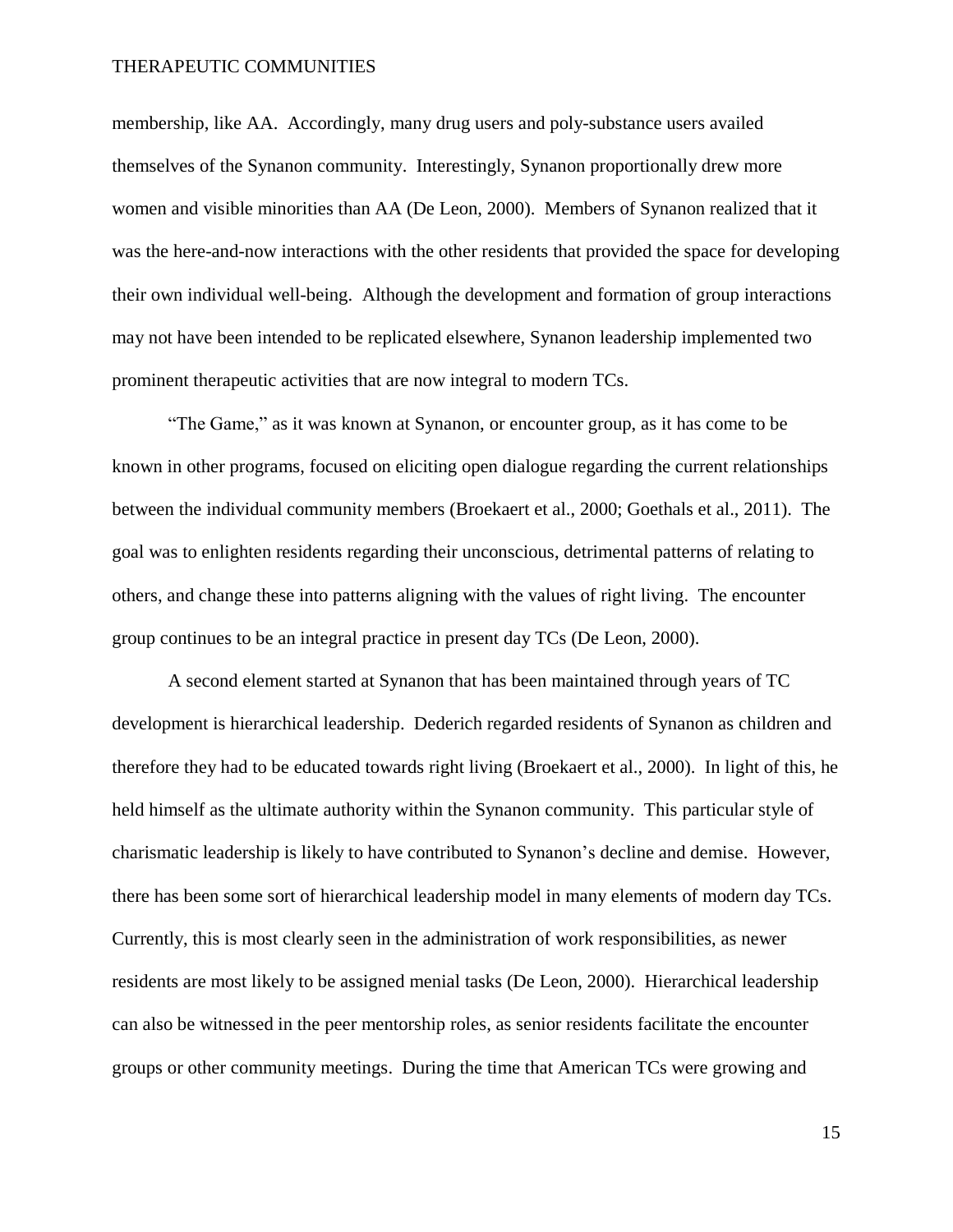membership, like AA. Accordingly, many drug users and poly-substance users availed themselves of the Synanon community. Interestingly, Synanon proportionally drew more women and visible minorities than AA (De Leon, 2000). Members of Synanon realized that it was the here-and-now interactions with the other residents that provided the space for developing their own individual well-being. Although the development and formation of group interactions may not have been intended to be replicated elsewhere, Synanon leadership implemented two prominent therapeutic activities that are now integral to modern TCs.

"The Game," as it was known at Synanon, or encounter group, as it has come to be known in other programs, focused on eliciting open dialogue regarding the current relationships between the individual community members (Broekaert et al., 2000; Goethals et al., 2011). The goal was to enlighten residents regarding their unconscious, detrimental patterns of relating to others, and change these into patterns aligning with the values of right living. The encounter group continues to be an integral practice in present day TCs (De Leon, 2000).

A second element started at Synanon that has been maintained through years of TC development is hierarchical leadership. Dederich regarded residents of Synanon as children and therefore they had to be educated towards right living (Broekaert et al., 2000). In light of this, he held himself as the ultimate authority within the Synanon community. This particular style of charismatic leadership is likely to have contributed to Synanon's decline and demise. However, there has been some sort of hierarchical leadership model in many elements of modern day TCs. Currently, this is most clearly seen in the administration of work responsibilities, as newer residents are most likely to be assigned menial tasks (De Leon, 2000). Hierarchical leadership can also be witnessed in the peer mentorship roles, as senior residents facilitate the encounter groups or other community meetings. During the time that American TCs were growing and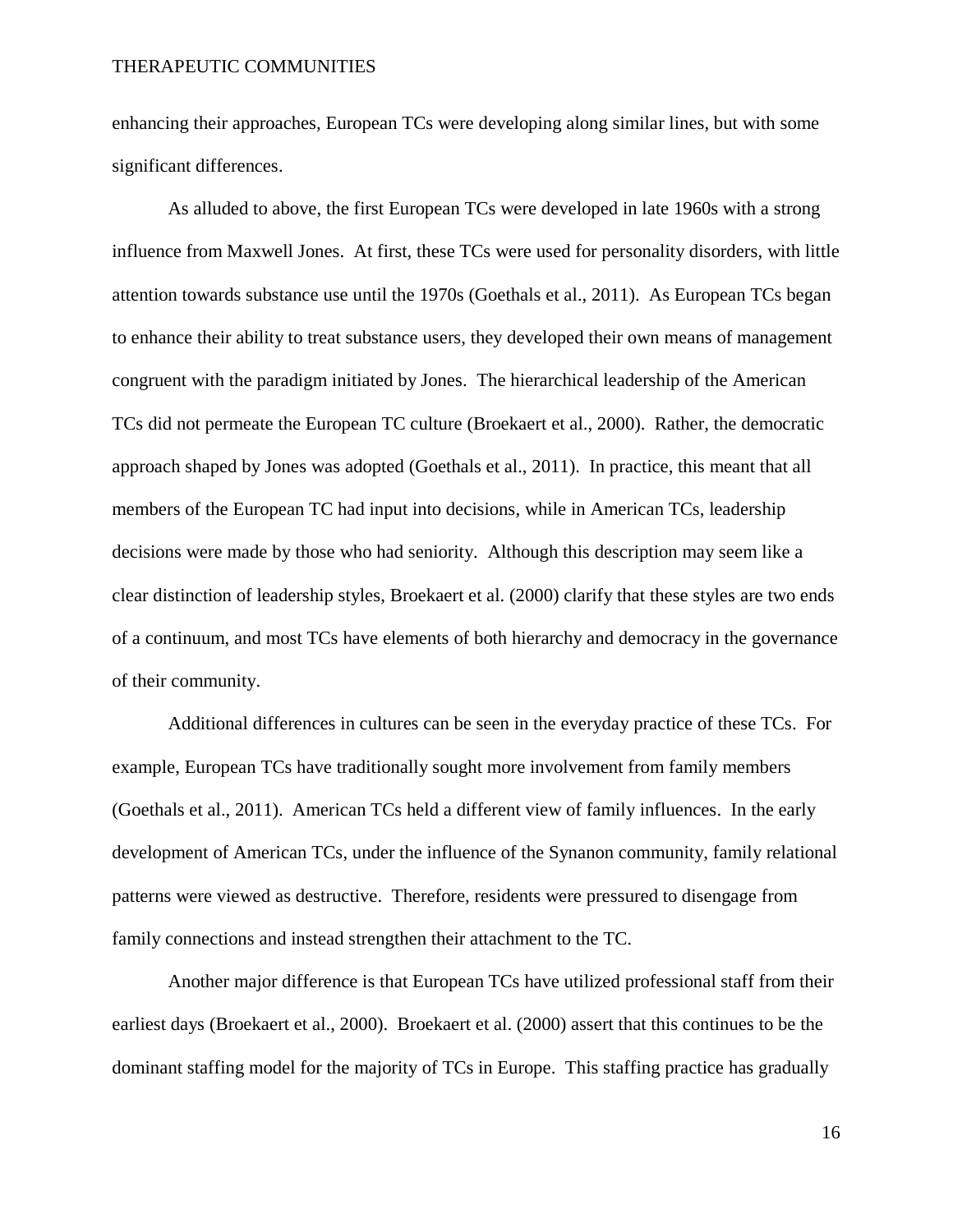enhancing their approaches, European TCs were developing along similar lines, but with some significant differences.

As alluded to above, the first European TCs were developed in late 1960s with a strong influence from Maxwell Jones. At first, these TCs were used for personality disorders, with little attention towards substance use until the 1970s (Goethals et al., 2011). As European TCs began to enhance their ability to treat substance users, they developed their own means of management congruent with the paradigm initiated by Jones. The hierarchical leadership of the American TCs did not permeate the European TC culture (Broekaert et al., 2000). Rather, the democratic approach shaped by Jones was adopted (Goethals et al., 2011). In practice, this meant that all members of the European TC had input into decisions, while in American TCs, leadership decisions were made by those who had seniority. Although this description may seem like a clear distinction of leadership styles, Broekaert et al. (2000) clarify that these styles are two ends of a continuum, and most TCs have elements of both hierarchy and democracy in the governance of their community.

Additional differences in cultures can be seen in the everyday practice of these TCs. For example, European TCs have traditionally sought more involvement from family members (Goethals et al., 2011). American TCs held a different view of family influences. In the early development of American TCs, under the influence of the Synanon community, family relational patterns were viewed as destructive. Therefore, residents were pressured to disengage from family connections and instead strengthen their attachment to the TC.

Another major difference is that European TCs have utilized professional staff from their earliest days (Broekaert et al., 2000). Broekaert et al. (2000) assert that this continues to be the dominant staffing model for the majority of TCs in Europe. This staffing practice has gradually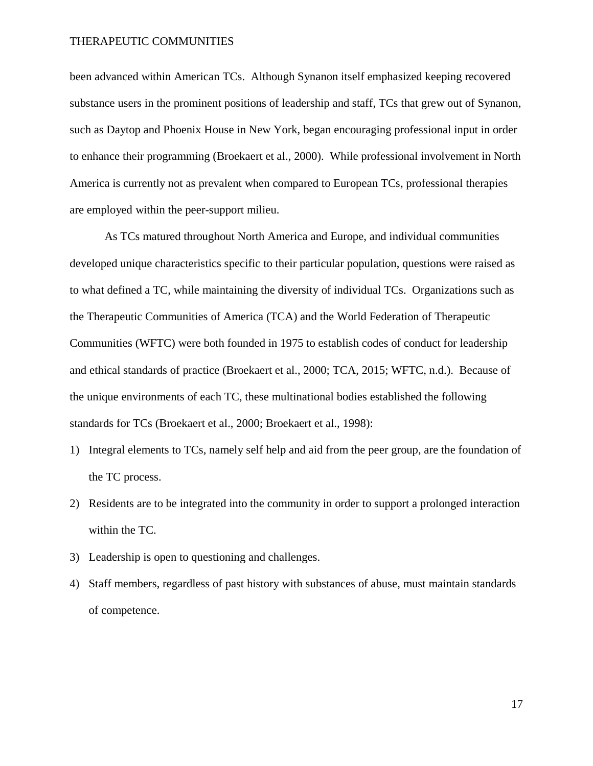been advanced within American TCs. Although Synanon itself emphasized keeping recovered substance users in the prominent positions of leadership and staff, TCs that grew out of Synanon, such as Daytop and Phoenix House in New York, began encouraging professional input in order to enhance their programming (Broekaert et al., 2000). While professional involvement in North America is currently not as prevalent when compared to European TCs, professional therapies are employed within the peer-support milieu.

As TCs matured throughout North America and Europe, and individual communities developed unique characteristics specific to their particular population, questions were raised as to what defined a TC, while maintaining the diversity of individual TCs. Organizations such as the Therapeutic Communities of America (TCA) and the World Federation of Therapeutic Communities (WFTC) were both founded in 1975 to establish codes of conduct for leadership and ethical standards of practice (Broekaert et al., 2000; TCA, 2015; WFTC, n.d.). Because of the unique environments of each TC, these multinational bodies established the following standards for TCs (Broekaert et al., 2000; Broekaert et al., 1998):

1) Integral elements to TCs, namely self help and aid from the peer group, are the foundation of the TC process.
2) Residents are to be integrated into the community in order to support a prolonged interaction within the TC.
3) Leadership is open to questioning and challenges.
4) Staff members, regardless of past history with substances of abuse, must maintain standards of competence.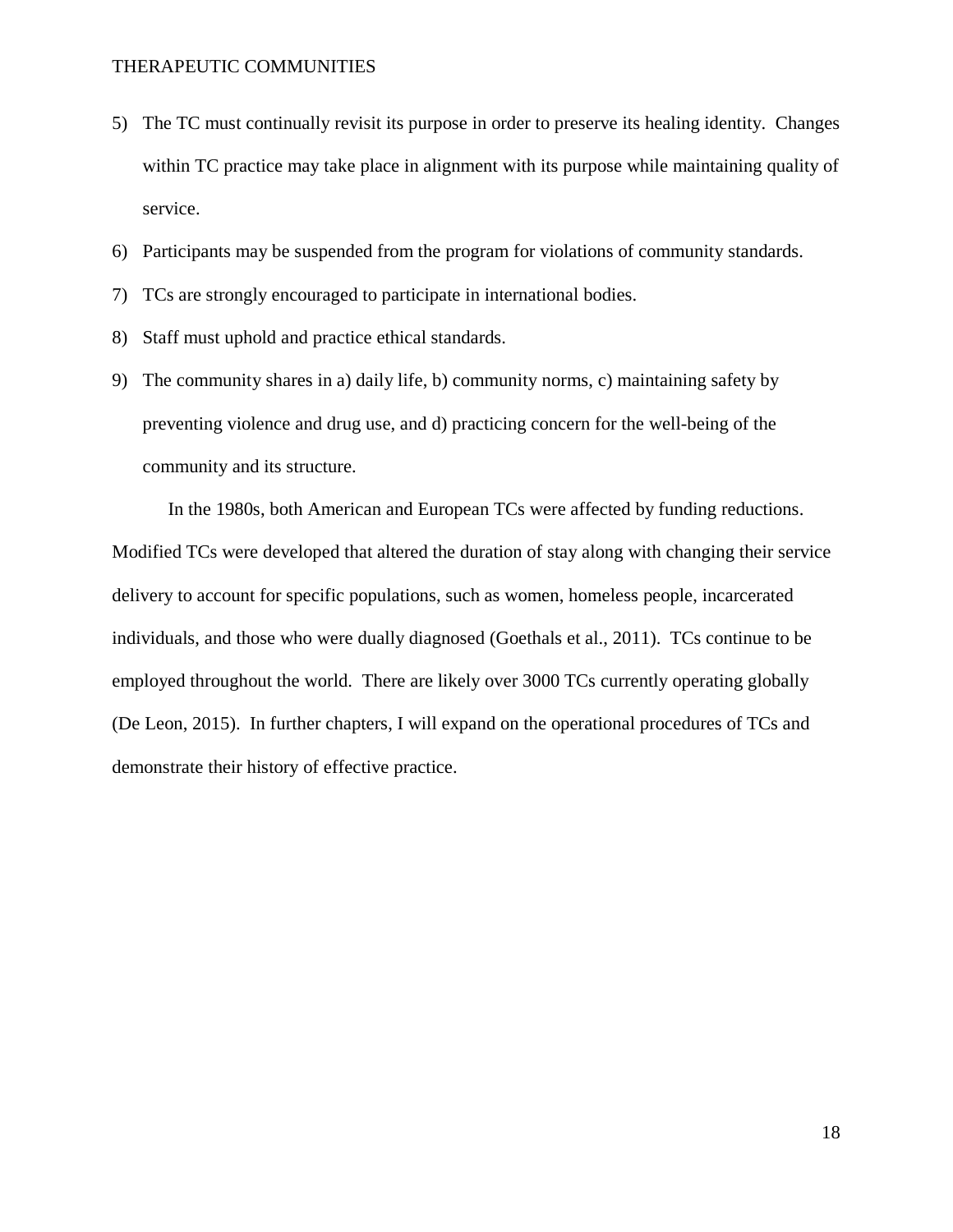5) The TC must continually revisit its purpose in order to preserve its healing identity. Changes within TC practice may take place in alignment with its purpose while maintaining quality of service.
6) Participants may be suspended from the program for violations of community standards.
7) TCs are strongly encouraged to participate in international bodies.
8) Staff must uphold and practice ethical standards.
9) The community shares in a) daily life, b) community norms, c) maintaining safety by preventing violence and drug use, and d) practicing concern for the well-being of the community and its structure.

In the 1980s, both American and European TCs were affected by funding reductions. Modified TCs were developed that altered the duration of stay along with changing their service delivery to account for specific populations, such as women, homeless people, incarcerated individuals, and those who were dually diagnosed (Goethals et al., 2011). TCs continue to be employed throughout the world. There are likely over 3000 TCs currently operating globally (De Leon, 2015). In further chapters, I will expand on the operational procedures of TCs and demonstrate their history of effective practice.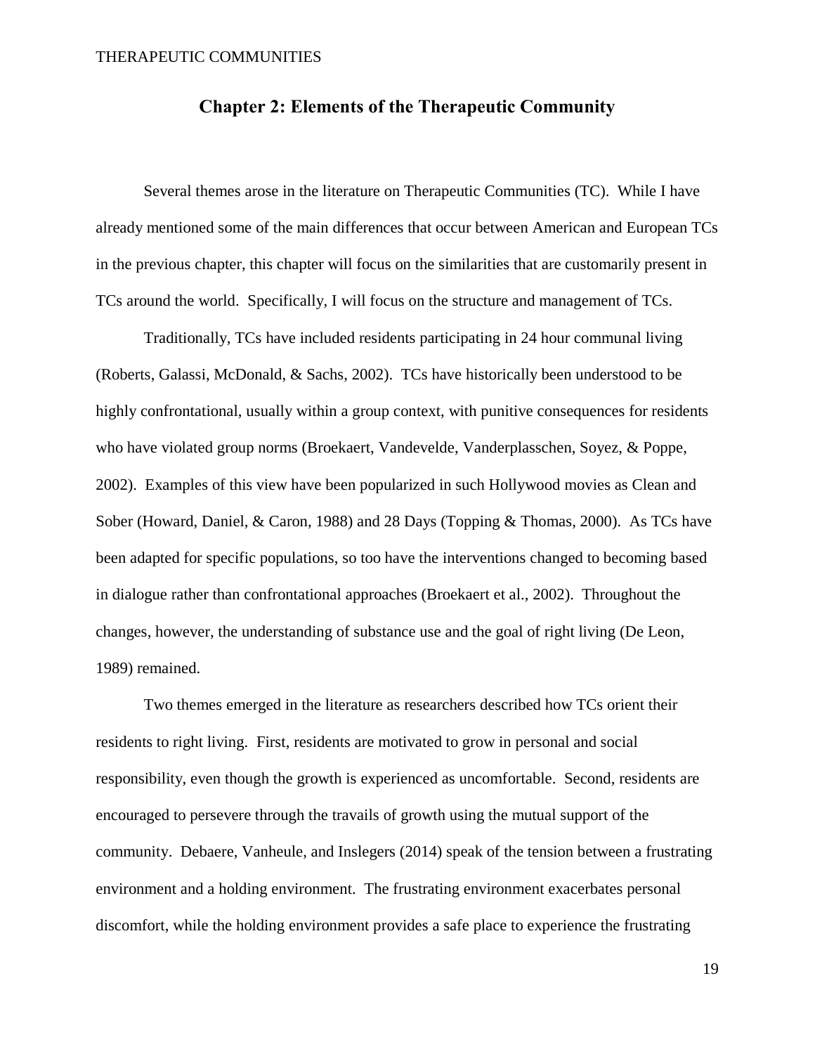## Chapter 2: Elements of the Therapeutic Community

Several themes arose in the literature on Therapeutic Communities (TC). While I have already mentioned some of the main differences that occur between American and European TCs in the previous chapter, this chapter will focus on the similarities that are customarily present in TCs around the world. Specifically, I will focus on the structure and management of TCs.

Traditionally, TCs have included residents participating in 24 hour communal living (Roberts, Galassi, McDonald, & Sachs, 2002). TCs have historically been understood to be highly confrontational, usually within a group context, with punitive consequences for residents who have violated group norms (Broekaert, Vandevelde, Vanderplasschen, Soyez, & Poppe, 2002). Examples of this view have been popularized in such Hollywood movies as Clean and Sober (Howard, Daniel, & Caron, 1988) and 28 Days (Topping & Thomas, 2000). As TCs have been adapted for specific populations, so too have the interventions changed to becoming based in dialogue rather than confrontational approaches (Broekaert et al., 2002). Throughout the changes, however, the understanding of substance use and the goal of right living (De Leon, 1989) remained.

Two themes emerged in the literature as researchers described how TCs orient their residents to right living. First, residents are motivated to grow in personal and social responsibility, even though the growth is experienced as uncomfortable. Second, residents are encouraged to persevere through the travails of growth using the mutual support of the community. Debaere, Vanheule, and Inslegers (2014) speak of the tension between a frustrating environment and a holding environment. The frustrating environment exacerbates personal discomfort, while the holding environment provides a safe place to experience the frustrating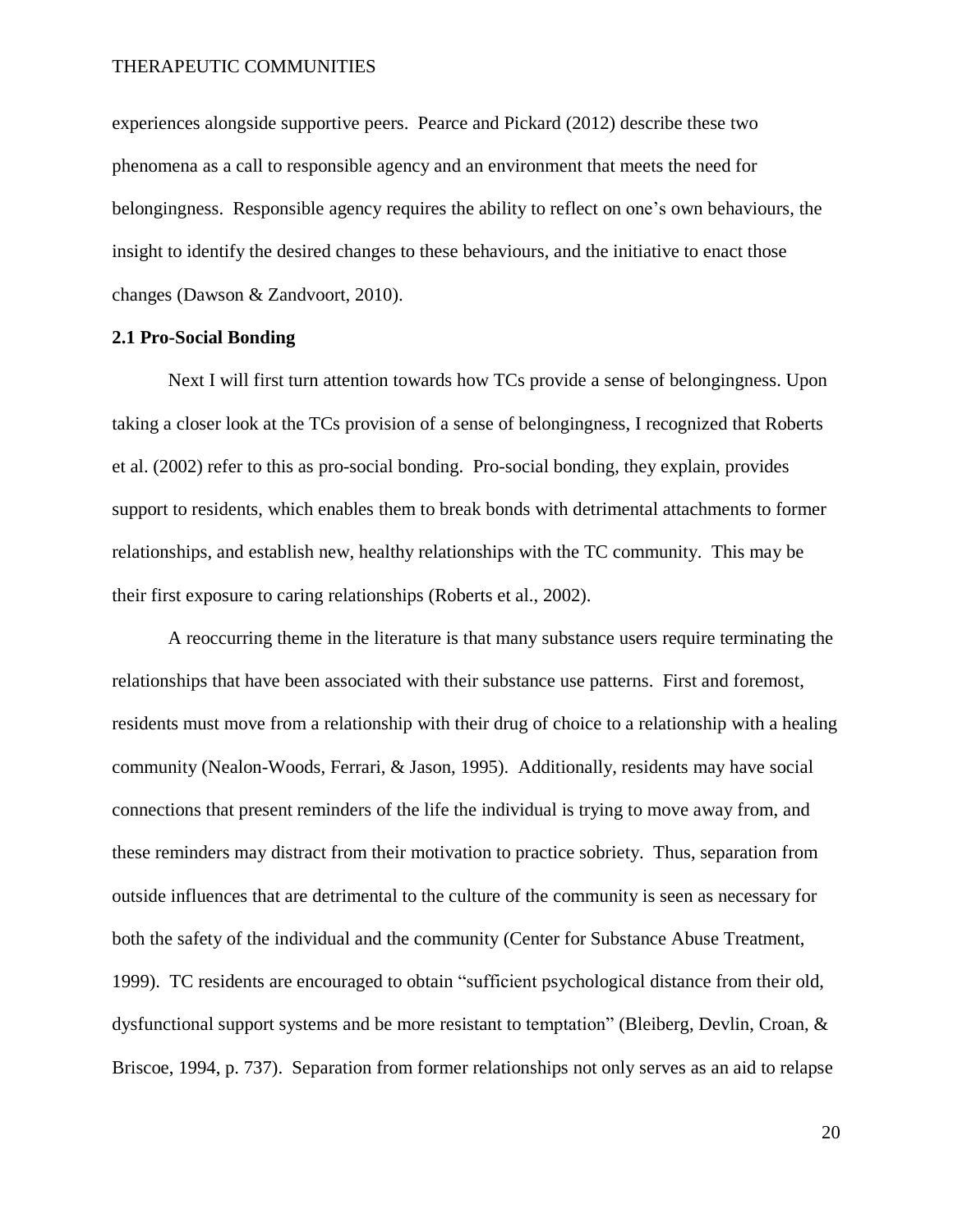experiences alongside supportive peers. Pearce and Pickard (2012) describe these two phenomena as a call to responsible agency and an environment that meets the need for belongingness. Responsible agency requires the ability to reflect on one's own behaviours, the insight to identify the desired changes to these behaviours, and the initiative to enact those changes (Dawson & Zandvoort, 2010).

### 2.1 Pro-Social Bonding

Next I will first turn attention towards how TCs provide a sense of belongingness. Upon taking a closer look at the TCs provision of a sense of belongingness, I recognized that Roberts et al. (2002) refer to this as pro-social bonding. Pro-social bonding, they explain, provides support to residents, which enables them to break bonds with detrimental attachments to former relationships, and establish new, healthy relationships with the TC community. This may be their first exposure to caring relationships (Roberts et al., 2002).

A reoccurring theme in the literature is that many substance users require terminating the relationships that have been associated with their substance use patterns. First and foremost, residents must move from a relationship with their drug of choice to a relationship with a healing community (Nealon-Woods, Ferrari, & Jason, 1995). Additionally, residents may have social connections that present reminders of the life the individual is trying to move away from, and these reminders may distract from their motivation to practice sobriety. Thus, separation from outside influences that are detrimental to the culture of the community is seen as necessary for both the safety of the individual and the community (Center for Substance Abuse Treatment, 1999). TC residents are encouraged to obtain "sufficient psychological distance from their old, dysfunctional support systems and be more resistant to temptation" (Bleiberg, Devlin, Croan, & Briscoe, 1994, p. 737). Separation from former relationships not only serves as an aid to relapse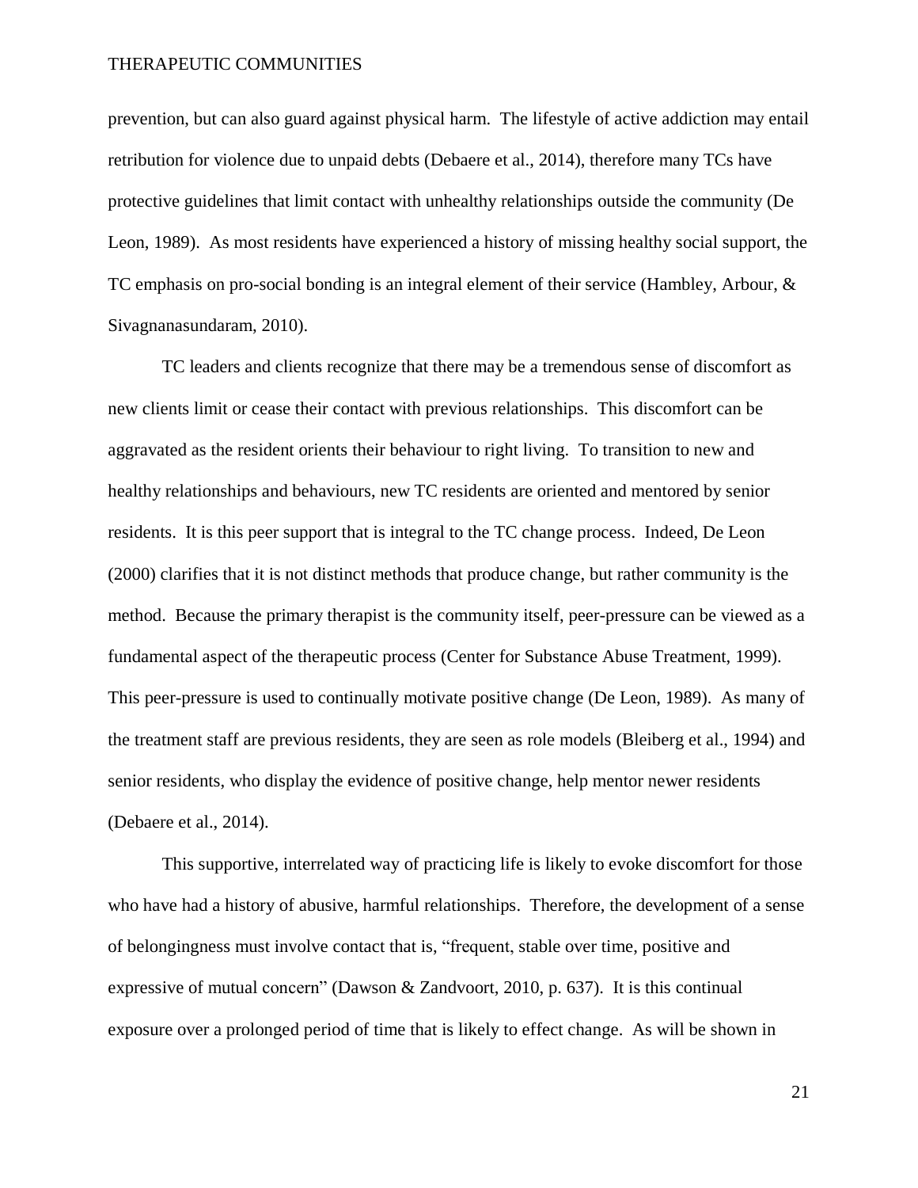prevention, but can also guard against physical harm. The lifestyle of active addiction may entail retribution for violence due to unpaid debts (Debaere et al., 2014), therefore many TCs have protective guidelines that limit contact with unhealthy relationships outside the community (De Leon, 1989). As most residents have experienced a history of missing healthy social support, the TC emphasis on pro-social bonding is an integral element of their service (Hambley, Arbour, & Sivagnanasundaram, 2010).

TC leaders and clients recognize that there may be a tremendous sense of discomfort as new clients limit or cease their contact with previous relationships. This discomfort can be aggravated as the resident orients their behaviour to right living. To transition to new and healthy relationships and behaviours, new TC residents are oriented and mentored by senior residents. It is this peer support that is integral to the TC change process. Indeed, De Leon (2000) clarifies that it is not distinct methods that produce change, but rather community is the method. Because the primary therapist is the community itself, peer-pressure can be viewed as a fundamental aspect of the therapeutic process (Center for Substance Abuse Treatment, 1999). This peer-pressure is used to continually motivate positive change (De Leon, 1989). As many of the treatment staff are previous residents, they are seen as role models (Bleiberg et al., 1994) and senior residents, who display the evidence of positive change, help mentor newer residents (Debaere et al., 2014).

This supportive, interrelated way of practicing life is likely to evoke discomfort for those who have had a history of abusive, harmful relationships. Therefore, the development of a sense of belongingness must involve contact that is, "frequent, stable over time, positive and expressive of mutual concern" (Dawson & Zandvoort, 2010, p. 637). It is this continual exposure over a prolonged period of time that is likely to effect change. As will be shown in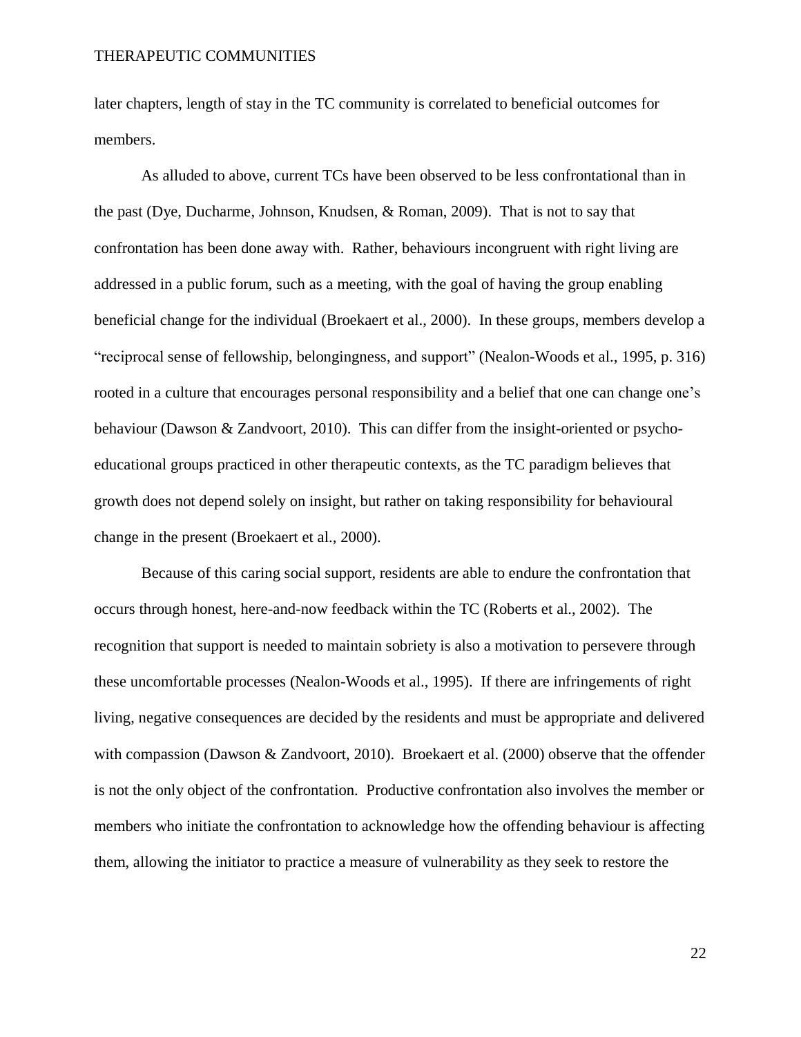later chapters, length of stay in the TC community is correlated to beneficial outcomes for members.

As alluded to above, current TCs have been observed to be less confrontational than in the past (Dye, Ducharme, Johnson, Knudsen, & Roman, 2009). That is not to say that confrontation has been done away with. Rather, behaviours incongruent with right living are addressed in a public forum, such as a meeting, with the goal of having the group enabling beneficial change for the individual (Broekaert et al., 2000). In these groups, members develop a "reciprocal sense of fellowship, belongingness, and support" (Nealon-Woods et al., 1995, p. 316) rooted in a culture that encourages personal responsibility and a belief that one can change one's behaviour (Dawson & Zandvoort, 2010). This can differ from the insight-oriented or psycho-educational groups practiced in other therapeutic contexts, as the TC paradigm believes that growth does not depend solely on insight, but rather on taking responsibility for behavioural change in the present (Broekaert et al., 2000).

Because of this caring social support, residents are able to endure the confrontation that occurs through honest, here-and-now feedback within the TC (Roberts et al., 2002). The recognition that support is needed to maintain sobriety is also a motivation to persevere through these uncomfortable processes (Nealon-Woods et al., 1995). If there are infringements of right living, negative consequences are decided by the residents and must be appropriate and delivered with compassion (Dawson & Zandvoort, 2010). Broekaert et al. (2000) observe that the offender is not the only object of the confrontation. Productive confrontation also involves the member or members who initiate the confrontation to acknowledge how the offending behaviour is affecting them, allowing the initiator to practice a measure of vulnerability as they seek to restore the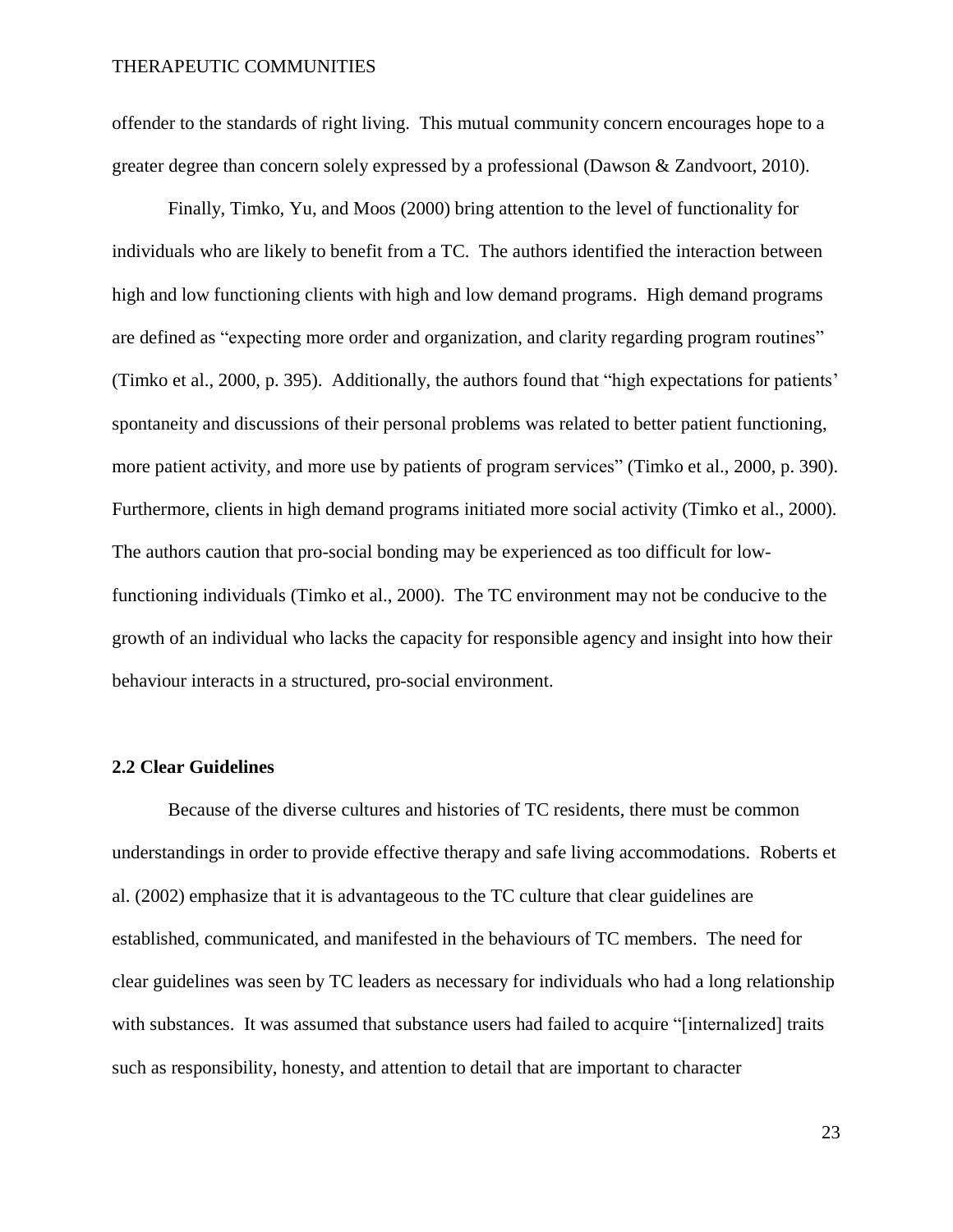offender to the standards of right living. This mutual community concern encourages hope to a greater degree than concern solely expressed by a professional (Dawson & Zandvoort, 2010).

Finally, Timko, Yu, and Moos (2000) bring attention to the level of functionality for individuals who are likely to benefit from a TC. The authors identified the interaction between high and low functioning clients with high and low demand programs. High demand programs are defined as "expecting more order and organization, and clarity regarding program routines" (Timko et al., 2000, p. 395). Additionally, the authors found that "high expectations for patients' spontaneity and discussions of their personal problems was related to better patient functioning, more patient activity, and more use by patients of program services" (Timko et al., 2000, p. 390). Furthermore, clients in high demand programs initiated more social activity (Timko et al., 2000). The authors caution that pro-social bonding may be experienced as too difficult for low-functioning individuals (Timko et al., 2000). The TC environment may not be conducive to the growth of an individual who lacks the capacity for responsible agency and insight into how their behaviour interacts in a structured, pro-social environment.

### 2.2 Clear Guidelines

Because of the diverse cultures and histories of TC residents, there must be common understandings in order to provide effective therapy and safe living accommodations. Roberts et al. (2002) emphasize that it is advantageous to the TC culture that clear guidelines are established, communicated, and manifested in the behaviours of TC members. The need for clear guidelines was seen by TC leaders as necessary for individuals who had a long relationship with substances. It was assumed that substance users had failed to acquire "[internalized] traits such as responsibility, honesty, and attention to detail that are important to character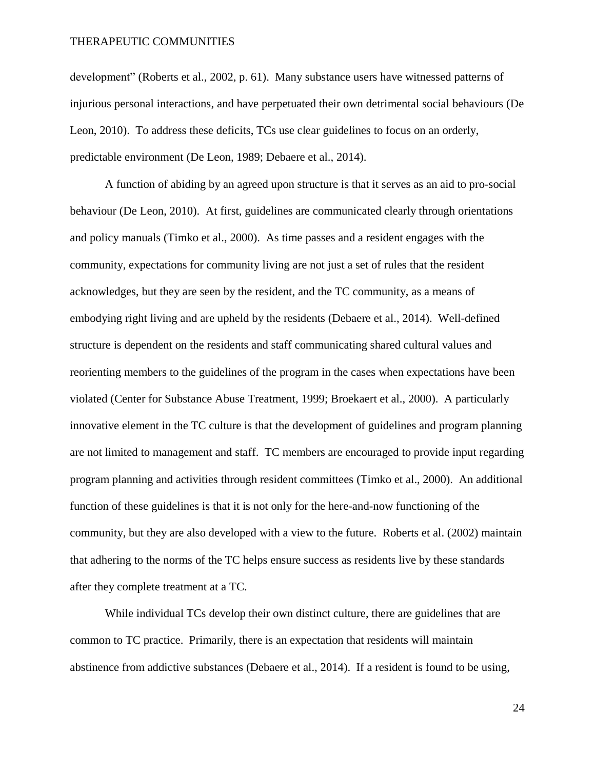development" (Roberts et al., 2002, p. 61). Many substance users have witnessed patterns of injurious personal interactions, and have perpetuated their own detrimental social behaviours (De Leon, 2010). To address these deficits, TCs use clear guidelines to focus on an orderly, predictable environment (De Leon, 1989; Debaere et al., 2014).

A function of abiding by an agreed upon structure is that it serves as an aid to pro-social behaviour (De Leon, 2010). At first, guidelines are communicated clearly through orientations and policy manuals (Timko et al., 2000). As time passes and a resident engages with the community, expectations for community living are not just a set of rules that the resident acknowledges, but they are seen by the resident, and the TC community, as a means of embodying right living and are upheld by the residents (Debaere et al., 2014). Well-defined structure is dependent on the residents and staff communicating shared cultural values and reorienting members to the guidelines of the program in the cases when expectations have been violated (Center for Substance Abuse Treatment, 1999; Broekaert et al., 2000). A particularly innovative element in the TC culture is that the development of guidelines and program planning are not limited to management and staff. TC members are encouraged to provide input regarding program planning and activities through resident committees (Timko et al., 2000). An additional function of these guidelines is that it is not only for the here-and-now functioning of the community, but they are also developed with a view to the future. Roberts et al. (2002) maintain that adhering to the norms of the TC helps ensure success as residents live by these standards after they complete treatment at a TC.

While individual TCs develop their own distinct culture, there are guidelines that are common to TC practice. Primarily, there is an expectation that residents will maintain abstinence from addictive substances (Debaere et al., 2014). If a resident is found to be using,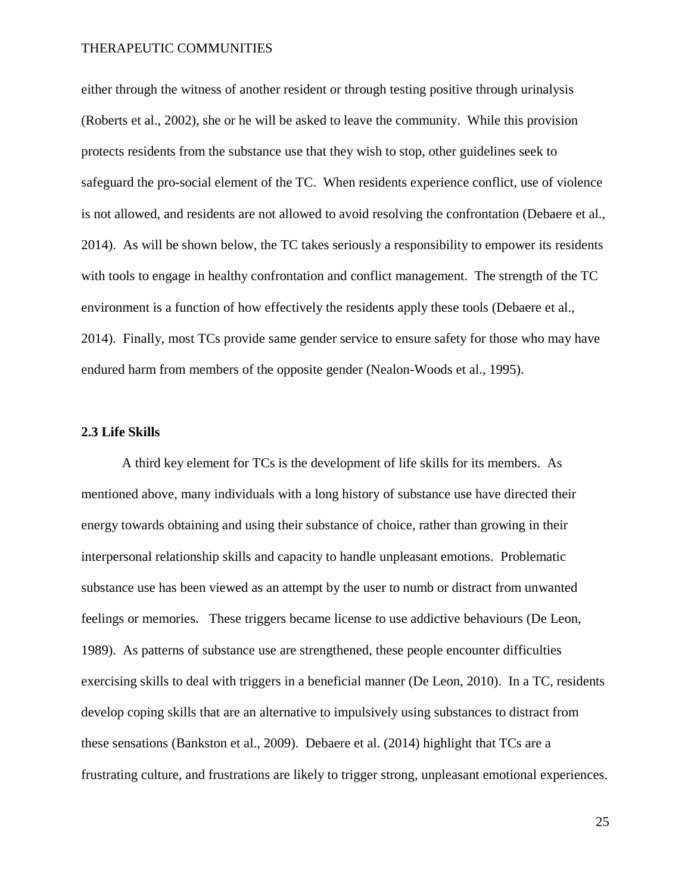either through the witness of another resident or through testing positive through urinalysis (Roberts et al., 2002), she or he will be asked to leave the community. While this provision protects residents from the substance use that they wish to stop, other guidelines seek to safeguard the pro-social element of the TC. When residents experience conflict, use of violence is not allowed, and residents are not allowed to avoid resolving the confrontation (Debaere et al., 2014). As will be shown below, the TC takes seriously a responsibility to empower its residents with tools to engage in healthy confrontation and conflict management. The strength of the TC environment is a function of how effectively the residents apply these tools (Debaere et al., 2014). Finally, most TCs provide same gender service to ensure safety for those who may have endured harm from members of the opposite gender (Nealon-Woods et al., 1995).

### 2.3 Life Skills

A third key element for TCs is the development of life skills for its members. As mentioned above, many individuals with a long history of substance use have directed their energy towards obtaining and using their substance of choice, rather than growing in their interpersonal relationship skills and capacity to handle unpleasant emotions. Problematic substance use has been viewed as an attempt by the user to numb or distract from unwanted feelings or memories. These triggers became license to use addictive behaviours (De Leon, 1989). As patterns of substance use are strengthened, these people encounter difficulties exercising skills to deal with triggers in a beneficial manner (De Leon, 2010). In a TC, residents develop coping skills that are an alternative to impulsively using substances to distract from these sensations (Bankston et al., 2009). Debaere et al. (2014) highlight that TCs are a frustrating culture, and frustrations are likely to trigger strong, unpleasant emotional experiences.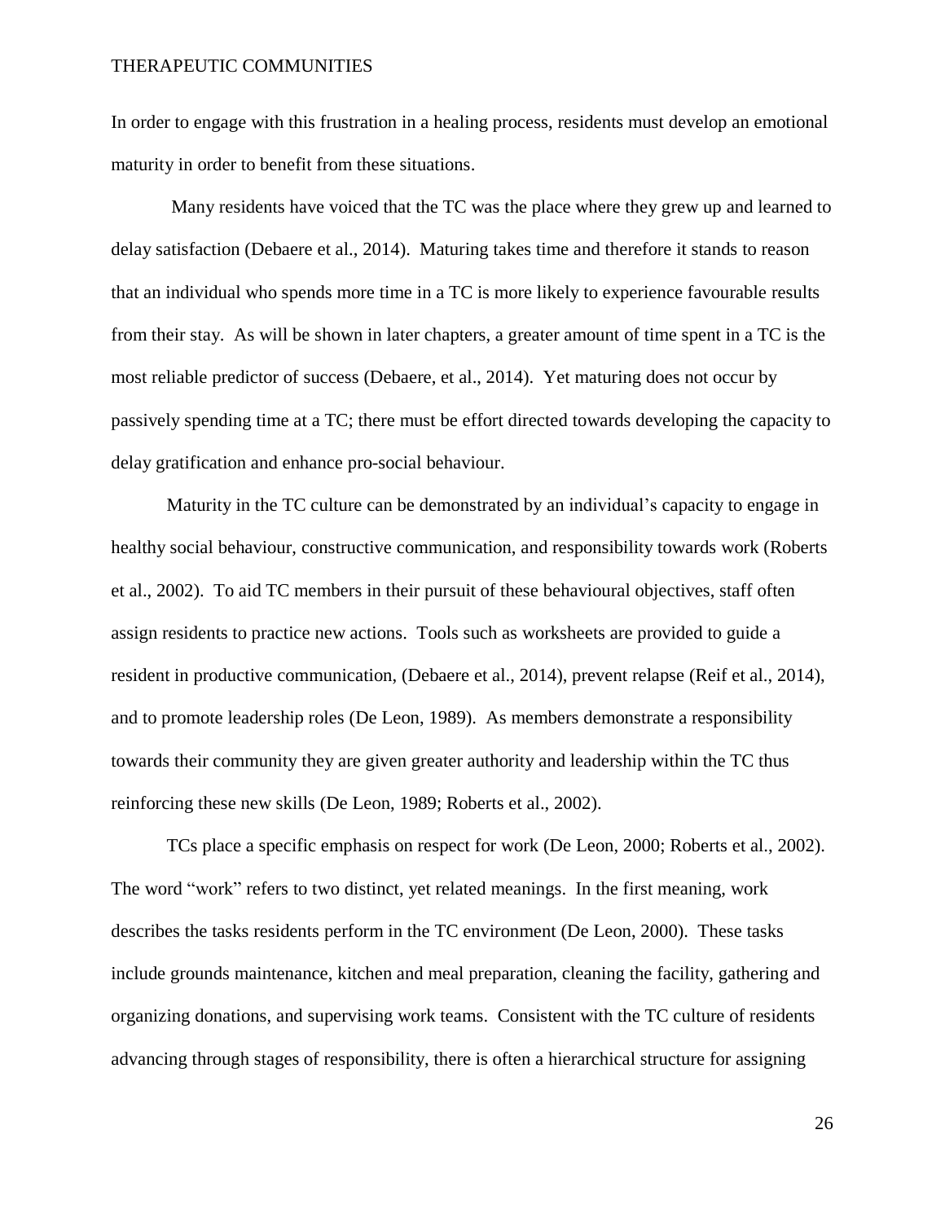In order to engage with this frustration in a healing process, residents must develop an emotional maturity in order to benefit from these situations.

Many residents have voiced that the TC was the place where they grew up and learned to delay satisfaction (Debaere et al., 2014). Maturing takes time and therefore it stands to reason that an individual who spends more time in a TC is more likely to experience favourable results from their stay. As will be shown in later chapters, a greater amount of time spent in a TC is the most reliable predictor of success (Debaere, et al., 2014). Yet maturing does not occur by passively spending time at a TC; there must be effort directed towards developing the capacity to delay gratification and enhance pro-social behaviour.

Maturity in the TC culture can be demonstrated by an individual's capacity to engage in healthy social behaviour, constructive communication, and responsibility towards work (Roberts et al., 2002). To aid TC members in their pursuit of these behavioural objectives, staff often assign residents to practice new actions. Tools such as worksheets are provided to guide a resident in productive communication, (Debaere et al., 2014), prevent relapse (Reif et al., 2014), and to promote leadership roles (De Leon, 1989). As members demonstrate a responsibility towards their community they are given greater authority and leadership within the TC thus reinforcing these new skills (De Leon, 1989; Roberts et al., 2002).

TCs place a specific emphasis on respect for work (De Leon, 2000; Roberts et al., 2002). The word "work" refers to two distinct, yet related meanings. In the first meaning, work describes the tasks residents perform in the TC environment (De Leon, 2000). These tasks include grounds maintenance, kitchen and meal preparation, cleaning the facility, gathering and organizing donations, and supervising work teams. Consistent with the TC culture of residents advancing through stages of responsibility, there is often a hierarchical structure for assigning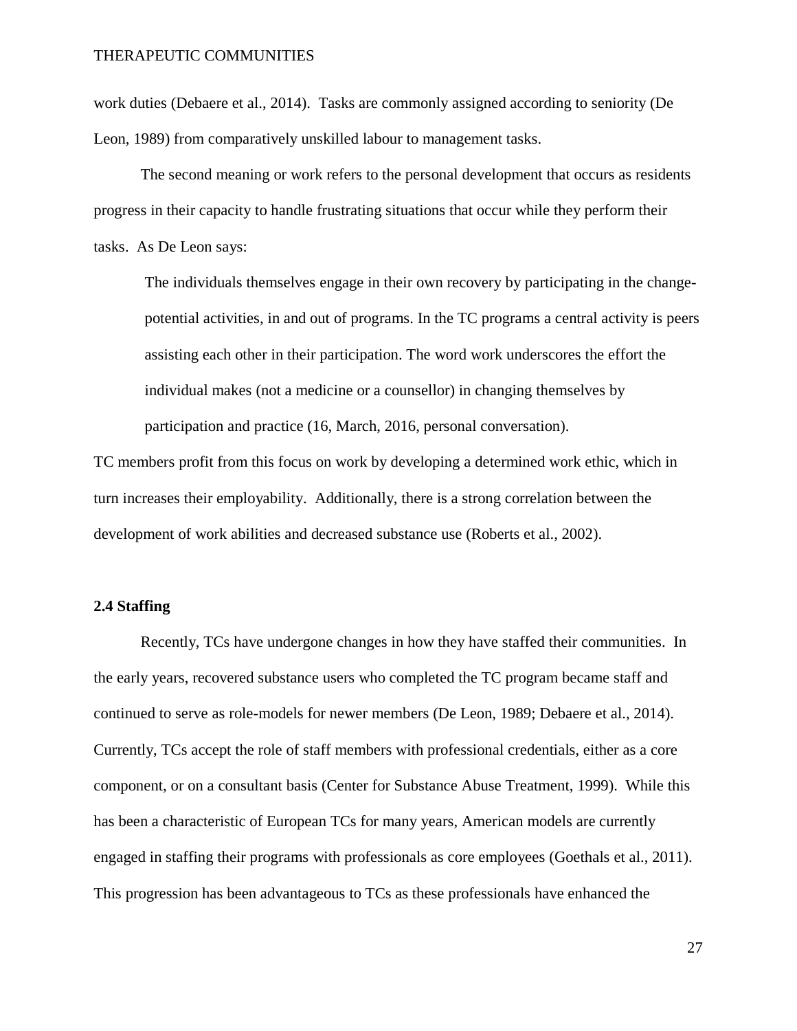work duties (Debaere et al., 2014). Tasks are commonly assigned according to seniority (De Leon, 1989) from comparatively unskilled labour to management tasks.

The second meaning or work refers to the personal development that occurs as residents progress in their capacity to handle frustrating situations that occur while they perform their tasks. As De Leon says:

> The individuals themselves engage in their own recovery by participating in the change-potential activities, in and out of programs. In the TC programs a central activity is peers assisting each other in their participation. The word work underscores the effort the individual makes (not a medicine or a counsellor) in changing themselves by participation and practice (16, March, 2016, personal conversation).

TC members profit from this focus on work by developing a determined work ethic, which in turn increases their employability. Additionally, there is a strong correlation between the development of work abilities and decreased substance use (Roberts et al., 2002).

### 2.4 Staffing

Recently, TCs have undergone changes in how they have staffed their communities. In the early years, recovered substance users who completed the TC program became staff and continued to serve as role-models for newer members (De Leon, 1989; Debaere et al., 2014). Currently, TCs accept the role of staff members with professional credentials, either as a core component, or on a consultant basis (Center for Substance Abuse Treatment, 1999). While this has been a characteristic of European TCs for many years, American models are currently engaged in staffing their programs with professionals as core employees (Goethals et al., 2011). This progression has been advantageous to TCs as these professionals have enhanced the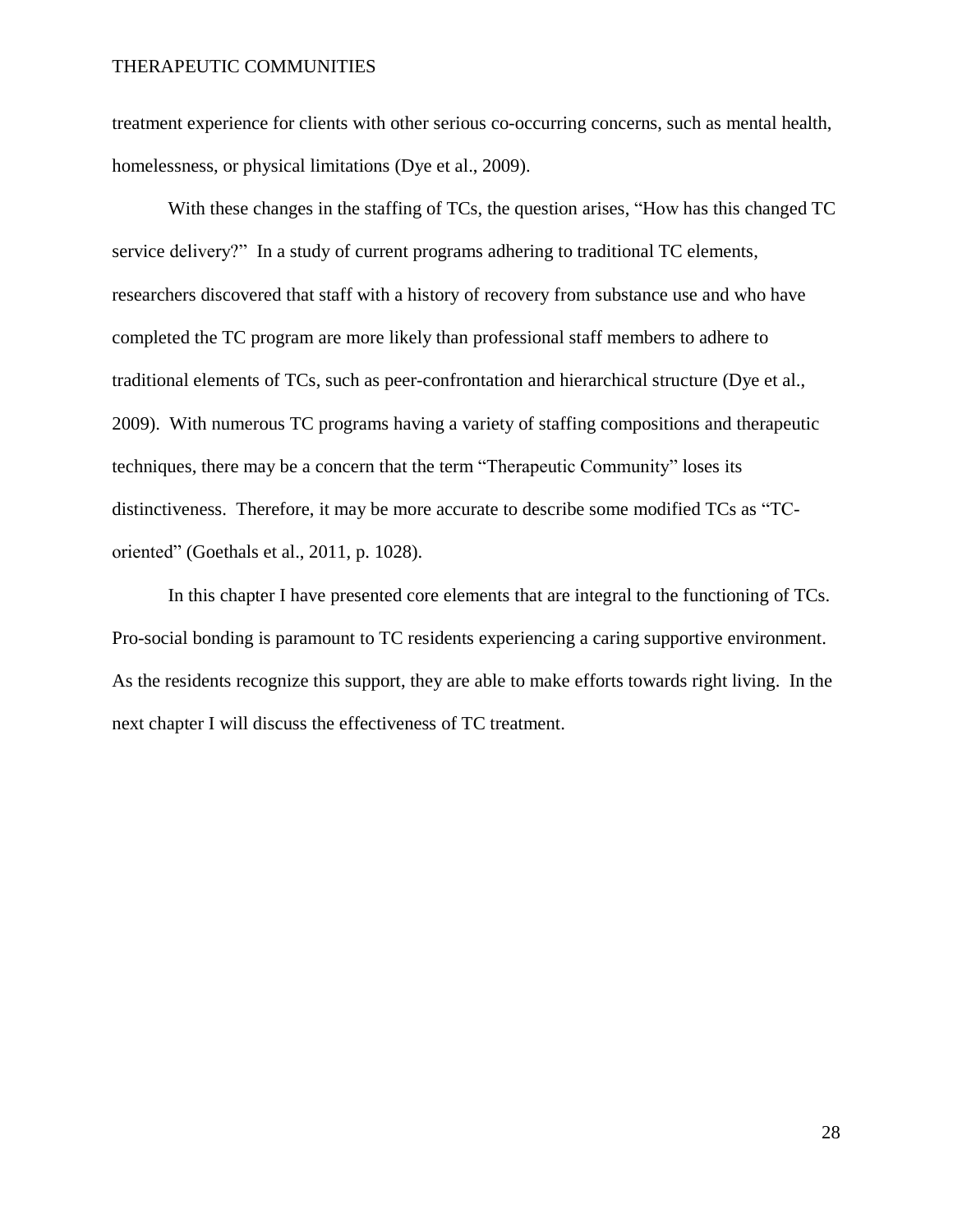treatment experience for clients with other serious co-occurring concerns, such as mental health, homelessness, or physical limitations (Dye et al., 2009).

With these changes in the staffing of TCs, the question arises, "How has this changed TC service delivery?" In a study of current programs adhering to traditional TC elements, researchers discovered that staff with a history of recovery from substance use and who have completed the TC program are more likely than professional staff members to adhere to traditional elements of TCs, such as peer-confrontation and hierarchical structure (Dye et al., 2009). With numerous TC programs having a variety of staffing compositions and therapeutic techniques, there may be a concern that the term "Therapeutic Community" loses its distinctiveness. Therefore, it may be more accurate to describe some modified TCs as "TC-oriented" (Goethals et al., 2011, p. 1028).

In this chapter I have presented core elements that are integral to the functioning of TCs. Pro-social bonding is paramount to TC residents experiencing a caring supportive environment. As the residents recognize this support, they are able to make efforts towards right living. In the next chapter I will discuss the effectiveness of TC treatment.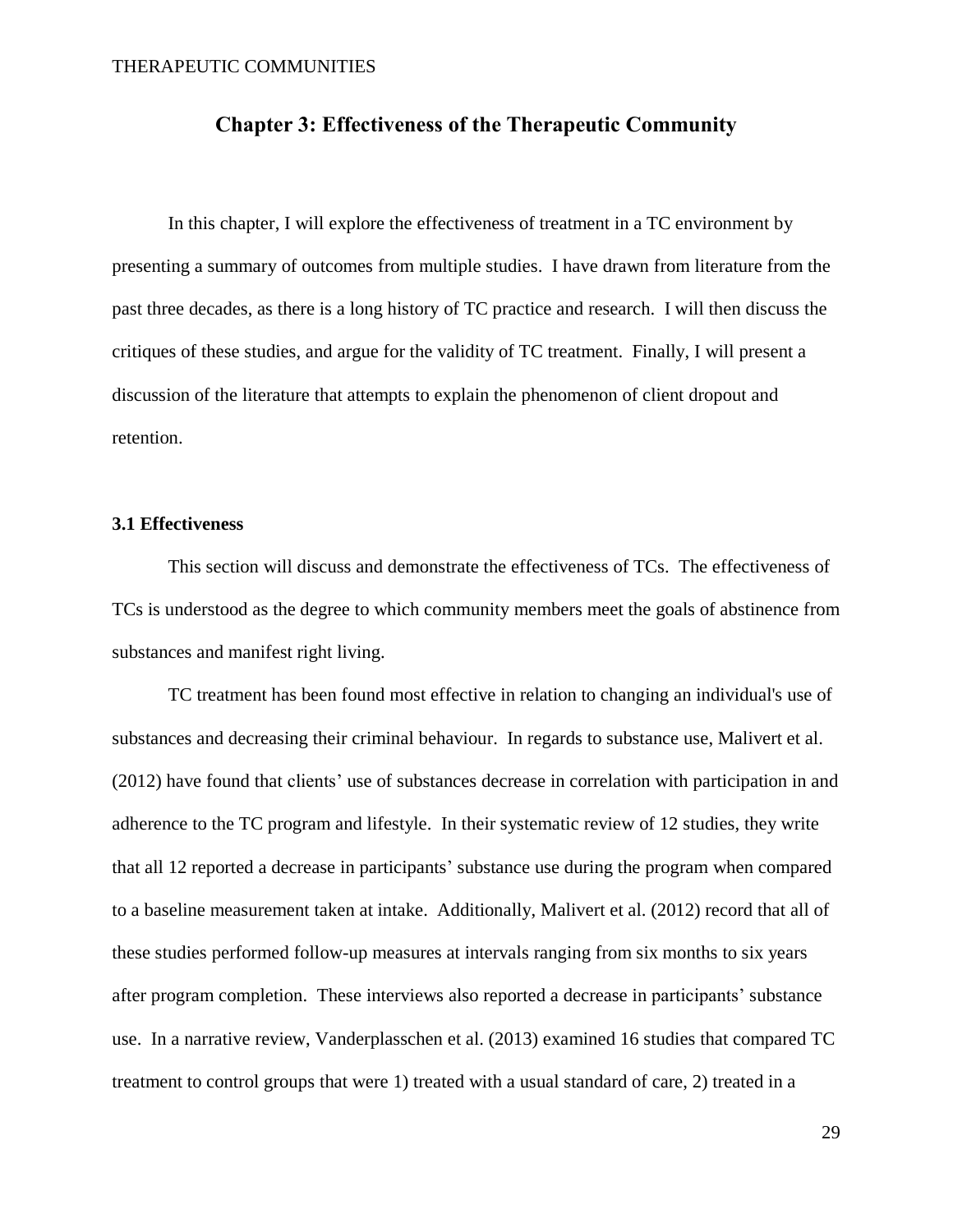## Chapter 3: Effectiveness of the Therapeutic Community

In this chapter, I will explore the effectiveness of treatment in a TC environment by presenting a summary of outcomes from multiple studies. I have drawn from literature from the past three decades, as there is a long history of TC practice and research. I will then discuss the critiques of these studies, and argue for the validity of TC treatment. Finally, I will present a discussion of the literature that attempts to explain the phenomenon of client dropout and retention.

### 3.1 Effectiveness

This section will discuss and demonstrate the effectiveness of TCs. The effectiveness of TCs is understood as the degree to which community members meet the goals of abstinence from substances and manifest right living.

TC treatment has been found most effective in relation to changing an individual's use of substances and decreasing their criminal behaviour. In regards to substance use, Malivert et al. (2012) have found that clients' use of substances decrease in correlation with participation in and adherence to the TC program and lifestyle. In their systematic review of 12 studies, they write that all 12 reported a decrease in participants' substance use during the program when compared to a baseline measurement taken at intake. Additionally, Malivert et al. (2012) record that all of these studies performed follow-up measures at intervals ranging from six months to six years after program completion. These interviews also reported a decrease in participants' substance use. In a narrative review, Vanderplasschen et al. (2013) examined 16 studies that compared TC treatment to control groups that were 1) treated with a usual standard of care, 2) treated in a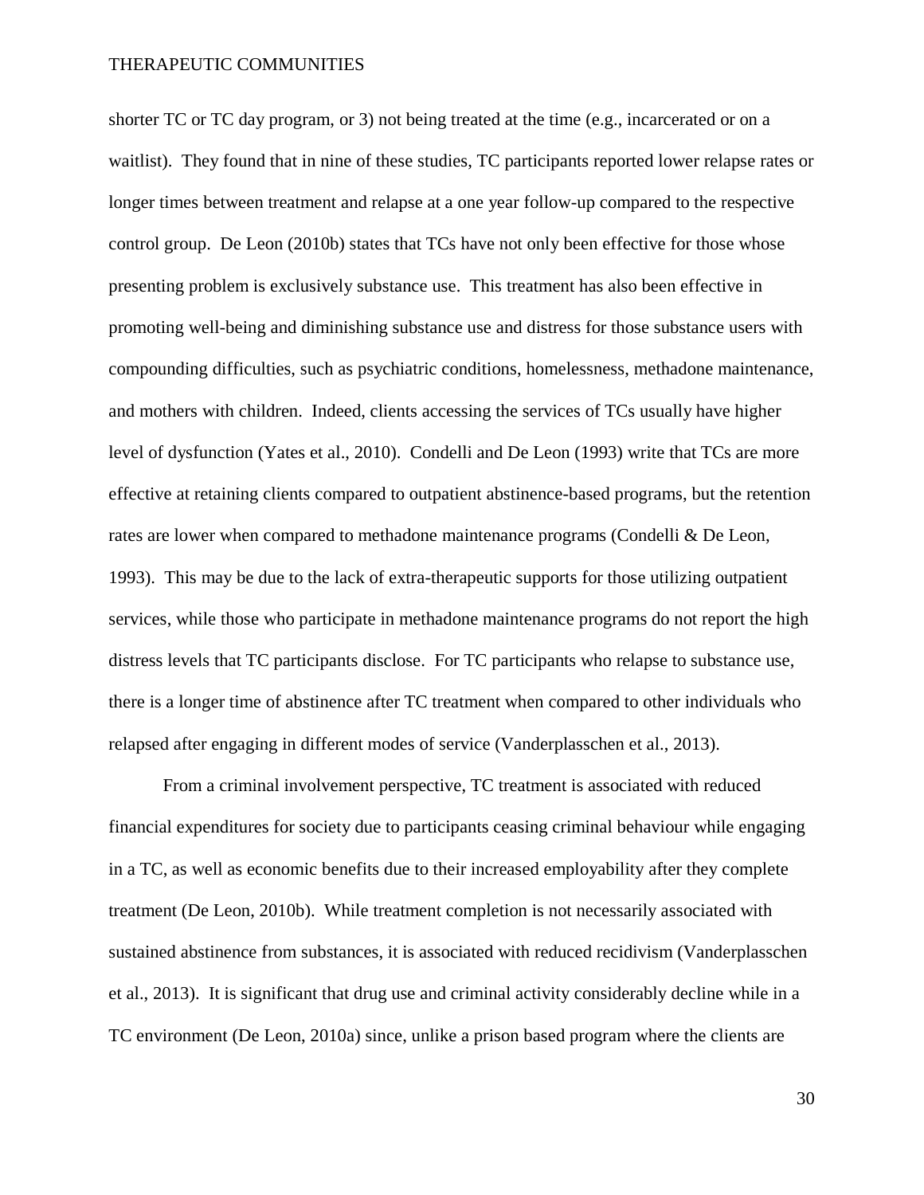shorter TC or TC day program, or 3) not being treated at the time (e.g., incarcerated or on a waitlist). They found that in nine of these studies, TC participants reported lower relapse rates or longer times between treatment and relapse at a one year follow-up compared to the respective control group. De Leon (2010b) states that TCs have not only been effective for those whose presenting problem is exclusively substance use. This treatment has also been effective in promoting well-being and diminishing substance use and distress for those substance users with compounding difficulties, such as psychiatric conditions, homelessness, methadone maintenance, and mothers with children. Indeed, clients accessing the services of TCs usually have higher level of dysfunction (Yates et al., 2010). Condelli and De Leon (1993) write that TCs are more effective at retaining clients compared to outpatient abstinence-based programs, but the retention rates are lower when compared to methadone maintenance programs (Condelli & De Leon, 1993). This may be due to the lack of extra-therapeutic supports for those utilizing outpatient services, while those who participate in methadone maintenance programs do not report the high distress levels that TC participants disclose. For TC participants who relapse to substance use, there is a longer time of abstinence after TC treatment when compared to other individuals who relapsed after engaging in different modes of service (Vanderplasschen et al., 2013).

From a criminal involvement perspective, TC treatment is associated with reduced financial expenditures for society due to participants ceasing criminal behaviour while engaging in a TC, as well as economic benefits due to their increased employability after they complete treatment (De Leon, 2010b). While treatment completion is not necessarily associated with sustained abstinence from substances, it is associated with reduced recidivism (Vanderplasschen et al., 2013). It is significant that drug use and criminal activity considerably decline while in a TC environment (De Leon, 2010a) since, unlike a prison based program where the clients are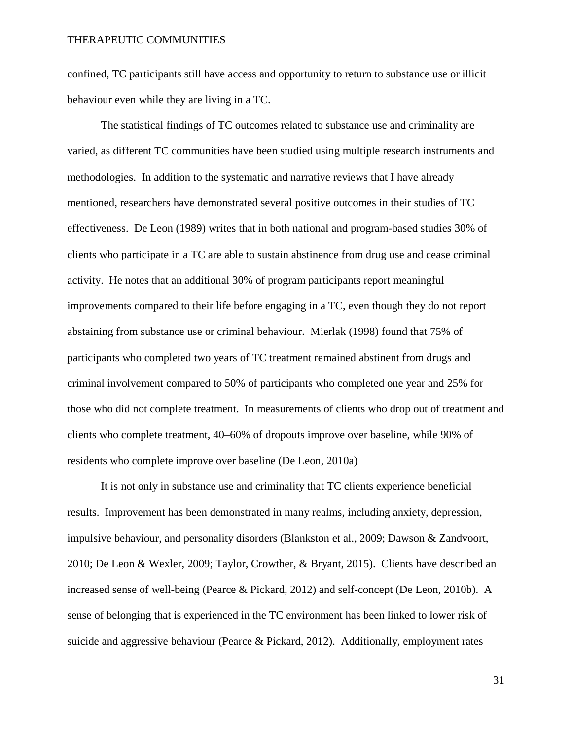confined, TC participants still have access and opportunity to return to substance use or illicit behaviour even while they are living in a TC.

The statistical findings of TC outcomes related to substance use and criminality are varied, as different TC communities have been studied using multiple research instruments and methodologies. In addition to the systematic and narrative reviews that I have already mentioned, researchers have demonstrated several positive outcomes in their studies of TC effectiveness. De Leon (1989) writes that in both national and program-based studies 30% of clients who participate in a TC are able to sustain abstinence from drug use and cease criminal activity. He notes that an additional 30% of program participants report meaningful improvements compared to their life before engaging in a TC, even though they do not report abstaining from substance use or criminal behaviour. Mierlak (1998) found that 75% of participants who completed two years of TC treatment remained abstinent from drugs and criminal involvement compared to 50% of participants who completed one year and 25% for those who did not complete treatment. In measurements of clients who drop out of treatment and clients who complete treatment, 40–60% of dropouts improve over baseline, while 90% of residents who complete improve over baseline (De Leon, 2010a)

It is not only in substance use and criminality that TC clients experience beneficial results. Improvement has been demonstrated in many realms, including anxiety, depression, impulsive behaviour, and personality disorders (Blankston et al., 2009; Dawson & Zandvoort, 2010; De Leon & Wexler, 2009; Taylor, Crowther, & Bryant, 2015). Clients have described an increased sense of well-being (Pearce & Pickard, 2012) and self-concept (De Leon, 2010b). A sense of belonging that is experienced in the TC environment has been linked to lower risk of suicide and aggressive behaviour (Pearce & Pickard, 2012). Additionally, employment rates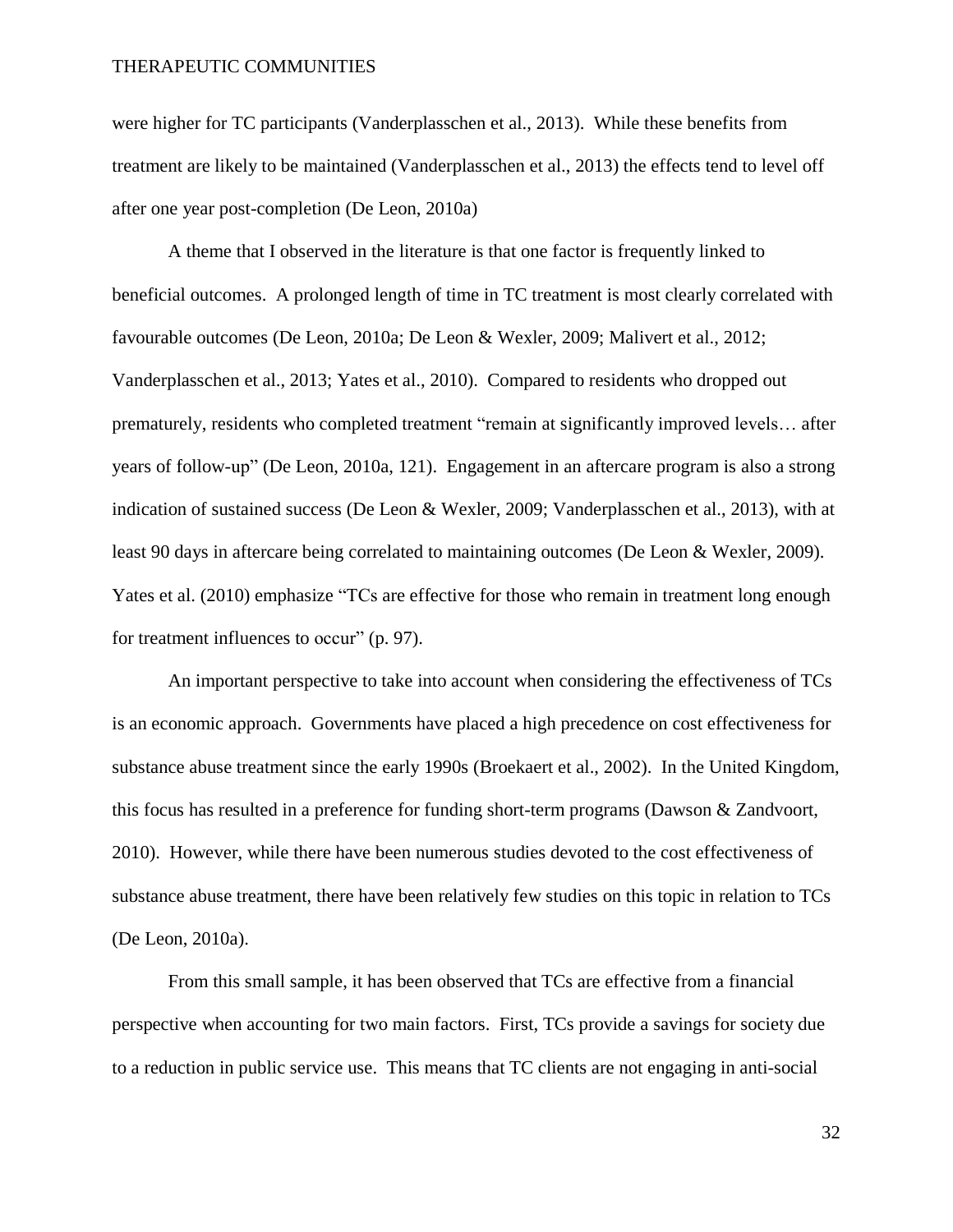were higher for TC participants (Vanderplasschen et al., 2013). While these benefits from treatment are likely to be maintained (Vanderplasschen et al., 2013) the effects tend to level off after one year post-completion (De Leon, 2010a)

A theme that I observed in the literature is that one factor is frequently linked to beneficial outcomes. A prolonged length of time in TC treatment is most clearly correlated with favourable outcomes (De Leon, 2010a; De Leon & Wexler, 2009; Malivert et al., 2012; Vanderplasschen et al., 2013; Yates et al., 2010). Compared to residents who dropped out prematurely, residents who completed treatment "remain at significantly improved levels… after years of follow-up" (De Leon, 2010a, 121). Engagement in an aftercare program is also a strong indication of sustained success (De Leon & Wexler, 2009; Vanderplasschen et al., 2013), with at least 90 days in aftercare being correlated to maintaining outcomes (De Leon & Wexler, 2009). Yates et al. (2010) emphasize "TCs are effective for those who remain in treatment long enough for treatment influences to occur" (p. 97).

An important perspective to take into account when considering the effectiveness of TCs is an economic approach. Governments have placed a high precedence on cost effectiveness for substance abuse treatment since the early 1990s (Broekaert et al., 2002). In the United Kingdom, this focus has resulted in a preference for funding short-term programs (Dawson & Zandvoort, 2010). However, while there have been numerous studies devoted to the cost effectiveness of substance abuse treatment, there have been relatively few studies on this topic in relation to TCs (De Leon, 2010a).

From this small sample, it has been observed that TCs are effective from a financial perspective when accounting for two main factors. First, TCs provide a savings for society due to a reduction in public service use. This means that TC clients are not engaging in anti-social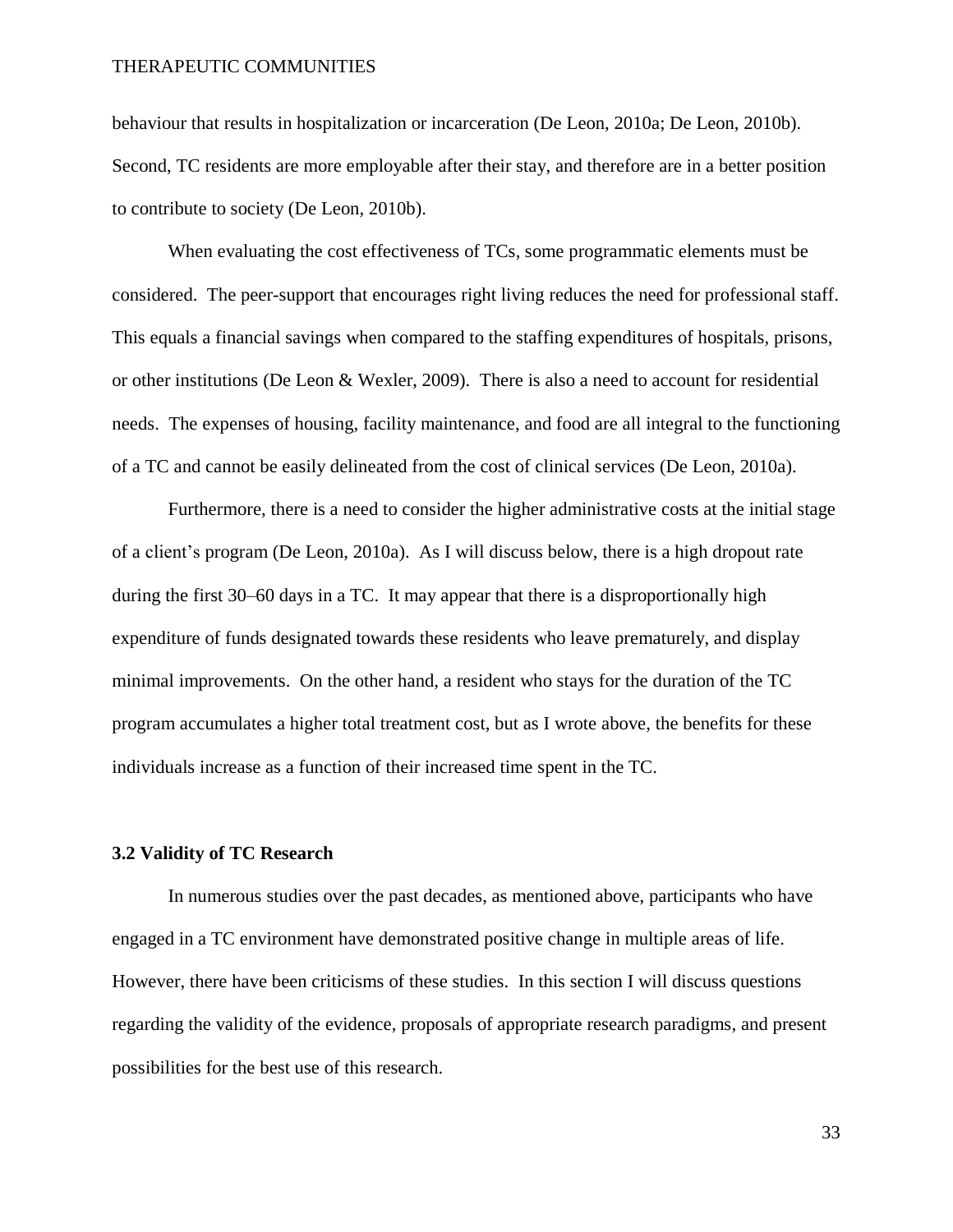behaviour that results in hospitalization or incarceration (De Leon, 2010a; De Leon, 2010b). Second, TC residents are more employable after their stay, and therefore are in a better position to contribute to society (De Leon, 2010b).

When evaluating the cost effectiveness of TCs, some programmatic elements must be considered. The peer-support that encourages right living reduces the need for professional staff. This equals a financial savings when compared to the staffing expenditures of hospitals, prisons, or other institutions (De Leon & Wexler, 2009). There is also a need to account for residential needs. The expenses of housing, facility maintenance, and food are all integral to the functioning of a TC and cannot be easily delineated from the cost of clinical services (De Leon, 2010a).

Furthermore, there is a need to consider the higher administrative costs at the initial stage of a client's program (De Leon, 2010a). As I will discuss below, there is a high dropout rate during the first 30–60 days in a TC. It may appear that there is a disproportionally high expenditure of funds designated towards these residents who leave prematurely, and display minimal improvements. On the other hand, a resident who stays for the duration of the TC program accumulates a higher total treatment cost, but as I wrote above, the benefits for these individuals increase as a function of their increased time spent in the TC.

### 3.2 Validity of TC Research

In numerous studies over the past decades, as mentioned above, participants who have engaged in a TC environment have demonstrated positive change in multiple areas of life. However, there have been criticisms of these studies. In this section I will discuss questions regarding the validity of the evidence, proposals of appropriate research paradigms, and present possibilities for the best use of this research.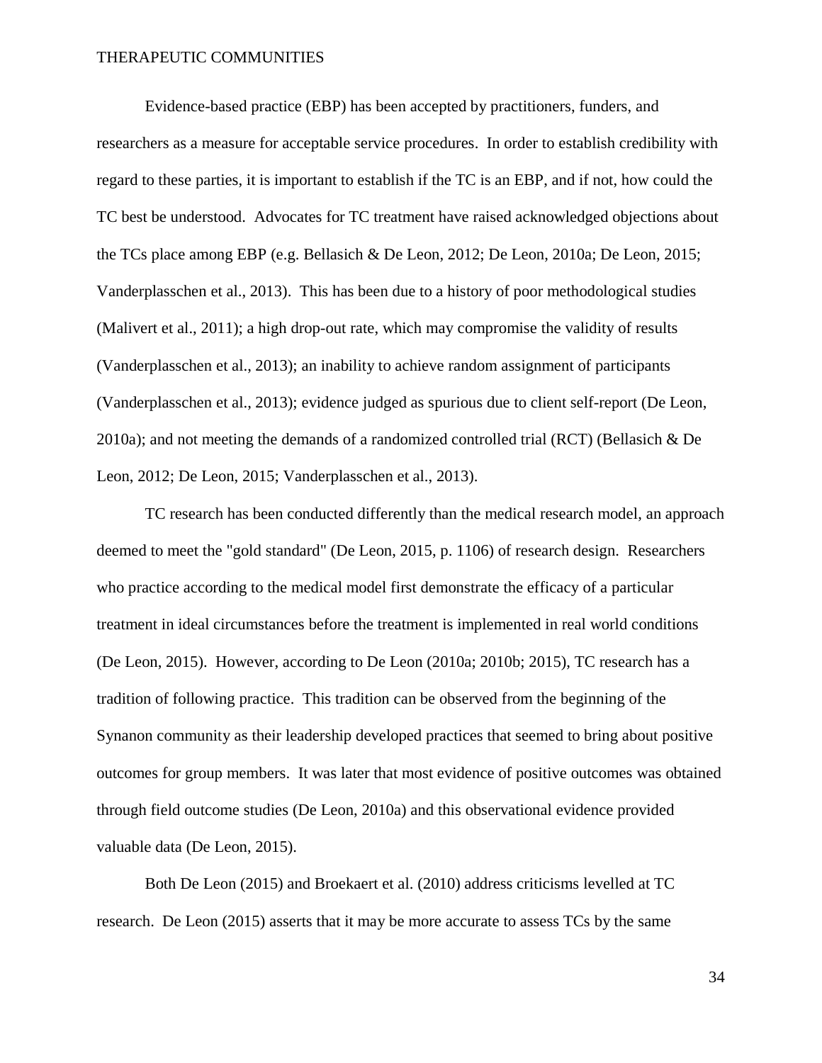Evidence-based practice (EBP) has been accepted by practitioners, funders, and researchers as a measure for acceptable service procedures. In order to establish credibility with regard to these parties, it is important to establish if the TC is an EBP, and if not, how could the TC best be understood. Advocates for TC treatment have raised acknowledged objections about the TCs place among EBP (e.g. Bellasich & De Leon, 2012; De Leon, 2010a; De Leon, 2015; Vanderplasschen et al., 2013). This has been due to a history of poor methodological studies (Malivert et al., 2011); a high drop-out rate, which may compromise the validity of results (Vanderplasschen et al., 2013); an inability to achieve random assignment of participants (Vanderplasschen et al., 2013); evidence judged as spurious due to client self-report (De Leon, 2010a); and not meeting the demands of a randomized controlled trial (RCT) (Bellasich & De Leon, 2012; De Leon, 2015; Vanderplasschen et al., 2013).

TC research has been conducted differently than the medical research model, an approach deemed to meet the "gold standard" (De Leon, 2015, p. 1106) of research design. Researchers who practice according to the medical model first demonstrate the efficacy of a particular treatment in ideal circumstances before the treatment is implemented in real world conditions (De Leon, 2015). However, according to De Leon (2010a; 2010b; 2015), TC research has a tradition of following practice. This tradition can be observed from the beginning of the Synanon community as their leadership developed practices that seemed to bring about positive outcomes for group members. It was later that most evidence of positive outcomes was obtained through field outcome studies (De Leon, 2010a) and this observational evidence provided valuable data (De Leon, 2015).

Both De Leon (2015) and Broekaert et al. (2010) address criticisms levelled at TC research. De Leon (2015) asserts that it may be more accurate to assess TCs by the same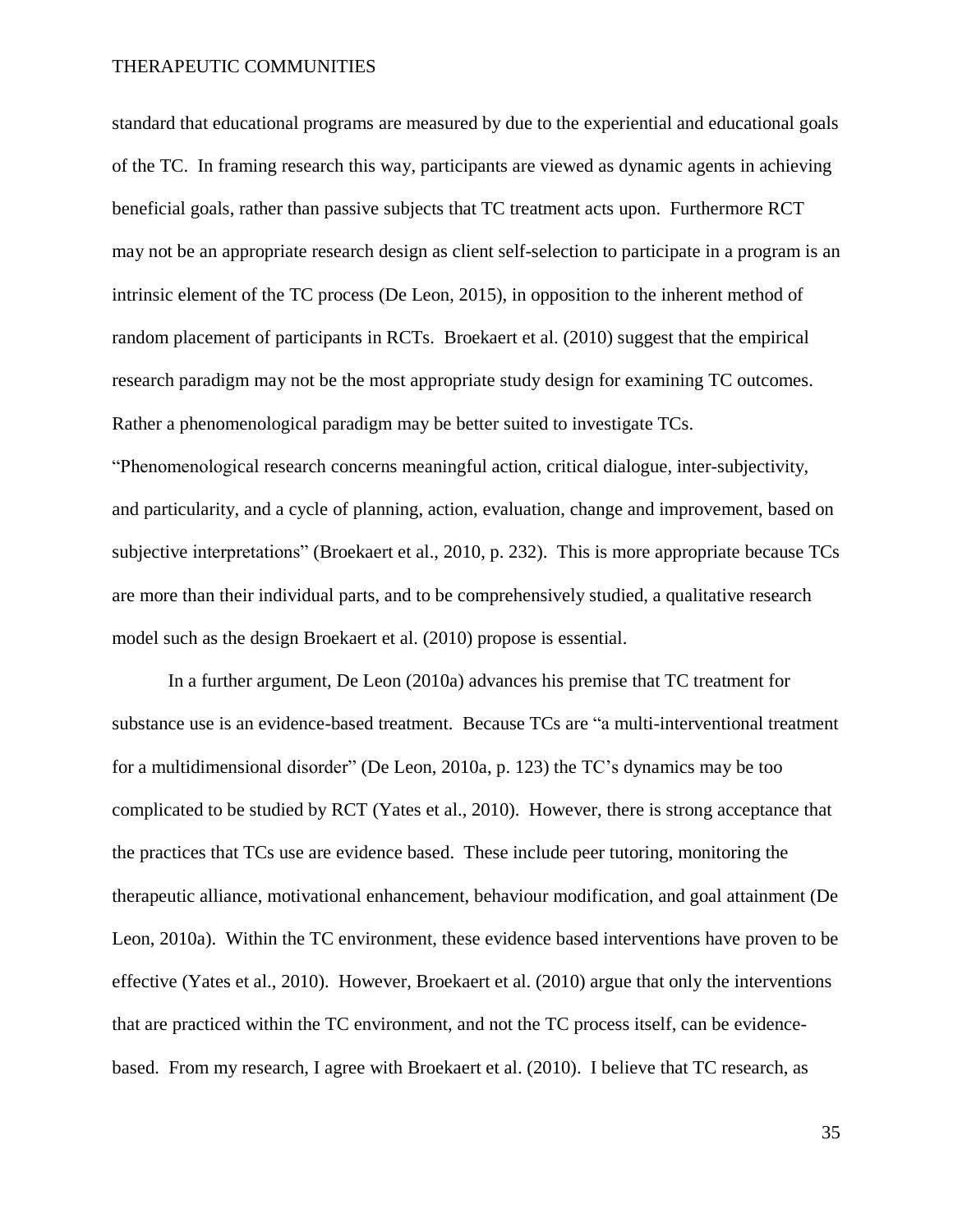standard that educational programs are measured by due to the experiential and educational goals of the TC. In framing research this way, participants are viewed as dynamic agents in achieving beneficial goals, rather than passive subjects that TC treatment acts upon. Furthermore RCT may not be an appropriate research design as client self-selection to participate in a program is an intrinsic element of the TC process (De Leon, 2015), in opposition to the inherent method of random placement of participants in RCTs. Broekaert et al. (2010) suggest that the empirical research paradigm may not be the most appropriate study design for examining TC outcomes. Rather a phenomenological paradigm may be better suited to investigate TCs. "Phenomenological research concerns meaningful action, critical dialogue, inter-subjectivity, and particularity, and a cycle of planning, action, evaluation, change and improvement, based on subjective interpretations" (Broekaert et al., 2010, p. 232). This is more appropriate because TCs are more than their individual parts, and to be comprehensively studied, a qualitative research model such as the design Broekaert et al. (2010) propose is essential.

In a further argument, De Leon (2010a) advances his premise that TC treatment for substance use is an evidence-based treatment. Because TCs are "a multi-interventional treatment for a multidimensional disorder" (De Leon, 2010a, p. 123) the TC's dynamics may be too complicated to be studied by RCT (Yates et al., 2010). However, there is strong acceptance that the practices that TCs use are evidence based. These include peer tutoring, monitoring the therapeutic alliance, motivational enhancement, behaviour modification, and goal attainment (De Leon, 2010a). Within the TC environment, these evidence based interventions have proven to be effective (Yates et al., 2010). However, Broekaert et al. (2010) argue that only the interventions that are practiced within the TC environment, and not the TC process itself, can be evidence-based. From my research, I agree with Broekaert et al. (2010). I believe that TC research, as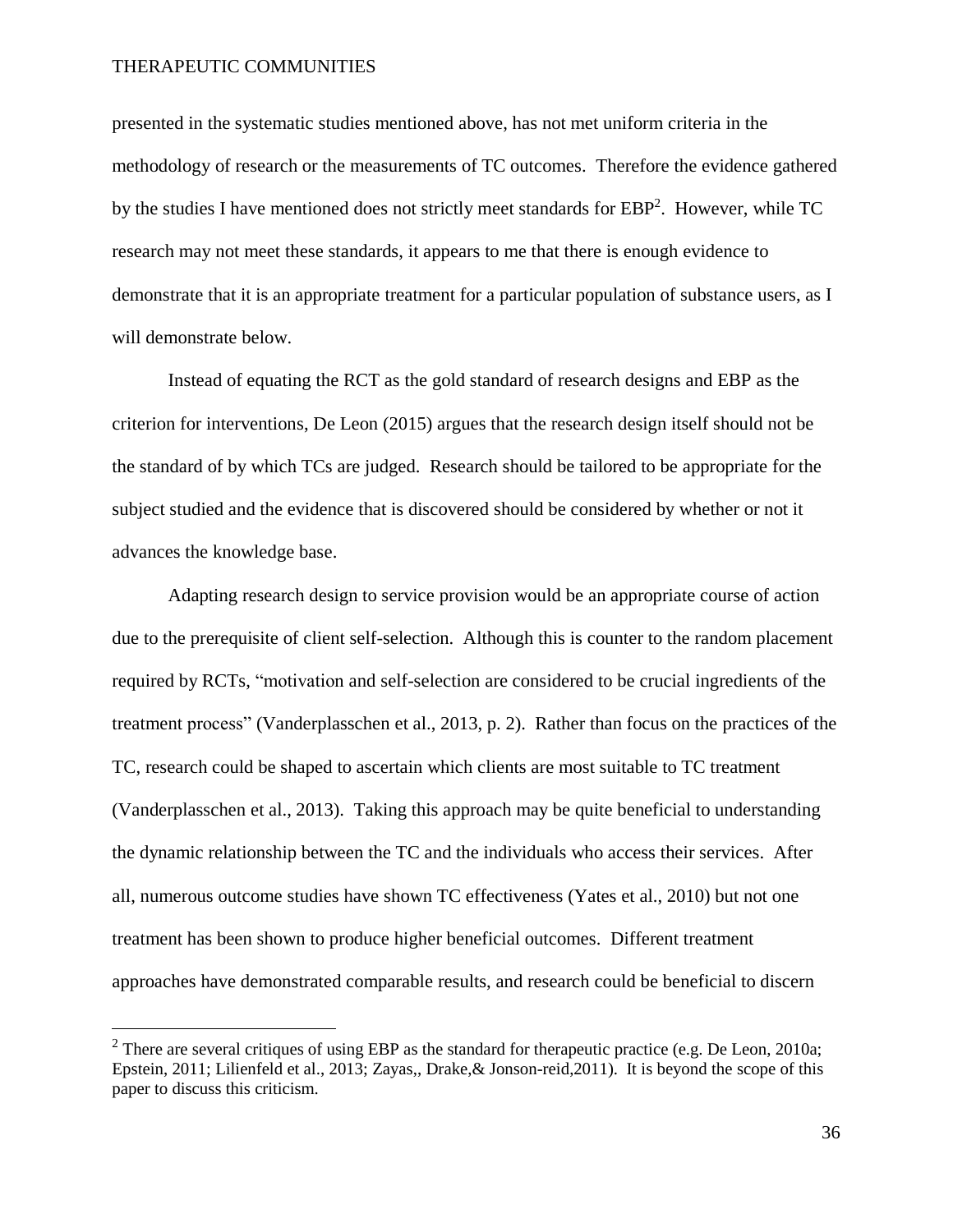presented in the systematic studies mentioned above, has not met uniform criteria in the methodology of research or the measurements of TC outcomes. Therefore the evidence gathered by the studies I have mentioned does not strictly meet standards for EBP[2]. However, while TC research may not meet these standards, it appears to me that there is enough evidence to demonstrate that it is an appropriate treatment for a particular population of substance users, as I will demonstrate below.

Instead of equating the RCT as the gold standard of research designs and EBP as the criterion for interventions, De Leon (2015) argues that the research design itself should not be the standard of by which TCs are judged. Research should be tailored to be appropriate for the subject studied and the evidence that is discovered should be considered by whether or not it advances the knowledge base.

Adapting research design to service provision would be an appropriate course of action due to the prerequisite of client self-selection. Although this is counter to the random placement required by RCTs, "motivation and self-selection are considered to be crucial ingredients of the treatment process" (Vanderplasschen et al., 2013, p. 2). Rather than focus on the practices of the TC, research could be shaped to ascertain which clients are most suitable to TC treatment (Vanderplasschen et al., 2013). Taking this approach may be quite beneficial to understanding the dynamic relationship between the TC and the individuals who access their services. After all, numerous outcome studies have shown TC effectiveness (Yates et al., 2010) but not one treatment has been shown to produce higher beneficial outcomes. Different treatment approaches have demonstrated comparable results, and research could be beneficial to discern

---

[2] There are several critiques of using EBP as the standard for therapeutic practice (e.g. De Leon, 2010a; Epstein, 2011; Lilienfeld et al., 2013; Zayas,, Drake,& Jonson-reid,2011). It is beyond the scope of this paper to discuss this criticism.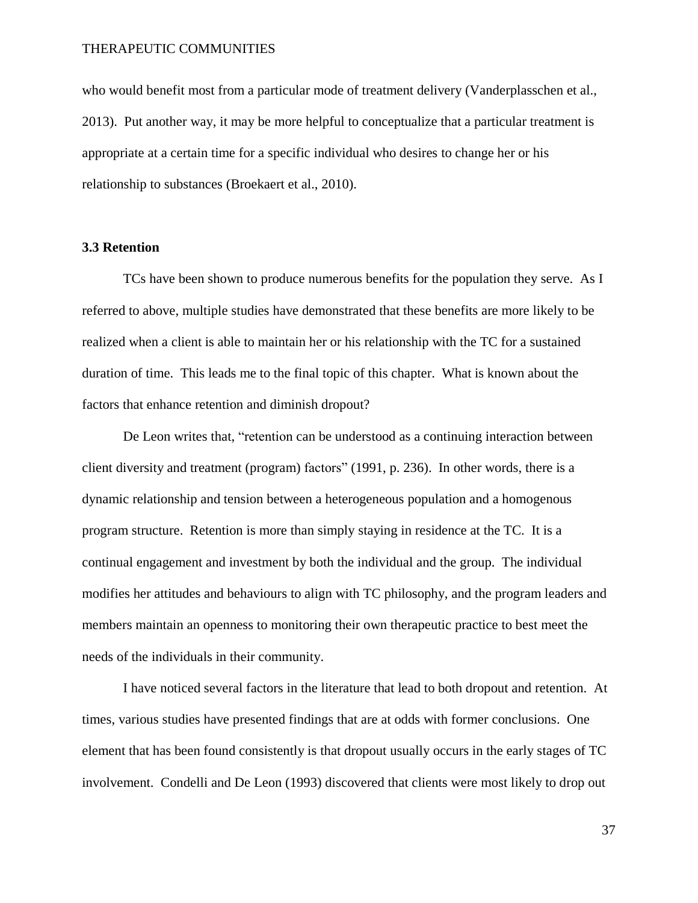who would benefit most from a particular mode of treatment delivery (Vanderplasschen et al., 2013). Put another way, it may be more helpful to conceptualize that a particular treatment is appropriate at a certain time for a specific individual who desires to change her or his relationship to substances (Broekaert et al., 2010).

### 3.3 Retention

TCs have been shown to produce numerous benefits for the population they serve. As I referred to above, multiple studies have demonstrated that these benefits are more likely to be realized when a client is able to maintain her or his relationship with the TC for a sustained duration of time. This leads me to the final topic of this chapter. What is known about the factors that enhance retention and diminish dropout?

De Leon writes that, "retention can be understood as a continuing interaction between client diversity and treatment (program) factors" (1991, p. 236). In other words, there is a dynamic relationship and tension between a heterogeneous population and a homogenous program structure. Retention is more than simply staying in residence at the TC. It is a continual engagement and investment by both the individual and the group. The individual modifies her attitudes and behaviours to align with TC philosophy, and the program leaders and members maintain an openness to monitoring their own therapeutic practice to best meet the needs of the individuals in their community.

I have noticed several factors in the literature that lead to both dropout and retention. At times, various studies have presented findings that are at odds with former conclusions. One element that has been found consistently is that dropout usually occurs in the early stages of TC involvement. Condelli and De Leon (1993) discovered that clients were most likely to drop out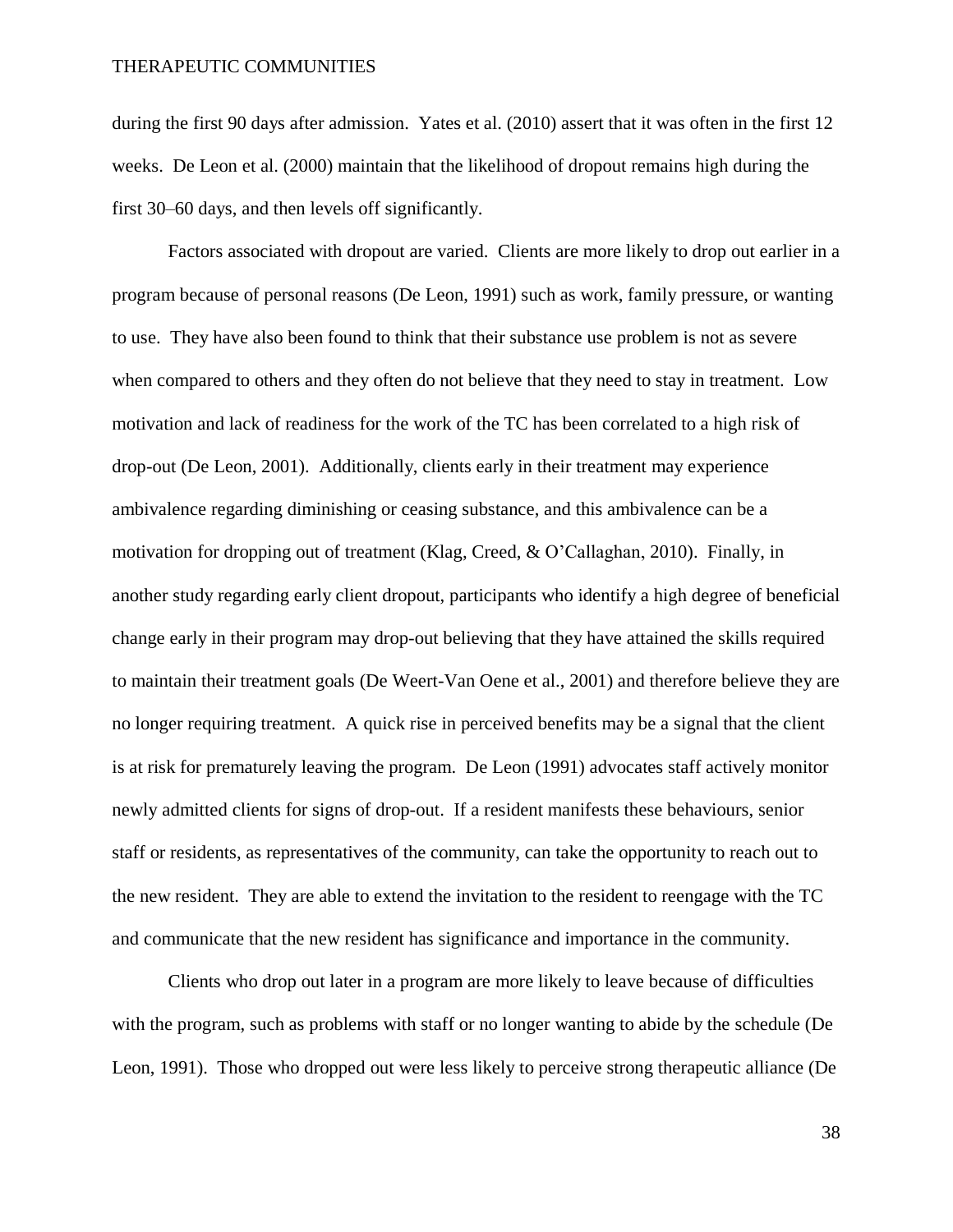during the first 90 days after admission. Yates et al. (2010) assert that it was often in the first 12 weeks. De Leon et al. (2000) maintain that the likelihood of dropout remains high during the first 30–60 days, and then levels off significantly.

Factors associated with dropout are varied. Clients are more likely to drop out earlier in a program because of personal reasons (De Leon, 1991) such as work, family pressure, or wanting to use. They have also been found to think that their substance use problem is not as severe when compared to others and they often do not believe that they need to stay in treatment. Low motivation and lack of readiness for the work of the TC has been correlated to a high risk of drop-out (De Leon, 2001). Additionally, clients early in their treatment may experience ambivalence regarding diminishing or ceasing substance, and this ambivalence can be a motivation for dropping out of treatment (Klag, Creed, & O'Callaghan, 2010). Finally, in another study regarding early client dropout, participants who identify a high degree of beneficial change early in their program may drop-out believing that they have attained the skills required to maintain their treatment goals (De Weert-Van Oene et al., 2001) and therefore believe they are no longer requiring treatment. A quick rise in perceived benefits may be a signal that the client is at risk for prematurely leaving the program. De Leon (1991) advocates staff actively monitor newly admitted clients for signs of drop-out. If a resident manifests these behaviours, senior staff or residents, as representatives of the community, can take the opportunity to reach out to the new resident. They are able to extend the invitation to the resident to reengage with the TC and communicate that the new resident has significance and importance in the community.

Clients who drop out later in a program are more likely to leave because of difficulties with the program, such as problems with staff or no longer wanting to abide by the schedule (De Leon, 1991). Those who dropped out were less likely to perceive strong therapeutic alliance (De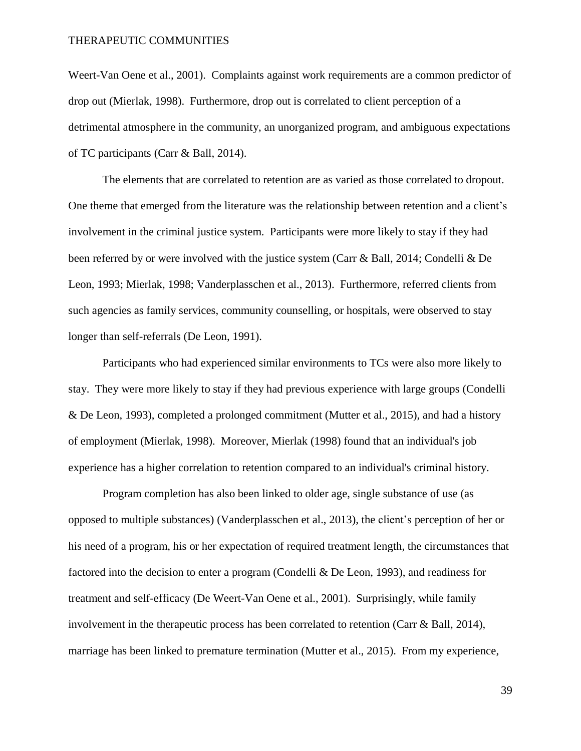Weert-Van Oene et al., 2001). Complaints against work requirements are a common predictor of drop out (Mierlak, 1998). Furthermore, drop out is correlated to client perception of a detrimental atmosphere in the community, an unorganized program, and ambiguous expectations of TC participants (Carr & Ball, 2014).

The elements that are correlated to retention are as varied as those correlated to dropout. One theme that emerged from the literature was the relationship between retention and a client's involvement in the criminal justice system. Participants were more likely to stay if they had been referred by or were involved with the justice system (Carr & Ball, 2014; Condelli & De Leon, 1993; Mierlak, 1998; Vanderplasschen et al., 2013). Furthermore, referred clients from such agencies as family services, community counselling, or hospitals, were observed to stay longer than self-referrals (De Leon, 1991).

Participants who had experienced similar environments to TCs were also more likely to stay. They were more likely to stay if they had previous experience with large groups (Condelli & De Leon, 1993), completed a prolonged commitment (Mutter et al., 2015), and had a history of employment (Mierlak, 1998). Moreover, Mierlak (1998) found that an individual's job experience has a higher correlation to retention compared to an individual's criminal history.

Program completion has also been linked to older age, single substance of use (as opposed to multiple substances) (Vanderplasschen et al., 2013), the client's perception of her or his need of a program, his or her expectation of required treatment length, the circumstances that factored into the decision to enter a program (Condelli & De Leon, 1993), and readiness for treatment and self-efficacy (De Weert-Van Oene et al., 2001). Surprisingly, while family involvement in the therapeutic process has been correlated to retention (Carr & Ball, 2014), marriage has been linked to premature termination (Mutter et al., 2015). From my experience,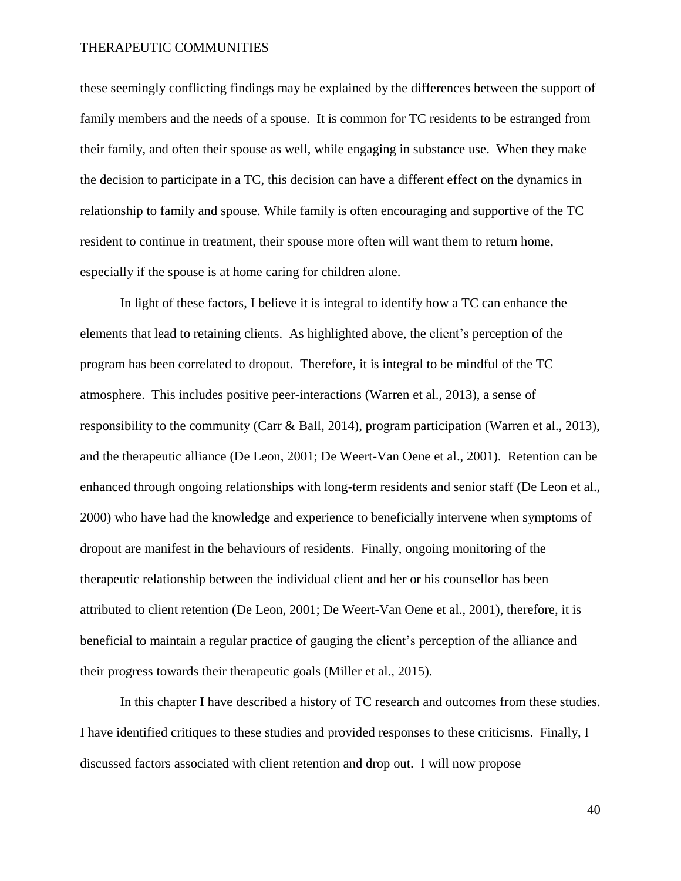these seemingly conflicting findings may be explained by the differences between the support of family members and the needs of a spouse. It is common for TC residents to be estranged from their family, and often their spouse as well, while engaging in substance use. When they make the decision to participate in a TC, this decision can have a different effect on the dynamics in relationship to family and spouse. While family is often encouraging and supportive of the TC resident to continue in treatment, their spouse more often will want them to return home, especially if the spouse is at home caring for children alone.

In light of these factors, I believe it is integral to identify how a TC can enhance the elements that lead to retaining clients. As highlighted above, the client's perception of the program has been correlated to dropout. Therefore, it is integral to be mindful of the TC atmosphere. This includes positive peer-interactions (Warren et al., 2013), a sense of responsibility to the community (Carr & Ball, 2014), program participation (Warren et al., 2013), and the therapeutic alliance (De Leon, 2001; De Weert-Van Oene et al., 2001). Retention can be enhanced through ongoing relationships with long-term residents and senior staff (De Leon et al., 2000) who have had the knowledge and experience to beneficially intervene when symptoms of dropout are manifest in the behaviours of residents. Finally, ongoing monitoring of the therapeutic relationship between the individual client and her or his counsellor has been attributed to client retention (De Leon, 2001; De Weert-Van Oene et al., 2001), therefore, it is beneficial to maintain a regular practice of gauging the client's perception of the alliance and their progress towards their therapeutic goals (Miller et al., 2015).

In this chapter I have described a history of TC research and outcomes from these studies. I have identified critiques to these studies and provided responses to these criticisms. Finally, I discussed factors associated with client retention and drop out. I will now propose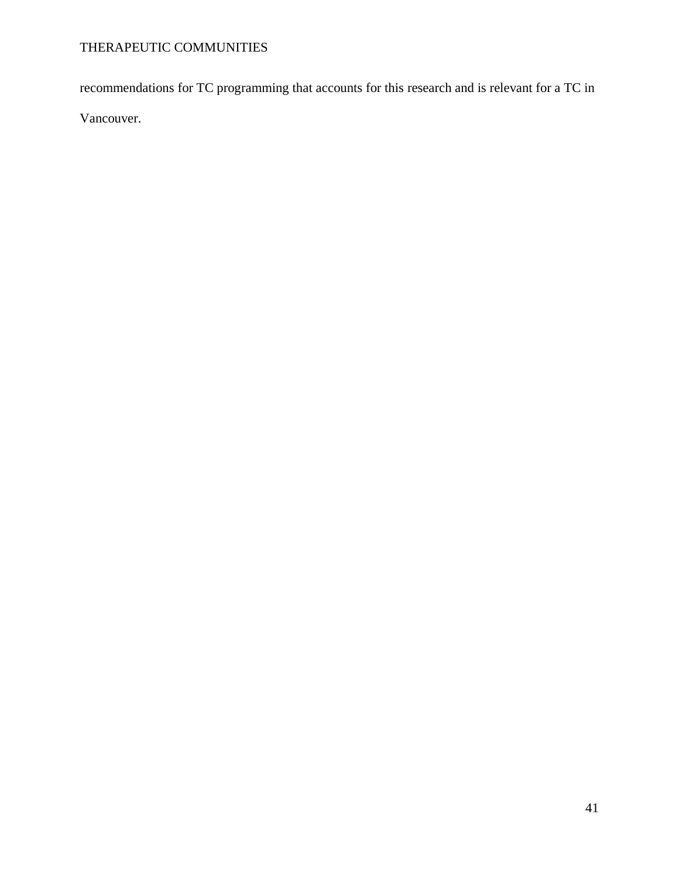recommendations for TC programming that accounts for this research and is relevant for a TC in Vancouver.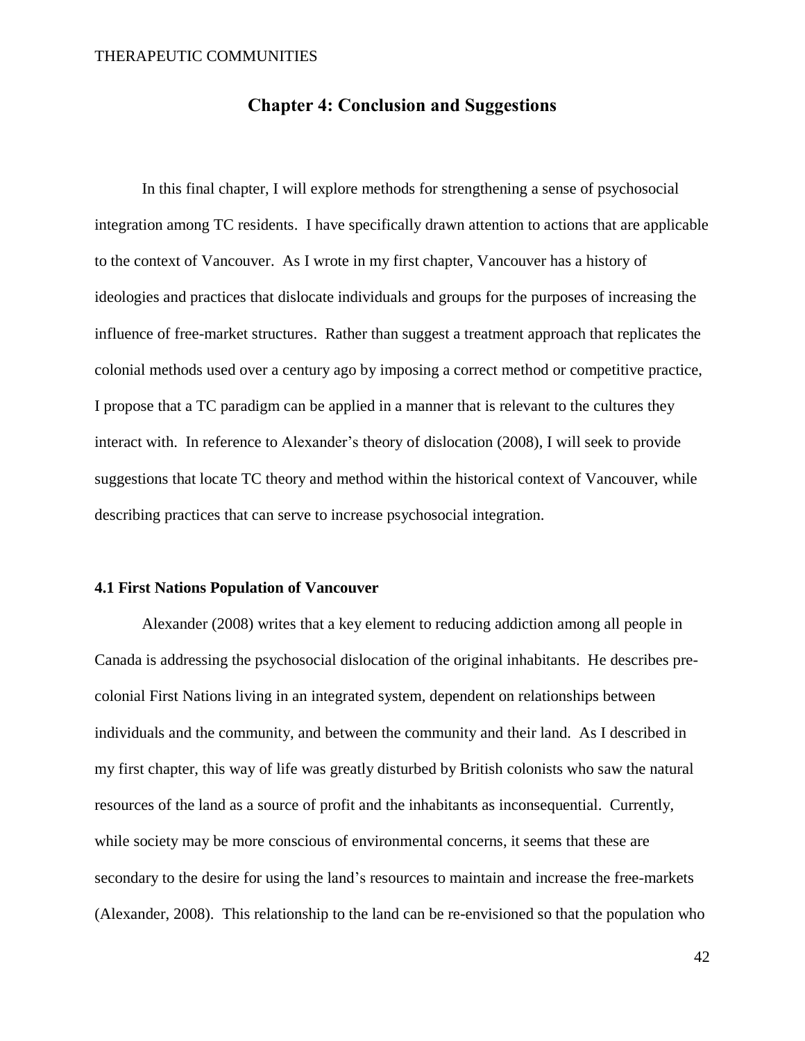# Chapter 4: Conclusion and Suggestions

In this final chapter, I will explore methods for strengthening a sense of psychosocial integration among TC residents. I have specifically drawn attention to actions that are applicable to the context of Vancouver. As I wrote in my first chapter, Vancouver has a history of ideologies and practices that dislocate individuals and groups for the purposes of increasing the influence of free-market structures. Rather than suggest a treatment approach that replicates the colonial methods used over a century ago by imposing a correct method or competitive practice, I propose that a TC paradigm can be applied in a manner that is relevant to the cultures they interact with. In reference to Alexander's theory of dislocation (2008), I will seek to provide suggestions that locate TC theory and method within the historical context of Vancouver, while describing practices that can serve to increase psychosocial integration.

## 4.1 First Nations Population of Vancouver

Alexander (2008) writes that a key element to reducing addiction among all people in Canada is addressing the psychosocial dislocation of the original inhabitants. He describes pre-colonial First Nations living in an integrated system, dependent on relationships between individuals and the community, and between the community and their land. As I described in my first chapter, this way of life was greatly disturbed by British colonists who saw the natural resources of the land as a source of profit and the inhabitants as inconsequential. Currently, while society may be more conscious of environmental concerns, it seems that these are secondary to the desire for using the land's resources to maintain and increase the free-markets (Alexander, 2008). This relationship to the land can be re-envisioned so that the population who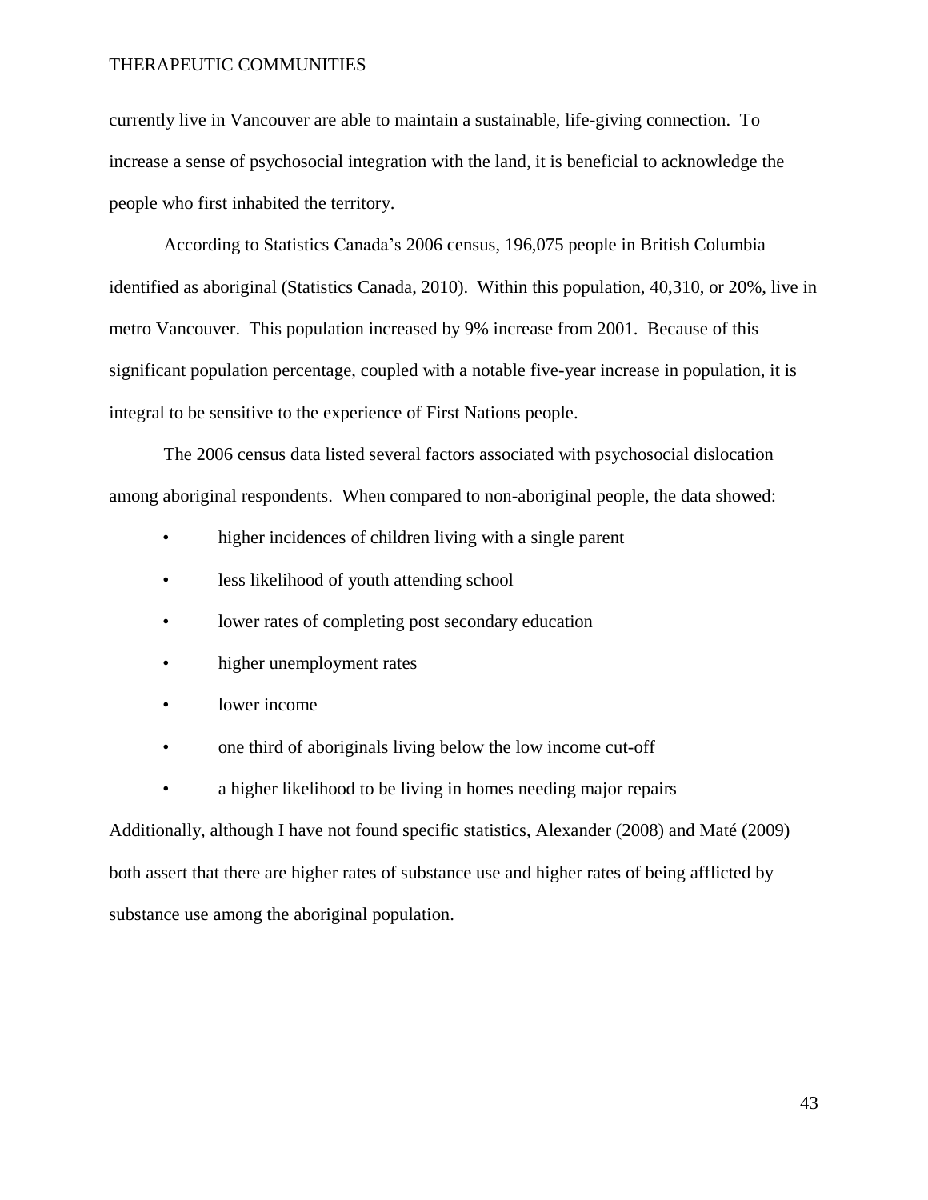currently live in Vancouver are able to maintain a sustainable, life-giving connection. To increase a sense of psychosocial integration with the land, it is beneficial to acknowledge the people who first inhabited the territory.

According to Statistics Canada's 2006 census, 196,075 people in British Columbia identified as aboriginal (Statistics Canada, 2010). Within this population, 40,310, or 20%, live in metro Vancouver. This population increased by 9% increase from 2001. Because of this significant population percentage, coupled with a notable five-year increase in population, it is integral to be sensitive to the experience of First Nations people.

The 2006 census data listed several factors associated with psychosocial dislocation among aboriginal respondents. When compared to non-aboriginal people, the data showed:

- higher incidences of children living with a single parent
- less likelihood of youth attending school
- lower rates of completing post secondary education
- higher unemployment rates
- lower income
- one third of aboriginals living below the low income cut-off
- a higher likelihood to be living in homes needing major repairs

Additionally, although I have not found specific statistics, Alexander (2008) and Maté (2009) both assert that there are higher rates of substance use and higher rates of being afflicted by substance use among the aboriginal population.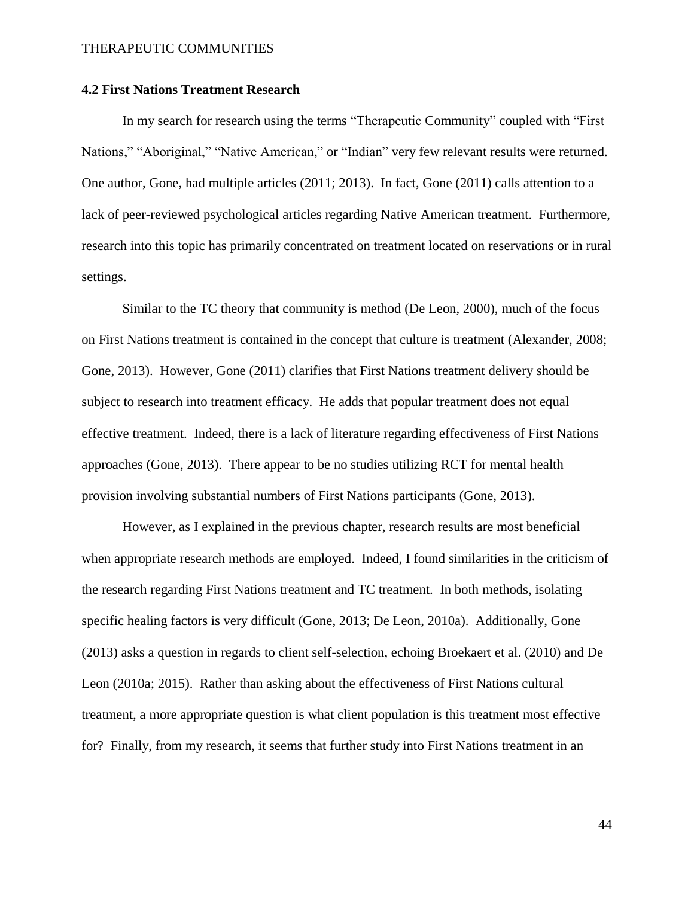### 4.2 First Nations Treatment Research

In my search for research using the terms "Therapeutic Community" coupled with "First Nations," "Aboriginal," "Native American," or "Indian" very few relevant results were returned. One author, Gone, had multiple articles (2011; 2013). In fact, Gone (2011) calls attention to a lack of peer-reviewed psychological articles regarding Native American treatment. Furthermore, research into this topic has primarily concentrated on treatment located on reservations or in rural settings.

Similar to the TC theory that community is method (De Leon, 2000), much of the focus on First Nations treatment is contained in the concept that culture is treatment (Alexander, 2008; Gone, 2013). However, Gone (2011) clarifies that First Nations treatment delivery should be subject to research into treatment efficacy. He adds that popular treatment does not equal effective treatment. Indeed, there is a lack of literature regarding effectiveness of First Nations approaches (Gone, 2013). There appear to be no studies utilizing RCT for mental health provision involving substantial numbers of First Nations participants (Gone, 2013).

However, as I explained in the previous chapter, research results are most beneficial when appropriate research methods are employed. Indeed, I found similarities in the criticism of the research regarding First Nations treatment and TC treatment. In both methods, isolating specific healing factors is very difficult (Gone, 2013; De Leon, 2010a). Additionally, Gone (2013) asks a question in regards to client self-selection, echoing Broekaert et al. (2010) and De Leon (2010a; 2015). Rather than asking about the effectiveness of First Nations cultural treatment, a more appropriate question is what client population is this treatment most effective for? Finally, from my research, it seems that further study into First Nations treatment in an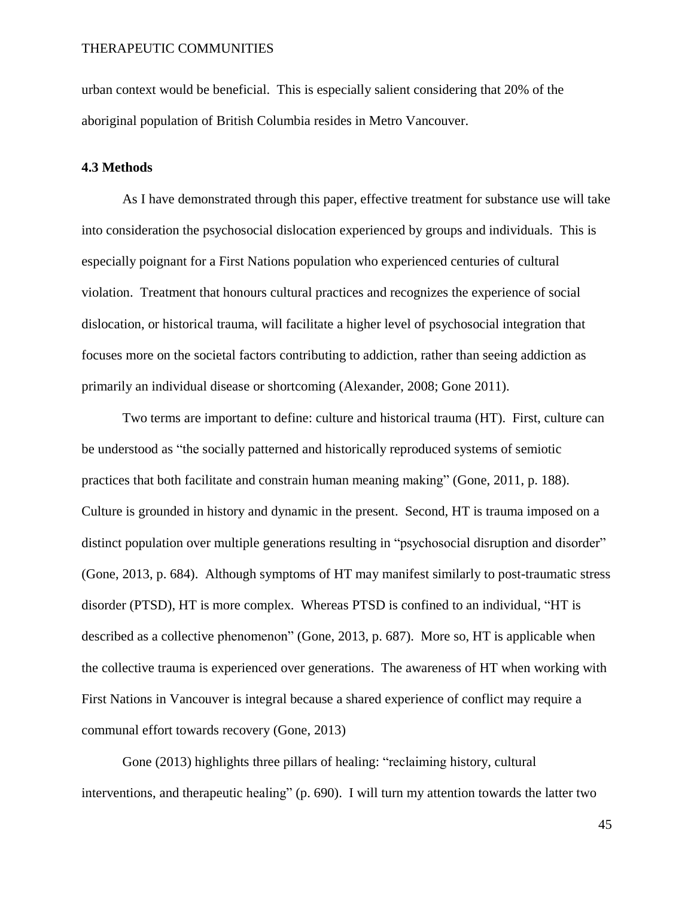urban context would be beneficial. This is especially salient considering that 20% of the aboriginal population of British Columbia resides in Metro Vancouver.

### 4.3 Methods

As I have demonstrated through this paper, effective treatment for substance use will take into consideration the psychosocial dislocation experienced by groups and individuals. This is especially poignant for a First Nations population who experienced centuries of cultural violation. Treatment that honours cultural practices and recognizes the experience of social dislocation, or historical trauma, will facilitate a higher level of psychosocial integration that focuses more on the societal factors contributing to addiction, rather than seeing addiction as primarily an individual disease or shortcoming (Alexander, 2008; Gone 2011).

Two terms are important to define: culture and historical trauma (HT). First, culture can be understood as "the socially patterned and historically reproduced systems of semiotic practices that both facilitate and constrain human meaning making" (Gone, 2011, p. 188). Culture is grounded in history and dynamic in the present. Second, HT is trauma imposed on a distinct population over multiple generations resulting in "psychosocial disruption and disorder" (Gone, 2013, p. 684). Although symptoms of HT may manifest similarly to post-traumatic stress disorder (PTSD), HT is more complex. Whereas PTSD is confined to an individual, "HT is described as a collective phenomenon" (Gone, 2013, p. 687). More so, HT is applicable when the collective trauma is experienced over generations. The awareness of HT when working with First Nations in Vancouver is integral because a shared experience of conflict may require a communal effort towards recovery (Gone, 2013)

Gone (2013) highlights three pillars of healing: "reclaiming history, cultural interventions, and therapeutic healing" (p. 690). I will turn my attention towards the latter two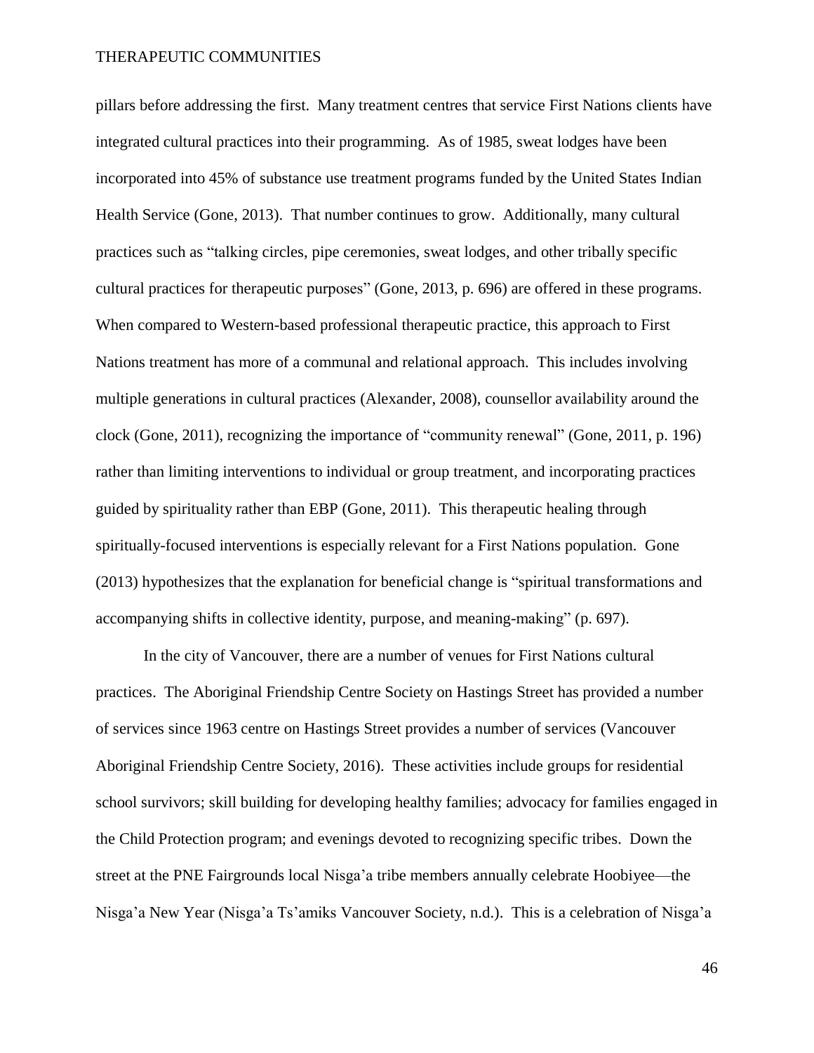pillars before addressing the first. Many treatment centres that service First Nations clients have integrated cultural practices into their programming. As of 1985, sweat lodges have been incorporated into 45% of substance use treatment programs funded by the United States Indian Health Service (Gone, 2013). That number continues to grow. Additionally, many cultural practices such as "talking circles, pipe ceremonies, sweat lodges, and other tribally specific cultural practices for therapeutic purposes" (Gone, 2013, p. 696) are offered in these programs. When compared to Western-based professional therapeutic practice, this approach to First Nations treatment has more of a communal and relational approach. This includes involving multiple generations in cultural practices (Alexander, 2008), counsellor availability around the clock (Gone, 2011), recognizing the importance of "community renewal" (Gone, 2011, p. 196) rather than limiting interventions to individual or group treatment, and incorporating practices guided by spirituality rather than EBP (Gone, 2011). This therapeutic healing through spiritually-focused interventions is especially relevant for a First Nations population. Gone (2013) hypothesizes that the explanation for beneficial change is "spiritual transformations and accompanying shifts in collective identity, purpose, and meaning-making" (p. 697).

In the city of Vancouver, there are a number of venues for First Nations cultural practices. The Aboriginal Friendship Centre Society on Hastings Street has provided a number of services since 1963 centre on Hastings Street provides a number of services (Vancouver Aboriginal Friendship Centre Society, 2016). These activities include groups for residential school survivors; skill building for developing healthy families; advocacy for families engaged in the Child Protection program; and evenings devoted to recognizing specific tribes. Down the street at the PNE Fairgrounds local Nisga'a tribe members annually celebrate Hoobiyee—the Nisga'a New Year (Nisga'a Ts'amiks Vancouver Society, n.d.). This is a celebration of Nisga'a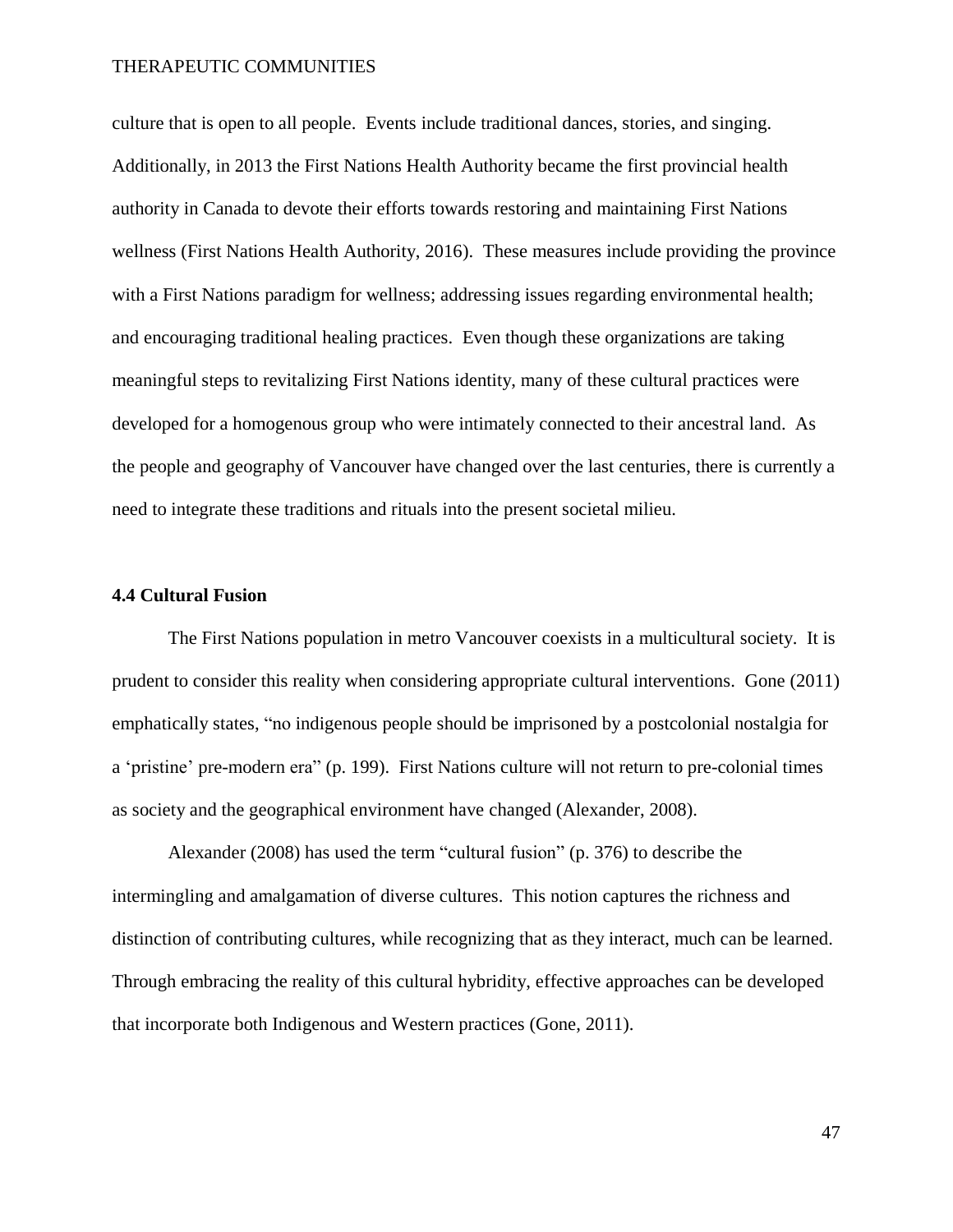culture that is open to all people. Events include traditional dances, stories, and singing. Additionally, in 2013 the First Nations Health Authority became the first provincial health authority in Canada to devote their efforts towards restoring and maintaining First Nations wellness (First Nations Health Authority, 2016). These measures include providing the province with a First Nations paradigm for wellness; addressing issues regarding environmental health; and encouraging traditional healing practices. Even though these organizations are taking meaningful steps to revitalizing First Nations identity, many of these cultural practices were developed for a homogenous group who were intimately connected to their ancestral land. As the people and geography of Vancouver have changed over the last centuries, there is currently a need to integrate these traditions and rituals into the present societal milieu.

### 4.4 Cultural Fusion

The First Nations population in metro Vancouver coexists in a multicultural society. It is prudent to consider this reality when considering appropriate cultural interventions. Gone (2011) emphatically states, "no indigenous people should be imprisoned by a postcolonial nostalgia for a 'pristine' pre-modern era" (p. 199). First Nations culture will not return to pre-colonial times as society and the geographical environment have changed (Alexander, 2008).

Alexander (2008) has used the term "cultural fusion" (p. 376) to describe the intermingling and amalgamation of diverse cultures. This notion captures the richness and distinction of contributing cultures, while recognizing that as they interact, much can be learned. Through embracing the reality of this cultural hybridity, effective approaches can be developed that incorporate both Indigenous and Western practices (Gone, 2011).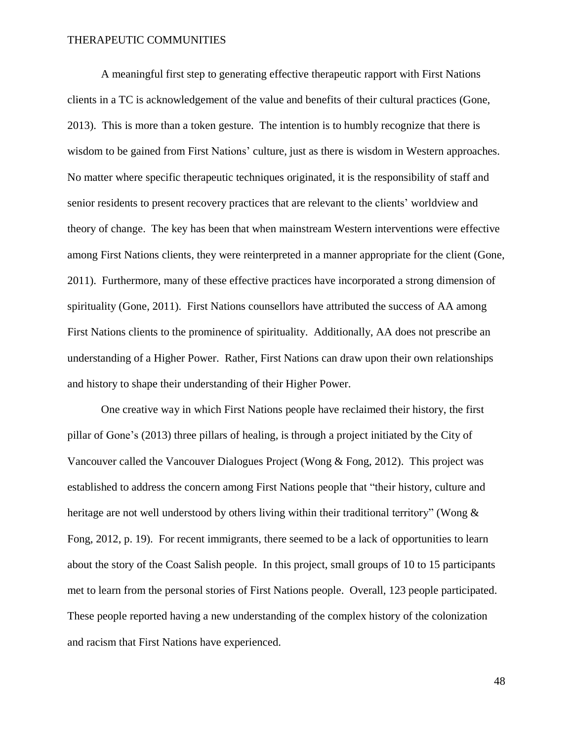A meaningful first step to generating effective therapeutic rapport with First Nations clients in a TC is acknowledgement of the value and benefits of their cultural practices (Gone, 2013). This is more than a token gesture. The intention is to humbly recognize that there is wisdom to be gained from First Nations' culture, just as there is wisdom in Western approaches. No matter where specific therapeutic techniques originated, it is the responsibility of staff and senior residents to present recovery practices that are relevant to the clients' worldview and theory of change. The key has been that when mainstream Western interventions were effective among First Nations clients, they were reinterpreted in a manner appropriate for the client (Gone, 2011). Furthermore, many of these effective practices have incorporated a strong dimension of spirituality (Gone, 2011). First Nations counsellors have attributed the success of AA among First Nations clients to the prominence of spirituality. Additionally, AA does not prescribe an understanding of a Higher Power. Rather, First Nations can draw upon their own relationships and history to shape their understanding of their Higher Power.

One creative way in which First Nations people have reclaimed their history, the first pillar of Gone's (2013) three pillars of healing, is through a project initiated by the City of Vancouver called the Vancouver Dialogues Project (Wong & Fong, 2012). This project was established to address the concern among First Nations people that "their history, culture and heritage are not well understood by others living within their traditional territory" (Wong & Fong, 2012, p. 19). For recent immigrants, there seemed to be a lack of opportunities to learn about the story of the Coast Salish people. In this project, small groups of 10 to 15 participants met to learn from the personal stories of First Nations people. Overall, 123 people participated. These people reported having a new understanding of the complex history of the colonization and racism that First Nations have experienced.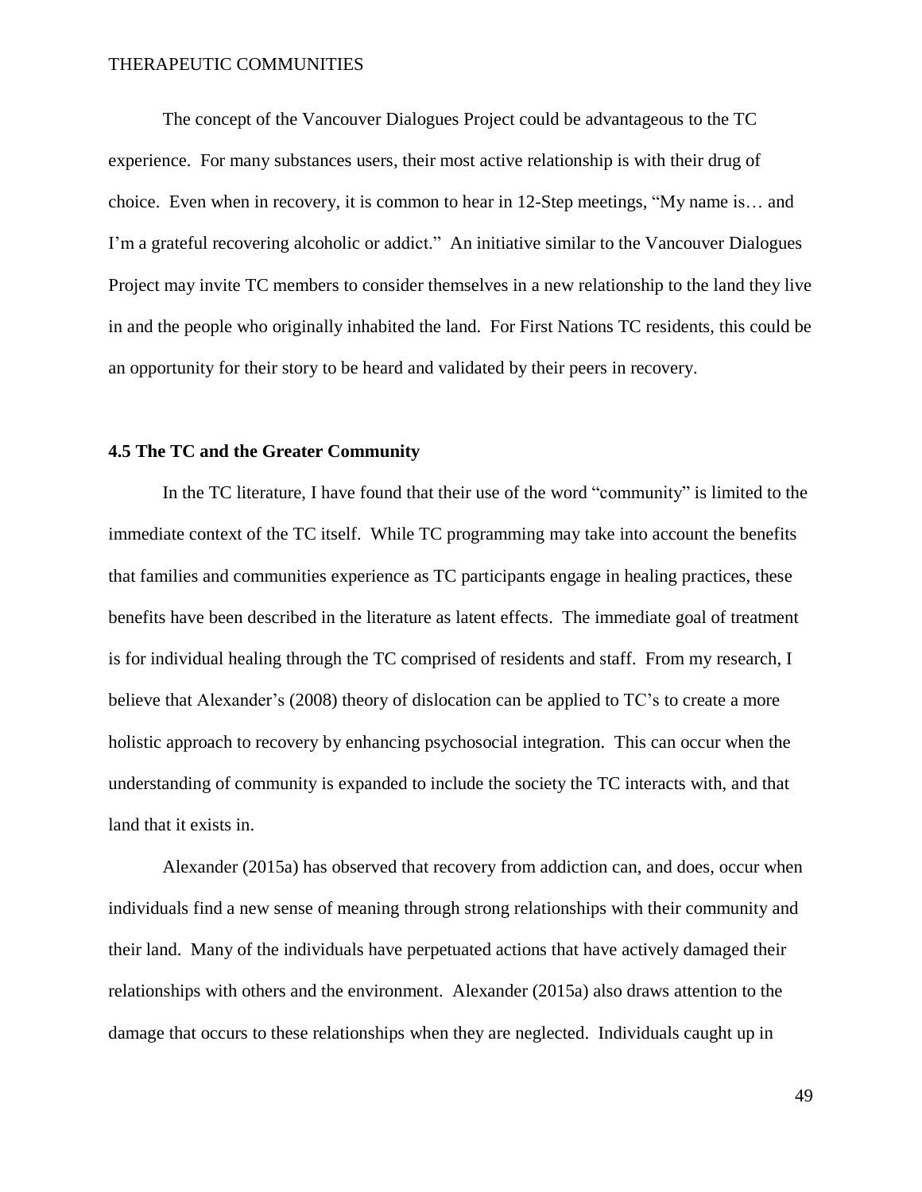The concept of the Vancouver Dialogues Project could be advantageous to the TC experience. For many substances users, their most active relationship is with their drug of choice. Even when in recovery, it is common to hear in 12-Step meetings, "My name is… and I'm a grateful recovering alcoholic or addict." An initiative similar to the Vancouver Dialogues Project may invite TC members to consider themselves in a new relationship to the land they live in and the people who originally inhabited the land. For First Nations TC residents, this could be an opportunity for their story to be heard and validated by their peers in recovery.

### 4.5 The TC and the Greater Community

In the TC literature, I have found that their use of the word "community" is limited to the immediate context of the TC itself. While TC programming may take into account the benefits that families and communities experience as TC participants engage in healing practices, these benefits have been described in the literature as latent effects. The immediate goal of treatment is for individual healing through the TC comprised of residents and staff. From my research, I believe that Alexander's (2008) theory of dislocation can be applied to TC's to create a more holistic approach to recovery by enhancing psychosocial integration. This can occur when the understanding of community is expanded to include the society the TC interacts with, and that land that it exists in.

Alexander (2015a) has observed that recovery from addiction can, and does, occur when individuals find a new sense of meaning through strong relationships with their community and their land. Many of the individuals have perpetuated actions that have actively damaged their relationships with others and the environment. Alexander (2015a) also draws attention to the damage that occurs to these relationships when they are neglected. Individuals caught up in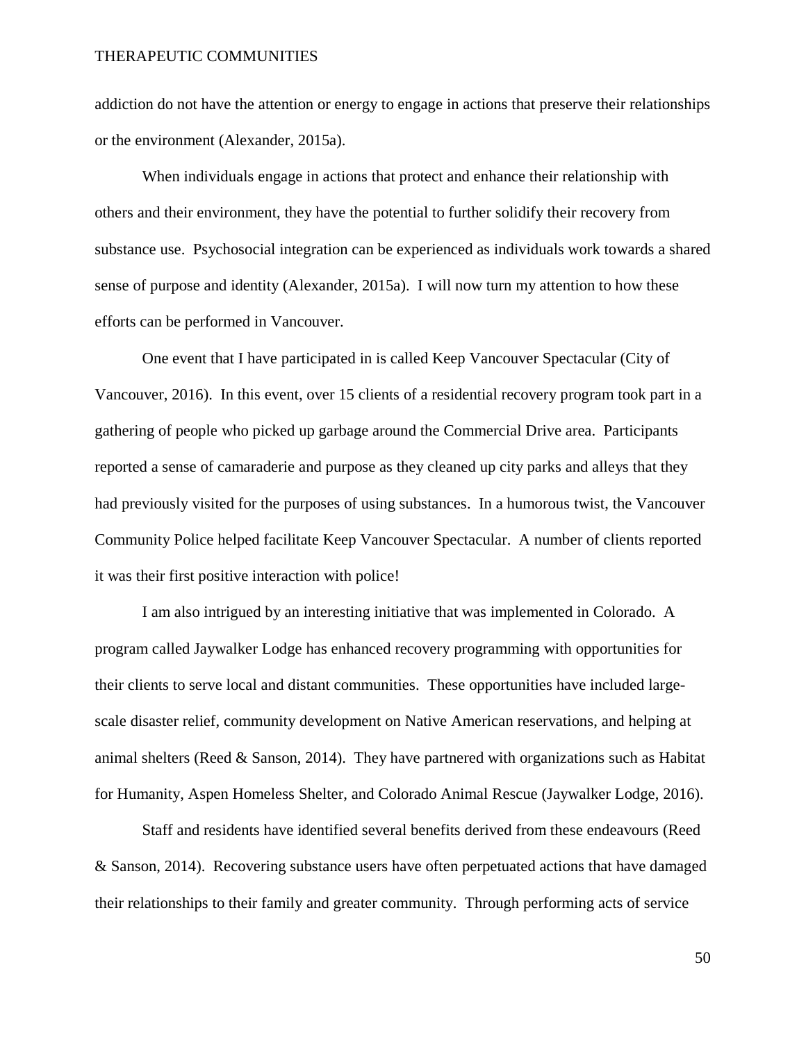addiction do not have the attention or energy to engage in actions that preserve their relationships or the environment (Alexander, 2015a).

When individuals engage in actions that protect and enhance their relationship with others and their environment, they have the potential to further solidify their recovery from substance use. Psychosocial integration can be experienced as individuals work towards a shared sense of purpose and identity (Alexander, 2015a). I will now turn my attention to how these efforts can be performed in Vancouver.

One event that I have participated in is called Keep Vancouver Spectacular (City of Vancouver, 2016). In this event, over 15 clients of a residential recovery program took part in a gathering of people who picked up garbage around the Commercial Drive area. Participants reported a sense of camaraderie and purpose as they cleaned up city parks and alleys that they had previously visited for the purposes of using substances. In a humorous twist, the Vancouver Community Police helped facilitate Keep Vancouver Spectacular. A number of clients reported it was their first positive interaction with police!

I am also intrigued by an interesting initiative that was implemented in Colorado. A program called Jaywalker Lodge has enhanced recovery programming with opportunities for their clients to serve local and distant communities. These opportunities have included large-scale disaster relief, community development on Native American reservations, and helping at animal shelters (Reed & Sanson, 2014). They have partnered with organizations such as Habitat for Humanity, Aspen Homeless Shelter, and Colorado Animal Rescue (Jaywalker Lodge, 2016).

Staff and residents have identified several benefits derived from these endeavours (Reed & Sanson, 2014). Recovering substance users have often perpetuated actions that have damaged their relationships to their family and greater community. Through performing acts of service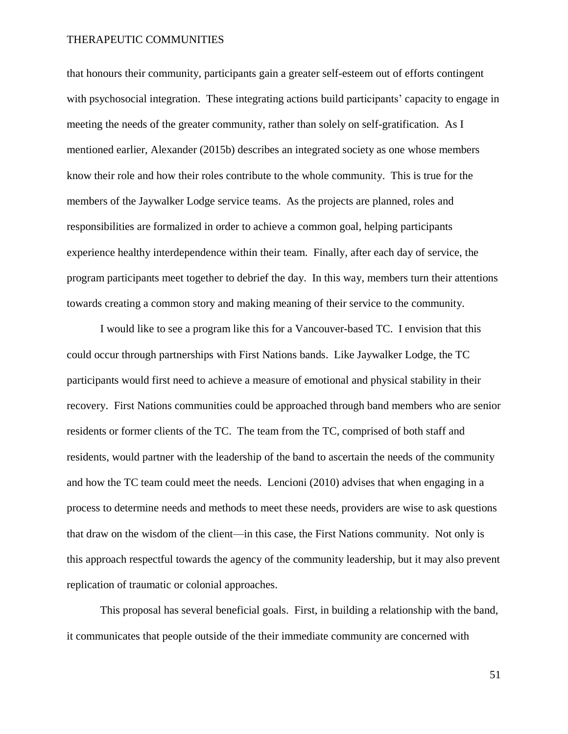that honours their community, participants gain a greater self-esteem out of efforts contingent with psychosocial integration. These integrating actions build participants' capacity to engage in meeting the needs of the greater community, rather than solely on self-gratification. As I mentioned earlier, Alexander (2015b) describes an integrated society as one whose members know their role and how their roles contribute to the whole community. This is true for the members of the Jaywalker Lodge service teams. As the projects are planned, roles and responsibilities are formalized in order to achieve a common goal, helping participants experience healthy interdependence within their team. Finally, after each day of service, the program participants meet together to debrief the day. In this way, members turn their attentions towards creating a common story and making meaning of their service to the community.

I would like to see a program like this for a Vancouver-based TC. I envision that this could occur through partnerships with First Nations bands. Like Jaywalker Lodge, the TC participants would first need to achieve a measure of emotional and physical stability in their recovery. First Nations communities could be approached through band members who are senior residents or former clients of the TC. The team from the TC, comprised of both staff and residents, would partner with the leadership of the band to ascertain the needs of the community and how the TC team could meet the needs. Lencioni (2010) advises that when engaging in a process to determine needs and methods to meet these needs, providers are wise to ask questions that draw on the wisdom of the client—in this case, the First Nations community. Not only is this approach respectful towards the agency of the community leadership, but it may also prevent replication of traumatic or colonial approaches.

This proposal has several beneficial goals. First, in building a relationship with the band, it communicates that people outside of the their immediate community are concerned with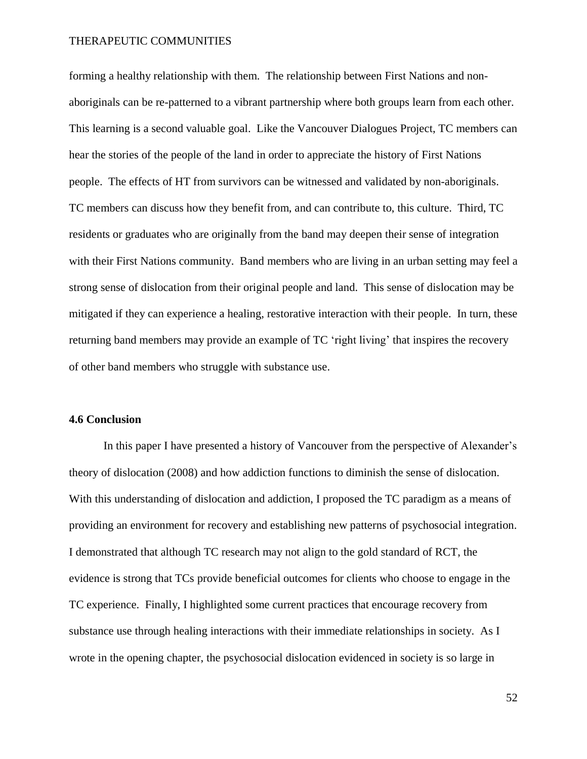forming a healthy relationship with them. The relationship between First Nations and non-aboriginals can be re-patterned to a vibrant partnership where both groups learn from each other. This learning is a second valuable goal. Like the Vancouver Dialogues Project, TC members can hear the stories of the people of the land in order to appreciate the history of First Nations people. The effects of HT from survivors can be witnessed and validated by non-aboriginals. TC members can discuss how they benefit from, and can contribute to, this culture. Third, TC residents or graduates who are originally from the band may deepen their sense of integration with their First Nations community. Band members who are living in an urban setting may feel a strong sense of dislocation from their original people and land. This sense of dislocation may be mitigated if they can experience a healing, restorative interaction with their people. In turn, these returning band members may provide an example of TC 'right living' that inspires the recovery of other band members who struggle with substance use.

### 4.6 Conclusion

In this paper I have presented a history of Vancouver from the perspective of Alexander's theory of dislocation (2008) and how addiction functions to diminish the sense of dislocation. With this understanding of dislocation and addiction, I proposed the TC paradigm as a means of providing an environment for recovery and establishing new patterns of psychosocial integration. I demonstrated that although TC research may not align to the gold standard of RCT, the evidence is strong that TCs provide beneficial outcomes for clients who choose to engage in the TC experience. Finally, I highlighted some current practices that encourage recovery from substance use through healing interactions with their immediate relationships in society. As I wrote in the opening chapter, the psychosocial dislocation evidenced in society is so large in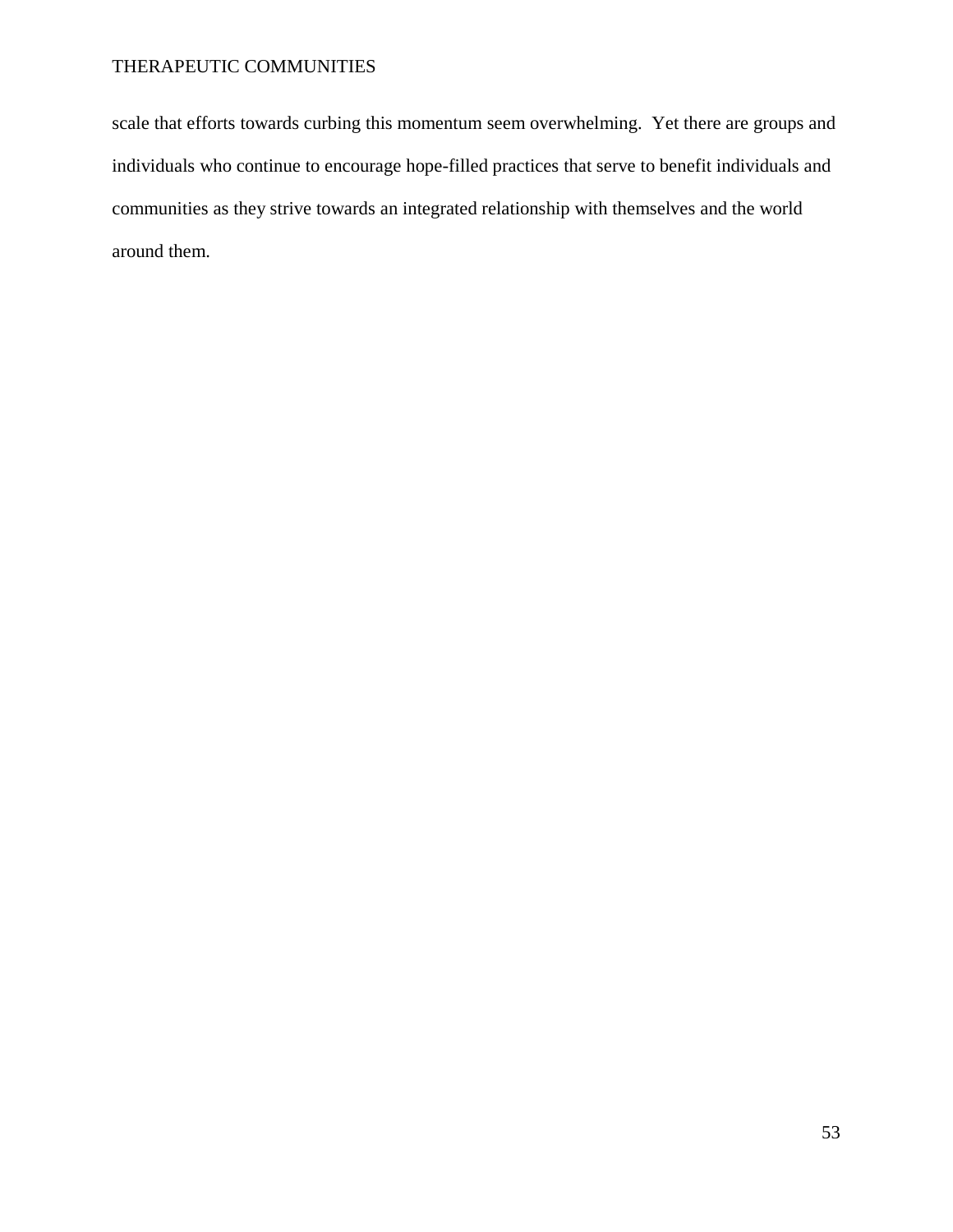scale that efforts towards curbing this momentum seem overwhelming. Yet there are groups and individuals who continue to encourage hope-filled practices that serve to benefit individuals and communities as they strive towards an integrated relationship with themselves and the world around them.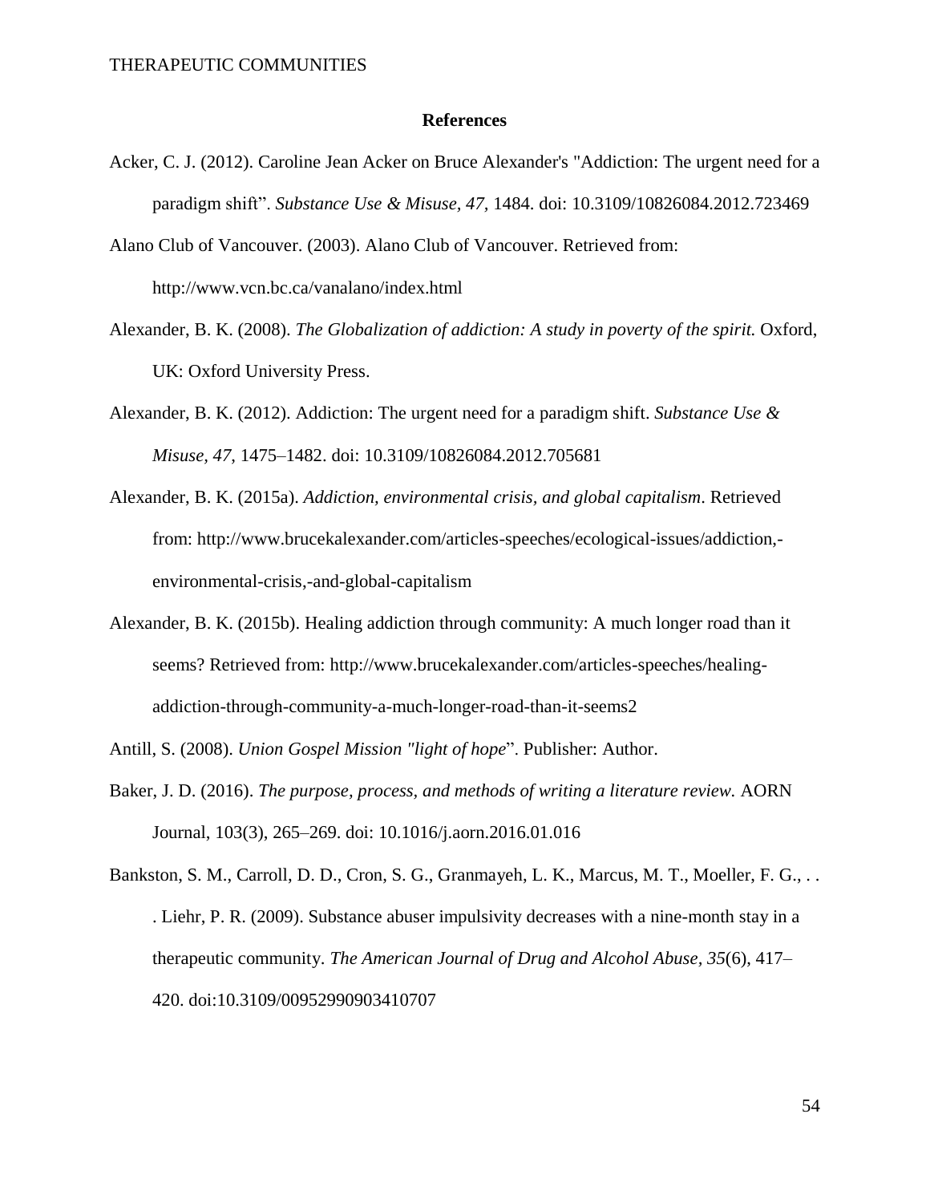## References

Acker, C. J. (2012). Caroline Jean Acker on Bruce Alexander's "Addiction: The urgent need for a paradigm shift". *Substance Use & Misuse, 47*, 1484. doi: 10.3109/10826084.2012.723469

Alano Club of Vancouver. (2003). Alano Club of Vancouver. Retrieved from: http://www.vcn.bc.ca/vanalano/index.html

Alexander, B. K. (2008). *The Globalization of addiction: A study in poverty of the spirit.* Oxford, UK: Oxford University Press.

Alexander, B. K. (2012). Addiction: The urgent need for a paradigm shift. *Substance Use & Misuse, 47*, 1475–1482. doi: 10.3109/10826084.2012.705681

Alexander, B. K. (2015a). *Addiction, environmental crisis, and global capitalism*. Retrieved from: http://www.brucekalexander.com/articles-speeches/ecological-issues/addiction,-environmental-crisis,-and-global-capitalism

Alexander, B. K. (2015b). Healing addiction through community: A much longer road than it seems? Retrieved from: http://www.brucekalexander.com/articles-speeches/healing-addiction-through-community-a-much-longer-road-than-it-seems2

Antill, S. (2008). *Union Gospel Mission "light of hope*". Publisher: Author.

Baker, J. D. (2016). *The purpose, process, and methods of writing a literature review.* AORN Journal, 103(3), 265–269. doi: 10.1016/j.aorn.2016.01.016

Bankston, S. M., Carroll, D. D., Cron, S. G., Granmayeh, L. K., Marcus, M. T., Moeller, F. G., . . . Liehr, P. R. (2009). Substance abuser impulsivity decreases with a nine-month stay in a therapeutic community. *The American Journal of Drug and Alcohol Abuse, 35*(6), 417–420. doi:10.3109/00952990903410707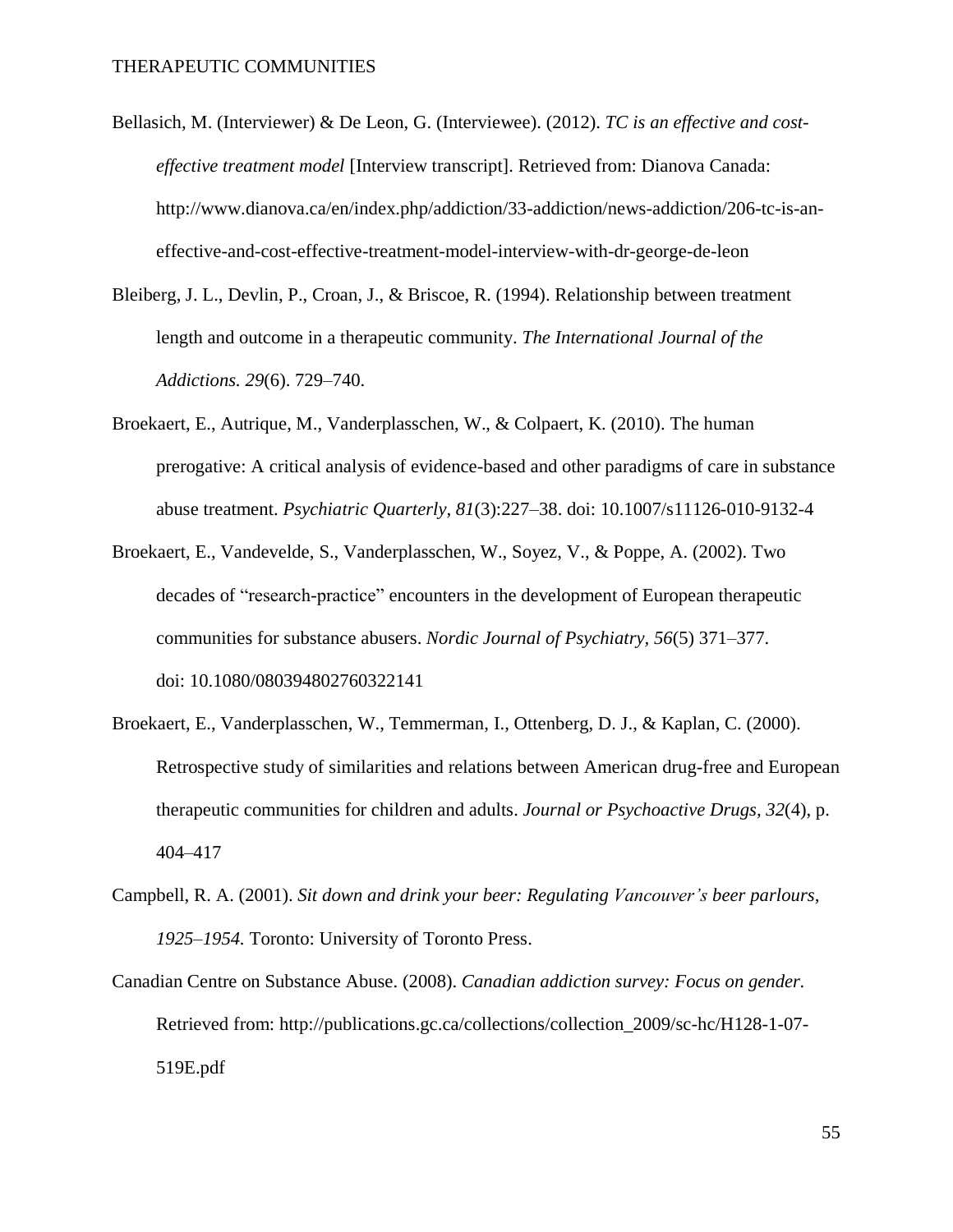Bellasich, M. (Interviewer) & De Leon, G. (Interviewee). (2012). *TC is an effective and cost-effective treatment model* [Interview transcript]. Retrieved from: Dianova Canada: http://www.dianova.ca/en/index.php/addiction/33-addiction/news-addiction/206-tc-is-an-effective-and-cost-effective-treatment-model-interview-with-dr-george-de-leon

Bleiberg, J. L., Devlin, P., Croan, J., & Briscoe, R. (1994). Relationship between treatment length and outcome in a therapeutic community. *The International Journal of the Addictions. 29*(6). 729–740.

Broekaert, E., Autrique, M., Vanderplasschen, W., & Colpaert, K. (2010). The human prerogative: A critical analysis of evidence-based and other paradigms of care in substance abuse treatment. *Psychiatric Quarterly, 81*(3):227–38. doi: 10.1007/s11126-010-9132-4

Broekaert, E., Vandevelde, S., Vanderplasschen, W., Soyez, V., & Poppe, A. (2002). Two decades of "research-practice" encounters in the development of European therapeutic communities for substance abusers. *Nordic Journal of Psychiatry, 56*(5) 371–377. doi: 10.1080/080394802760322141

Broekaert, E., Vanderplasschen, W., Temmerman, I., Ottenberg, D. J., & Kaplan, C. (2000). Retrospective study of similarities and relations between American drug-free and European therapeutic communities for children and adults. *Journal or Psychoactive Drugs, 32*(4), p. 404–417

Campbell, R. A. (2001). *Sit down and drink your beer: Regulating Vancouver's beer parlours, 1925–1954.* Toronto: University of Toronto Press.

Canadian Centre on Substance Abuse. (2008). *Canadian addiction survey: Focus on gender.* Retrieved from: http://publications.gc.ca/collections/collection_2009/sc-hc/H128-1-07-519E.pdf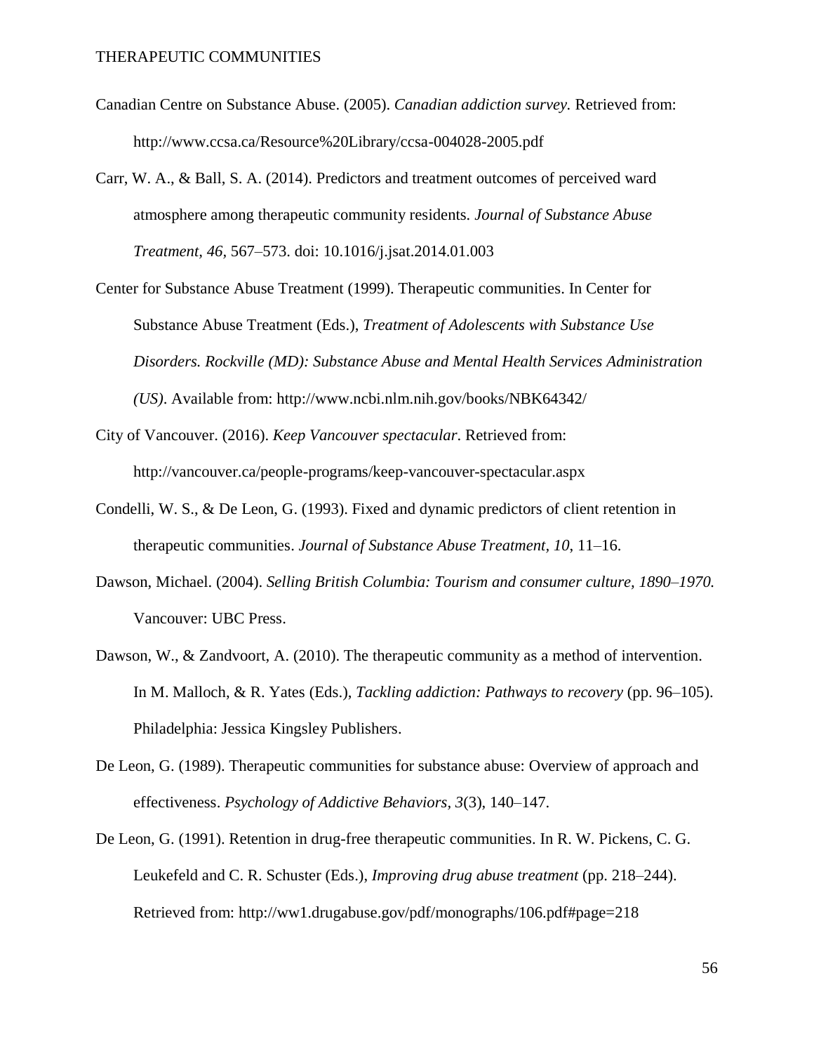Canadian Centre on Substance Abuse. (2005). *Canadian addiction survey.* Retrieved from: http://www.ccsa.ca/Resource%20Library/ccsa-004028-2005.pdf

Carr, W. A., & Ball, S. A. (2014). Predictors and treatment outcomes of perceived ward atmosphere among therapeutic community residents. *Journal of Substance Abuse Treatment, 46*, 567–573. doi: 10.1016/j.jsat.2014.01.003

Center for Substance Abuse Treatment (1999). Therapeutic communities. In Center for Substance Abuse Treatment (Eds.), *Treatment of Adolescents with Substance Use Disorders. Rockville (MD): Substance Abuse and Mental Health Services Administration (US)*. Available from: http://www.ncbi.nlm.nih.gov/books/NBK64342/

City of Vancouver. (2016). *Keep Vancouver spectacular*. Retrieved from: http://vancouver.ca/people-programs/keep-vancouver-spectacular.aspx

Condelli, W. S., & De Leon, G. (1993). Fixed and dynamic predictors of client retention in therapeutic communities. *Journal of Substance Abuse Treatment, 10*, 11–16.

Dawson, Michael. (2004). *Selling British Columbia: Tourism and consumer culture, 1890–1970.* Vancouver: UBC Press.

Dawson, W., & Zandvoort, A. (2010). The therapeutic community as a method of intervention. In M. Malloch, & R. Yates (Eds.), *Tackling addiction: Pathways to recovery* (pp. 96–105). Philadelphia: Jessica Kingsley Publishers.

De Leon, G. (1989). Therapeutic communities for substance abuse: Overview of approach and effectiveness. *Psychology of Addictive Behaviors, 3*(3), 140–147.

De Leon, G. (1991). Retention in drug-free therapeutic communities. In R. W. Pickens, C. G. Leukefeld and C. R. Schuster (Eds.), *Improving drug abuse treatment* (pp. 218–244). Retrieved from: http://ww1.drugabuse.gov/pdf/monographs/106.pdf#page=218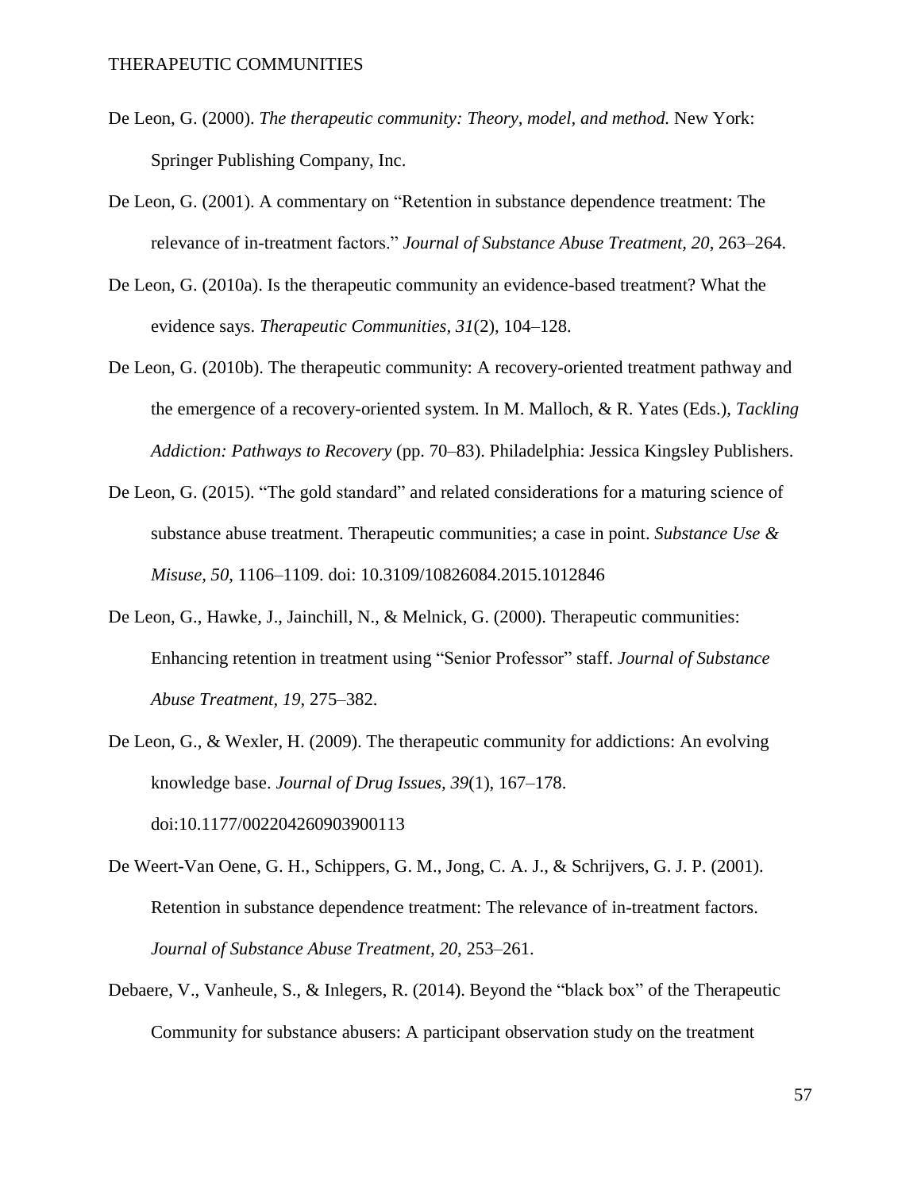De Leon, G. (2000). *The therapeutic community: Theory, model, and method.* New York: Springer Publishing Company, Inc.

De Leon, G. (2001). A commentary on "Retention in substance dependence treatment: The relevance of in-treatment factors." *Journal of Substance Abuse Treatment, 20*, 263–264.

De Leon, G. (2010a). Is the therapeutic community an evidence-based treatment? What the evidence says. *Therapeutic Communities, 31*(2), 104–128.

De Leon, G. (2010b). The therapeutic community: A recovery-oriented treatment pathway and the emergence of a recovery-oriented system. In M. Malloch, & R. Yates (Eds.), *Tackling Addiction: Pathways to Recovery* (pp. 70–83). Philadelphia: Jessica Kingsley Publishers.

De Leon, G. (2015). "The gold standard" and related considerations for a maturing science of substance abuse treatment. Therapeutic communities; a case in point. *Substance Use & Misuse, 50*, 1106–1109. doi: 10.3109/10826084.2015.1012846

De Leon, G., Hawke, J., Jainchill, N., & Melnick, G. (2000). Therapeutic communities: Enhancing retention in treatment using "Senior Professor" staff. *Journal of Substance Abuse Treatment, 19*, 275–382.

De Leon, G., & Wexler, H. (2009). The therapeutic community for addictions: An evolving knowledge base. *Journal of Drug Issues, 39*(1), 167–178. doi:10.1177/002204260903900113

De Weert-Van Oene, G. H., Schippers, G. M., Jong, C. A. J., & Schrijvers, G. J. P. (2001). Retention in substance dependence treatment: The relevance of in-treatment factors. *Journal of Substance Abuse Treatment, 20*, 253–261.

Debaere, V., Vanheule, S., & Inlegers, R. (2014). Beyond the "black box" of the Therapeutic Community for substance abusers: A participant observation study on the treatment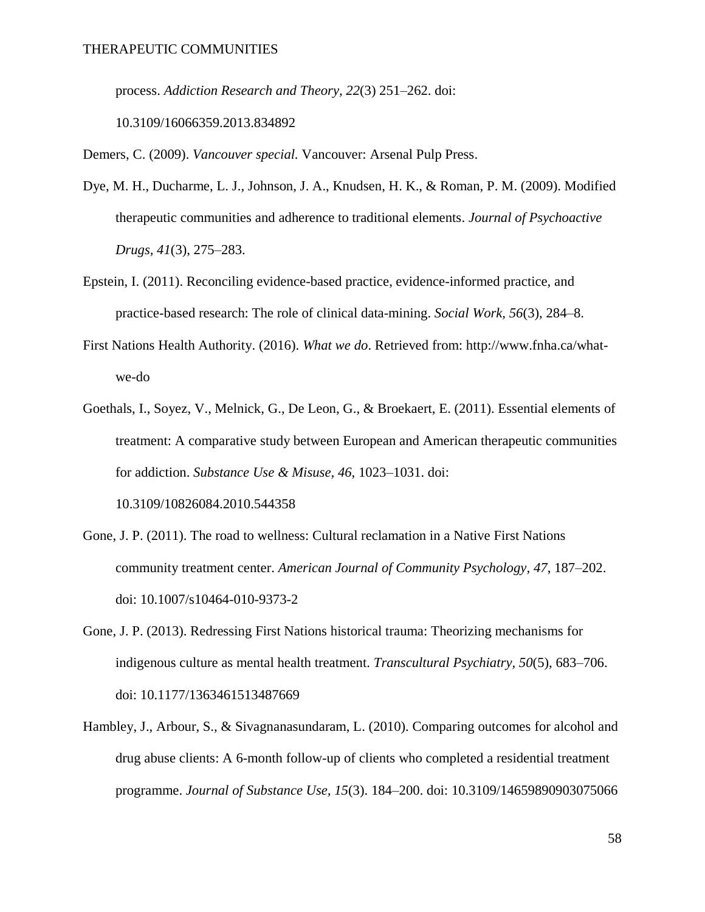process. *Addiction Research and Theory, 22*(3) 251–262. doi: 10.3109/16066359.2013.834892

Demers, C. (2009). *Vancouver special.* Vancouver: Arsenal Pulp Press.

Dye, M. H., Ducharme, L. J., Johnson, J. A., Knudsen, H. K., & Roman, P. M. (2009). Modified therapeutic communities and adherence to traditional elements. *Journal of Psychoactive Drugs, 41*(3), 275–283.

Epstein, I. (2011). Reconciling evidence-based practice, evidence-informed practice, and practice-based research: The role of clinical data-mining. *Social Work, 56*(3), 284–8.

First Nations Health Authority. (2016). *What we do*. Retrieved from: http://www.fnha.ca/what-we-do

Goethals, I., Soyez, V., Melnick, G., De Leon, G., & Broekaert, E. (2011). Essential elements of treatment: A comparative study between European and American therapeutic communities for addiction. *Substance Use & Misuse, 46*, 1023–1031. doi: 10.3109/10826084.2010.544358

Gone, J. P. (2011). The road to wellness: Cultural reclamation in a Native First Nations community treatment center. *American Journal of Community Psychology, 47*, 187–202. doi: 10.1007/s10464-010-9373-2

Gone, J. P. (2013). Redressing First Nations historical trauma: Theorizing mechanisms for indigenous culture as mental health treatment. *Transcultural Psychiatry, 50*(5), 683–706. doi: 10.1177/1363461513487669

Hambley, J., Arbour, S., & Sivagnanasundaram, L. (2010). Comparing outcomes for alcohol and drug abuse clients: A 6-month follow-up of clients who completed a residential treatment programme. *Journal of Substance Use, 15*(3). 184–200. doi: 10.3109/14659890903075066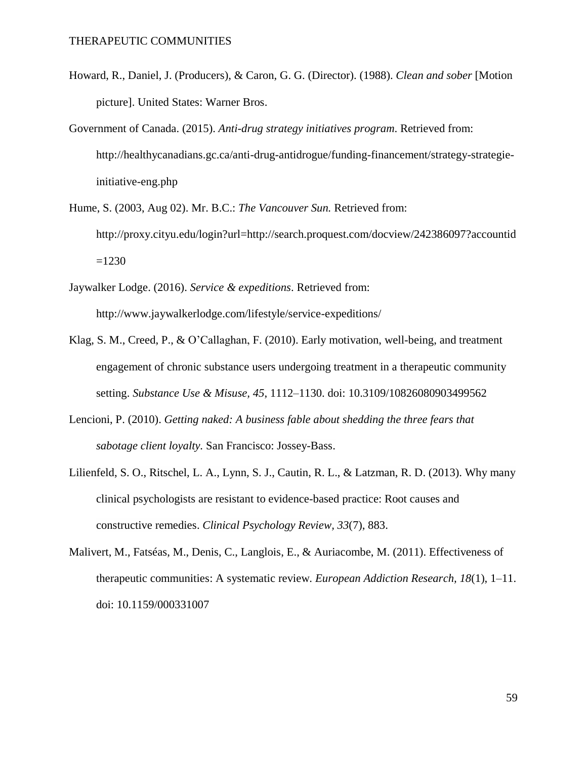Howard, R., Daniel, J. (Producers), & Caron, G. G. (Director). (1988). *Clean and sober* [Motion picture]. United States: Warner Bros.

Government of Canada. (2015). *Anti-drug strategy initiatives program*. Retrieved from: http://healthycanadians.gc.ca/anti-drug-antidrogue/funding-financement/strategy-strategie-initiative-eng.php

Hume, S. (2003, Aug 02). Mr. B.C.: *The Vancouver Sun.* Retrieved from: http://proxy.cityu.edu/login?url=http://search.proquest.com/docview/242386097?accountid=1230

Jaywalker Lodge. (2016). *Service & expeditions*. Retrieved from: http://www.jaywalkerlodge.com/lifestyle/service-expeditions/

Klag, S. M., Creed, P., & O'Callaghan, F. (2010). Early motivation, well-being, and treatment engagement of chronic substance users undergoing treatment in a therapeutic community setting. *Substance Use & Misuse, 45*, 1112–1130. doi: 10.3109/10826080903499562

Lencioni, P. (2010). *Getting naked: A business fable about shedding the three fears that sabotage client loyalty.* San Francisco: Jossey-Bass.

Lilienfeld, S. O., Ritschel, L. A., Lynn, S. J., Cautin, R. L., & Latzman, R. D. (2013). Why many clinical psychologists are resistant to evidence-based practice: Root causes and constructive remedies. *Clinical Psychology Review*, *33*(7), 883.

Malivert, M., Fatséas, M., Denis, C., Langlois, E., & Auriacombe, M. (2011). Effectiveness of therapeutic communities: A systematic review. *European Addiction Research, 18*(1), 1–11. doi: 10.1159/000331007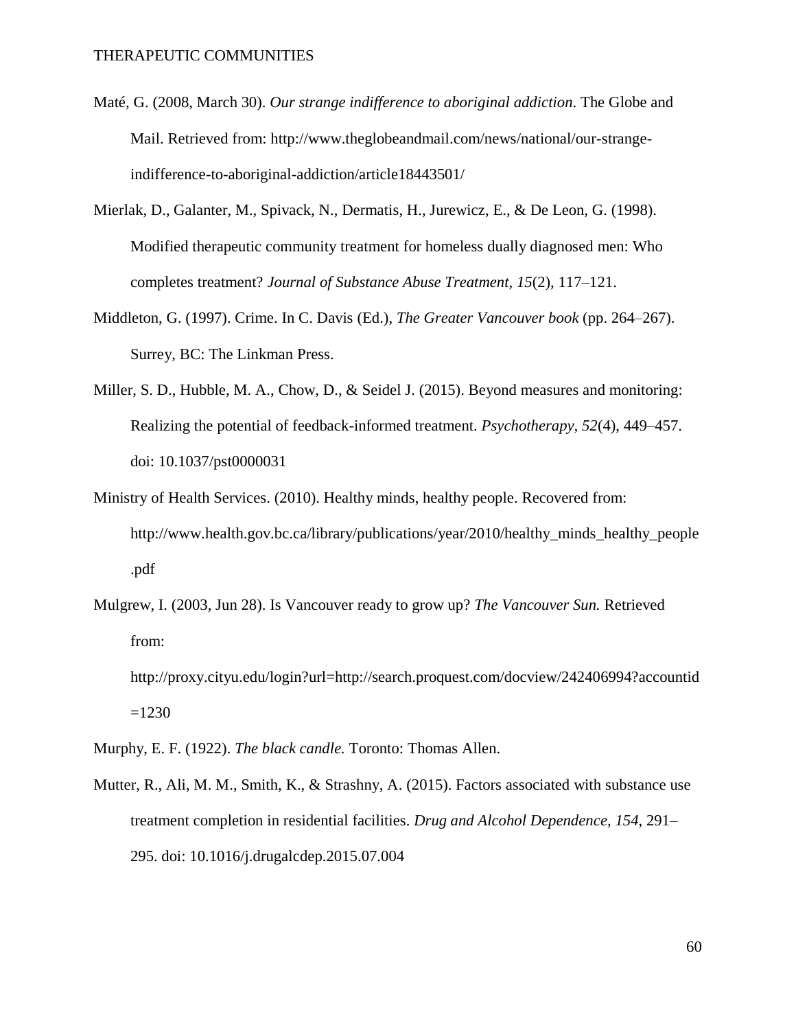Maté, G. (2008, March 30). *Our strange indifference to aboriginal addiction*. The Globe and Mail. Retrieved from: http://www.theglobeandmail.com/news/national/our-strange-indifference-to-aboriginal-addiction/article18443501/

Mierlak, D., Galanter, M., Spivack, N., Dermatis, H., Jurewicz, E., & De Leon, G. (1998). Modified therapeutic community treatment for homeless dually diagnosed men: Who completes treatment? *Journal of Substance Abuse Treatment*, *15*(2), 117–121.

Middleton, G. (1997). Crime. In C. Davis (Ed.), *The Greater Vancouver book* (pp. 264–267). Surrey, BC: The Linkman Press.

Miller, S. D., Hubble, M. A., Chow, D., & Seidel J. (2015). Beyond measures and monitoring: Realizing the potential of feedback-informed treatment. *Psychotherapy, 52*(4), 449–457. doi: 10.1037/pst0000031

Ministry of Health Services. (2010). Healthy minds, healthy people. Recovered from: http://www.health.gov.bc.ca/library/publications/year/2010/healthy_minds_healthy_people.pdf

Mulgrew, I. (2003, Jun 28). Is Vancouver ready to grow up? *The Vancouver Sun.* Retrieved from: http://proxy.cityu.edu/login?url=http://search.proquest.com/docview/242406994?accountid=1230

Murphy, E. F. (1922). *The black candle.* Toronto: Thomas Allen.

Mutter, R., Ali, M. M., Smith, K., & Strashny, A. (2015). Factors associated with substance use treatment completion in residential facilities. *Drug and Alcohol Dependence*, *154*, 291–295. doi: 10.1016/j.drugalcdep.2015.07.004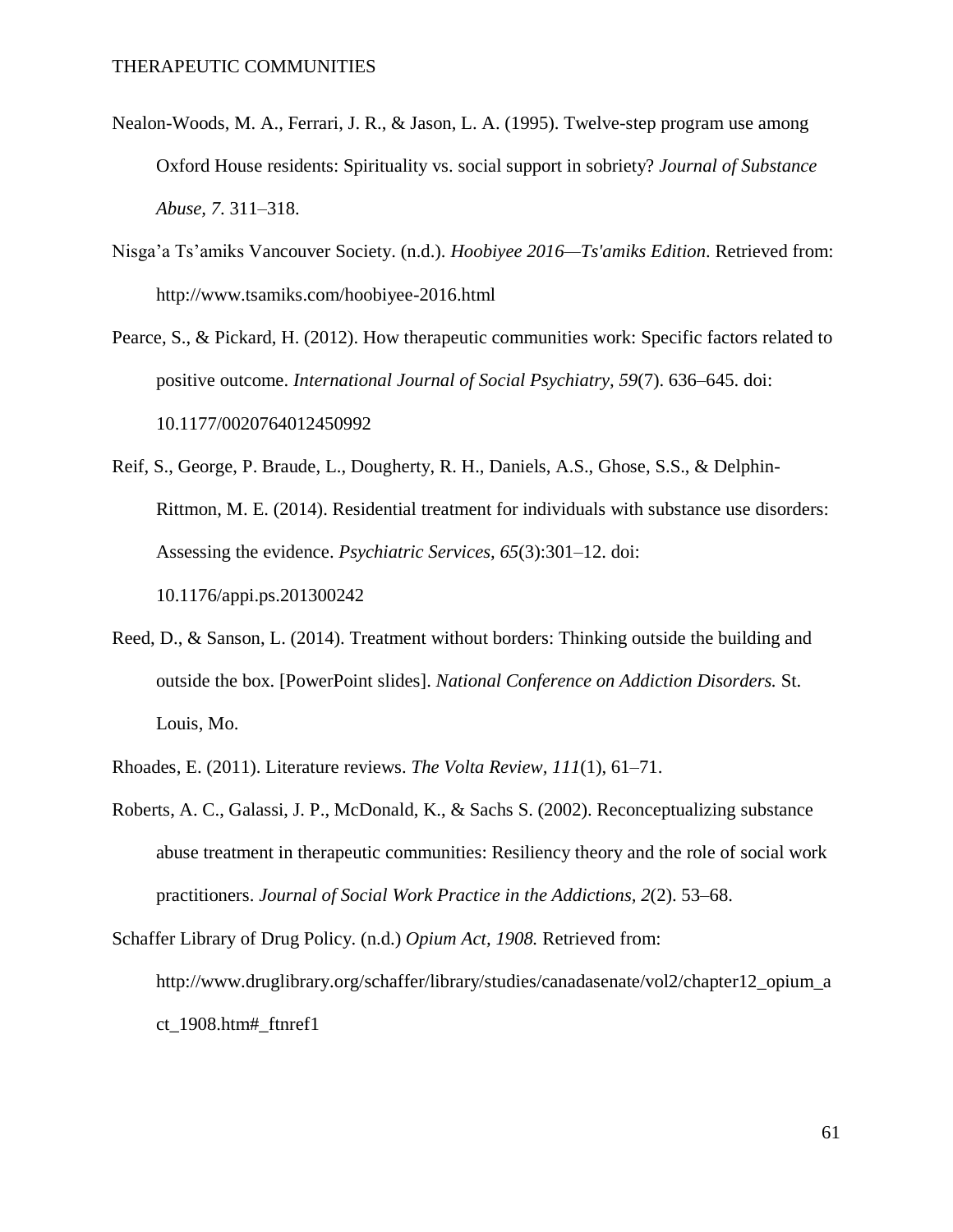Nealon-Woods, M. A., Ferrari, J. R., & Jason, L. A. (1995). Twelve-step program use among Oxford House residents: Spirituality vs. social support in sobriety? *Journal of Substance Abuse, 7*. 311–318.

Nisga'a Ts'amiks Vancouver Society. (n.d.). *Hoobiyee 2016—Ts'amiks Edition*. Retrieved from: http://www.tsamiks.com/hoobiyee-2016.html

Pearce, S., & Pickard, H. (2012). How therapeutic communities work: Specific factors related to positive outcome. *International Journal of Social Psychiatry, 59*(7). 636–645. doi: 10.1177/0020764012450992

Reif, S., George, P. Braude, L., Dougherty, R. H., Daniels, A.S., Ghose, S.S., & Delphin-Rittmon, M. E. (2014). Residential treatment for individuals with substance use disorders: Assessing the evidence. *Psychiatric Services, 65*(3):301–12. doi: 10.1176/appi.ps.201300242

Reed, D., & Sanson, L. (2014). Treatment without borders: Thinking outside the building and outside the box. [PowerPoint slides]. *National Conference on Addiction Disorders.* St. Louis, Mo.

Rhoades, E. (2011). Literature reviews. *The Volta Review, 111*(1), 61–71.

Roberts, A. C., Galassi, J. P., McDonald, K., & Sachs S. (2002). Reconceptualizing substance abuse treatment in therapeutic communities: Resiliency theory and the role of social work practitioners. *Journal of Social Work Practice in the Addictions, 2*(2). 53–68.

Schaffer Library of Drug Policy. (n.d.) *Opium Act, 1908.* Retrieved from: http://www.druglibrary.org/schaffer/library/studies/canadasenate/vol2/chapter12_opium_act_1908.htm#_ftnref1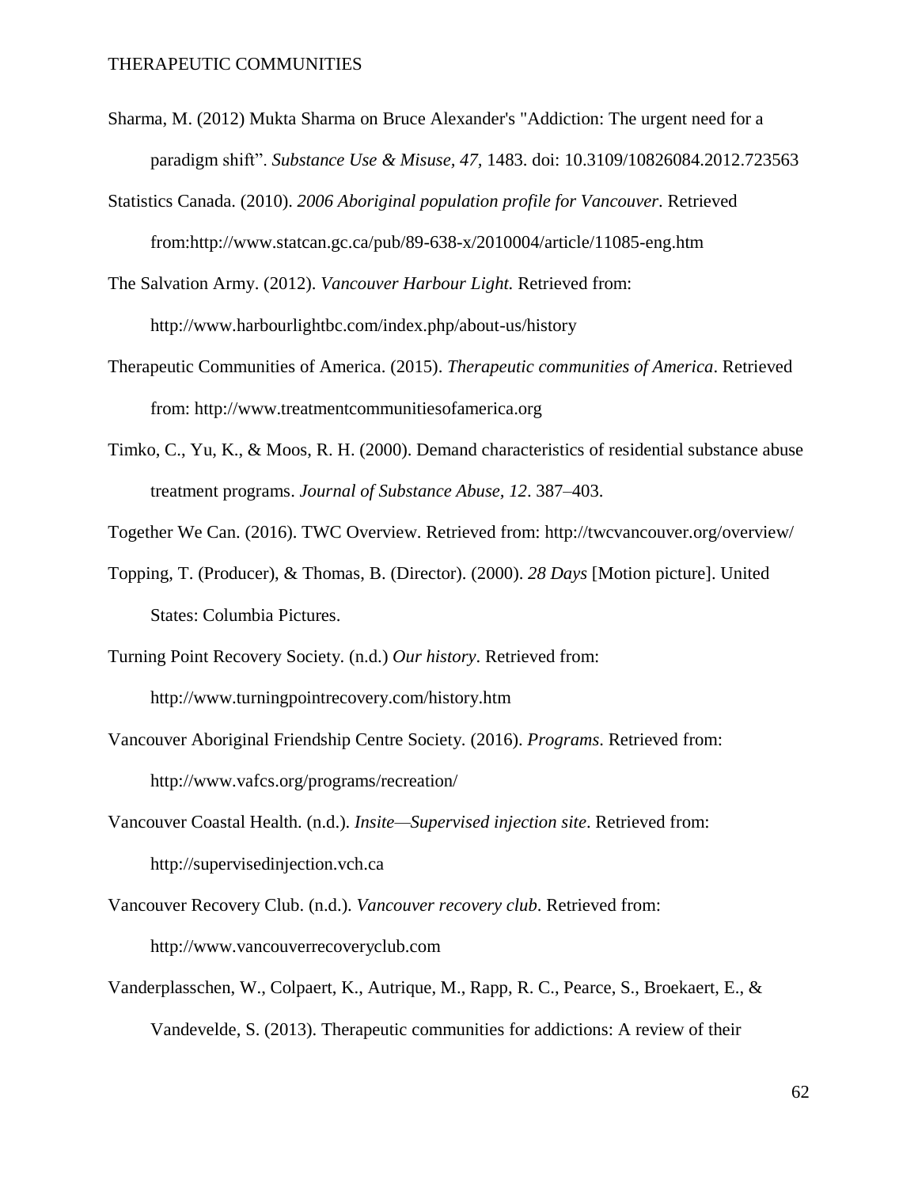Sharma, M. (2012) Mukta Sharma on Bruce Alexander's "Addiction: The urgent need for a paradigm shift". *Substance Use & Misuse, 47*, 1483. doi: 10.3109/10826084.2012.723563

Statistics Canada. (2010). *2006 Aboriginal population profile for Vancouver*. Retrieved from:http://www.statcan.gc.ca/pub/89-638-x/2010004/article/11085-eng.htm

The Salvation Army. (2012). *Vancouver Harbour Light.* Retrieved from: http://www.harbourlightbc.com/index.php/about-us/history

Therapeutic Communities of America. (2015). *Therapeutic communities of America*. Retrieved from: http://www.treatmentcommunitiesofamerica.org

Timko, C., Yu, K., & Moos, R. H. (2000). Demand characteristics of residential substance abuse treatment programs. *Journal of Substance Abuse, 12*. 387–403.

Together We Can. (2016). TWC Overview. Retrieved from: http://twcvancouver.org/overview/

Topping, T. (Producer), & Thomas, B. (Director). (2000). *28 Days* [Motion picture]. United States: Columbia Pictures.

Turning Point Recovery Society. (n.d.) *Our history*. Retrieved from: http://www.turningpointrecovery.com/history.htm

Vancouver Aboriginal Friendship Centre Society. (2016). *Programs*. Retrieved from: http://www.vafcs.org/programs/recreation/

Vancouver Coastal Health. (n.d.). *Insite—Supervised injection site*. Retrieved from: http://supervisedinjection.vch.ca

Vancouver Recovery Club. (n.d.). *Vancouver recovery club*. Retrieved from: http://www.vancouverrecoveryclub.com

Vanderplasschen, W., Colpaert, K., Autrique, M., Rapp, R. C., Pearce, S., Broekaert, E., & Vandevelde, S. (2013). Therapeutic communities for addictions: A review of their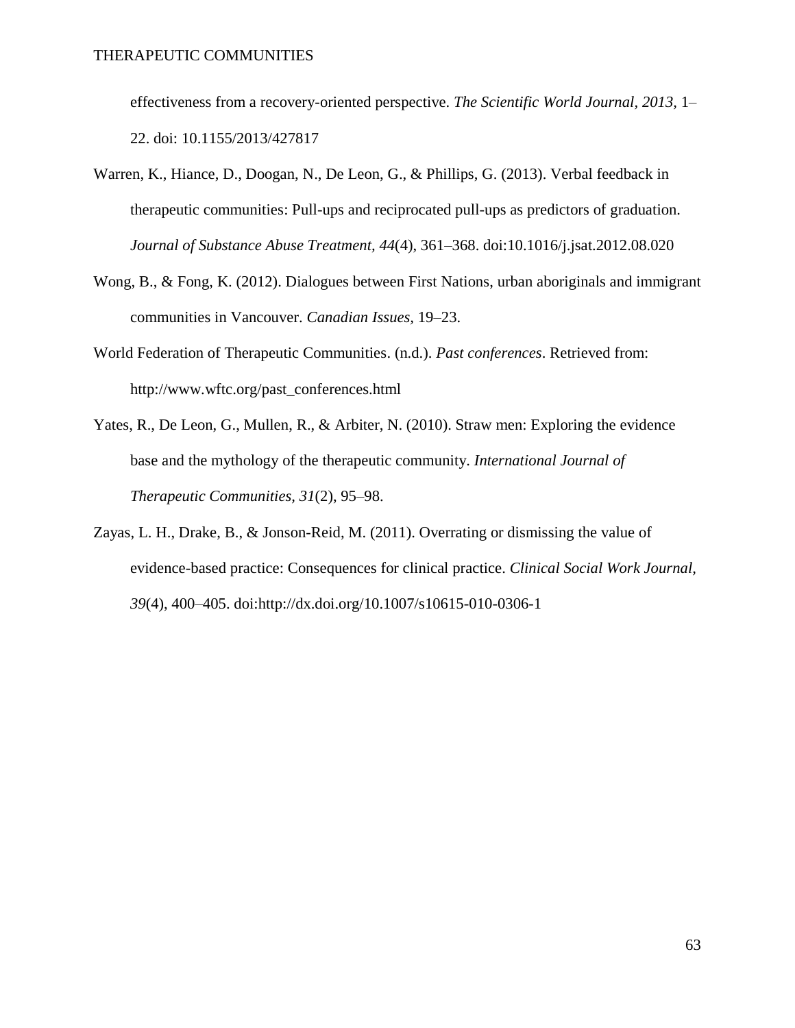effectiveness from a recovery-oriented perspective. *The Scientific World Journal, 2013,* 1–22. doi: 10.1155/2013/427817

Warren, K., Hiance, D., Doogan, N., De Leon, G., & Phillips, G. (2013). Verbal feedback in therapeutic communities: Pull-ups and reciprocated pull-ups as predictors of graduation. *Journal of Substance Abuse Treatment*, *44*(4), 361–368. doi:10.1016/j.jsat.2012.08.020

Wong, B., & Fong, K. (2012). Dialogues between First Nations, urban aboriginals and immigrant communities in Vancouver. *Canadian Issues,* 19–23.

World Federation of Therapeutic Communities. (n.d.). *Past conferences*. Retrieved from: http://www.wftc.org/past_conferences.html

Yates, R., De Leon, G., Mullen, R., & Arbiter, N. (2010). Straw men: Exploring the evidence base and the mythology of the therapeutic community. *International Journal of Therapeutic Communities*, *31*(2), 95–98.

Zayas, L. H., Drake, B., & Jonson-Reid, M. (2011). Overrating or dismissing the value of evidence-based practice: Consequences for clinical practice. *Clinical Social Work Journal*, *39*(4), 400–405. doi:http://dx.doi.org/10.1007/s10615-010-0306-1